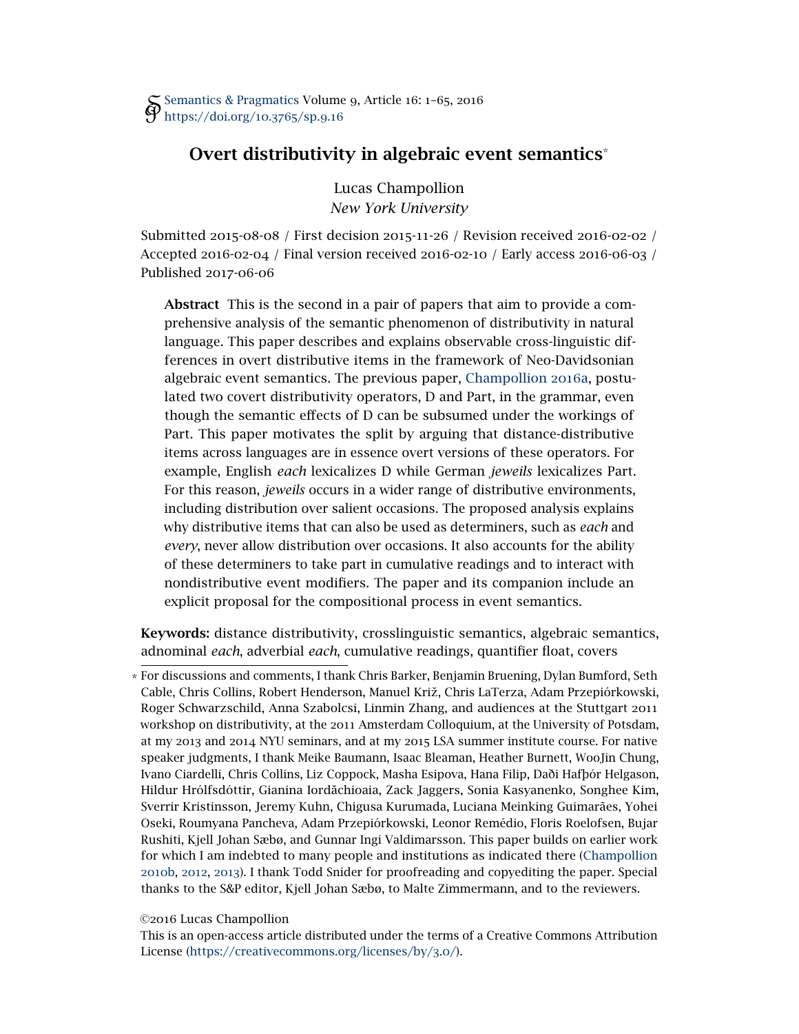Semantics & Pragmatics Volume 9, Article 16: 1–65, 2016
https://doi.org/10.3765/sp.9.16

# Overt distributivity in algebraic event semantics*

Lucas Champollion
*New York University*

Submitted 2015-08-08 / First decision 2015-11-26 / Revision received 2016-02-02 / Accepted 2016-02-04 / Final version received 2016-02-10 / Early access 2016-06-03 / Published 2017-06-06

**Abstract** This is the second in a pair of papers that aim to provide a comprehensive analysis of the semantic phenomenon of distributivity in natural language. This paper describes and explains observable cross-linguistic differences in overt distributive items in the framework of Neo-Davidsonian algebraic event semantics. The previous paper, Champollion 2016a, postulated two covert distributivity operators, D and Part, in the grammar, even though the semantic effects of D can be subsumed under the workings of Part. This paper motivates the split by arguing that distance-distributive items across languages are in essence overt versions of these operators. For example, English *each* lexicalizes D while German *jeweils* lexicalizes Part. For this reason, *jeweils* occurs in a wider range of distributive environments, including distribution over salient occasions. The proposed analysis explains why distributive items that can also be used as determiners, such as *each* and *every*, never allow distribution over occasions. It also accounts for the ability of these determiners to take part in cumulative readings and to interact with nondistributive event modifiers. The paper and its companion include an explicit proposal for the compositional process in event semantics.

**Keywords:** distance distributivity, crosslinguistic semantics, algebraic semantics, adnominal *each*, adverbial *each*, cumulative readings, quantifier float, covers

\* For discussions and comments, I thank Chris Barker, Benjamin Bruening, Dylan Bumford, Seth Cable, Chris Collins, Robert Henderson, Manuel Križ, Chris LaTerza, Adam Przepiórkowski, Roger Schwarzschild, Anna Szabolcsi, Linmin Zhang, and audiences at the Stuttgart 2011 workshop on distributivity, at the 2011 Amsterdam Colloquium, at the University of Potsdam, at my 2013 and 2014 NYU seminars, and at my 2015 LSA summer institute course. For native speaker judgments, I thank Meike Baumann, Isaac Bleaman, Heather Burnett, WooJin Chung, Ivano Ciardelli, Chris Collins, Liz Coppock, Masha Esipova, Hana Filip, Daði Hafþór Helgason, Hildur Hrólfsdóttir, Gianina Iordăchioaia, Zack Jaggers, Sonia Kasyanenko, Songhee Kim, Sverrir Kristinsson, Jeremy Kuhn, Chigusa Kurumada, Luciana Meinking Guimarães, Yohei Oseki, Roumyana Pancheva, Adam Przepiórkowski, Leonor Remédio, Floris Roelofsen, Bujar Rushiti, Kjell Johan Sæbø, and Gunnar Ingi Valdimarsson. This paper builds on earlier work for which I am indebted to many people and institutions as indicated there (Champollion 2010b, 2012, 2013). I thank Todd Snider for proofreading and copyediting the paper. Special thanks to the S&P editor, Kjell Johan Sæbø, to Malte Zimmermann, and to the reviewers.

©2016 Lucas Champollion
This is an open-access article distributed under the terms of a Creative Commons Attribution License (https://creativecommons.org/licenses/by/3.0/).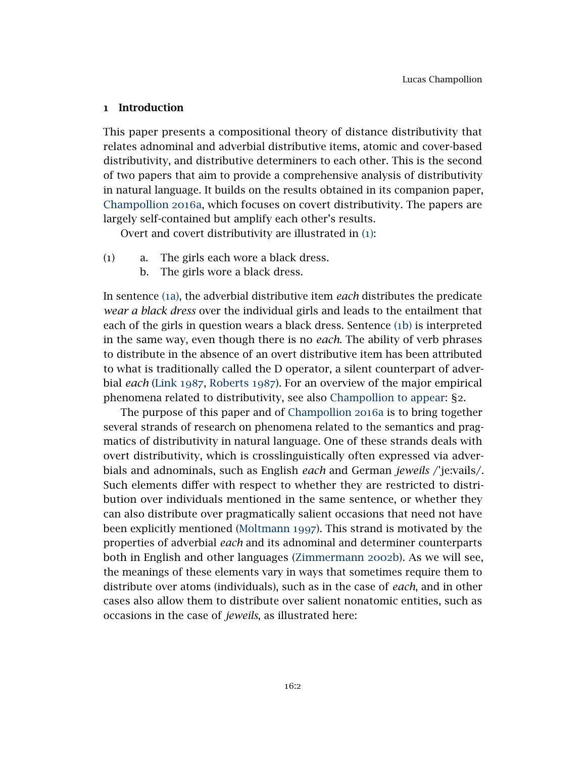## 1 Introduction

This paper presents a compositional theory of distance distributivity that relates adnominal and adverbial distributive items, atomic and cover-based distributivity, and distributive determiners to each other. This is the second of two papers that aim to provide a comprehensive analysis of distributivity in natural language. It builds on the results obtained in its companion paper, Champollion 2016a, which focuses on covert distributivity. The papers are largely self-contained but amplify each other's results.

Overt and covert distributivity are illustrated in (1):

(1) a. The girls each wore a black dress.
 b. The girls wore a black dress.

In sentence (1a), the adverbial distributive item *each* distributes the predicate *wear a black dress* over the individual girls and leads to the entailment that each of the girls in question wears a black dress. Sentence (1b) is interpreted in the same way, even though there is no *each*. The ability of verb phrases to distribute in the absence of an overt distributive item has been attributed to what is traditionally called the D operator, a silent counterpart of adverbial *each* (Link 1987, Roberts 1987). For an overview of the major empirical phenomena related to distributivity, see also Champollion to appear: §2.

The purpose of this paper and of Champollion 2016a is to bring together several strands of research on phenomena related to the semantics and pragmatics of distributivity in natural language. One of these strands deals with overt distributivity, which is crosslinguistically often expressed via adverbials and adnominals, such as English *each* and German *jeweils* /ˈjeːvails/. Such elements differ with respect to whether they are restricted to distribution over individuals mentioned in the same sentence, or whether they can also distribute over pragmatically salient occasions that need not have been explicitly mentioned (Moltmann 1997). This strand is motivated by the properties of adverbial *each* and its adnominal and determiner counterparts both in English and other languages (Zimmermann 2002b). As we will see, the meanings of these elements vary in ways that sometimes require them to distribute over atoms (individuals), such as in the case of *each*, and in other cases also allow them to distribute over salient nonatomic entities, such as occasions in the case of *jeweils*, as illustrated here: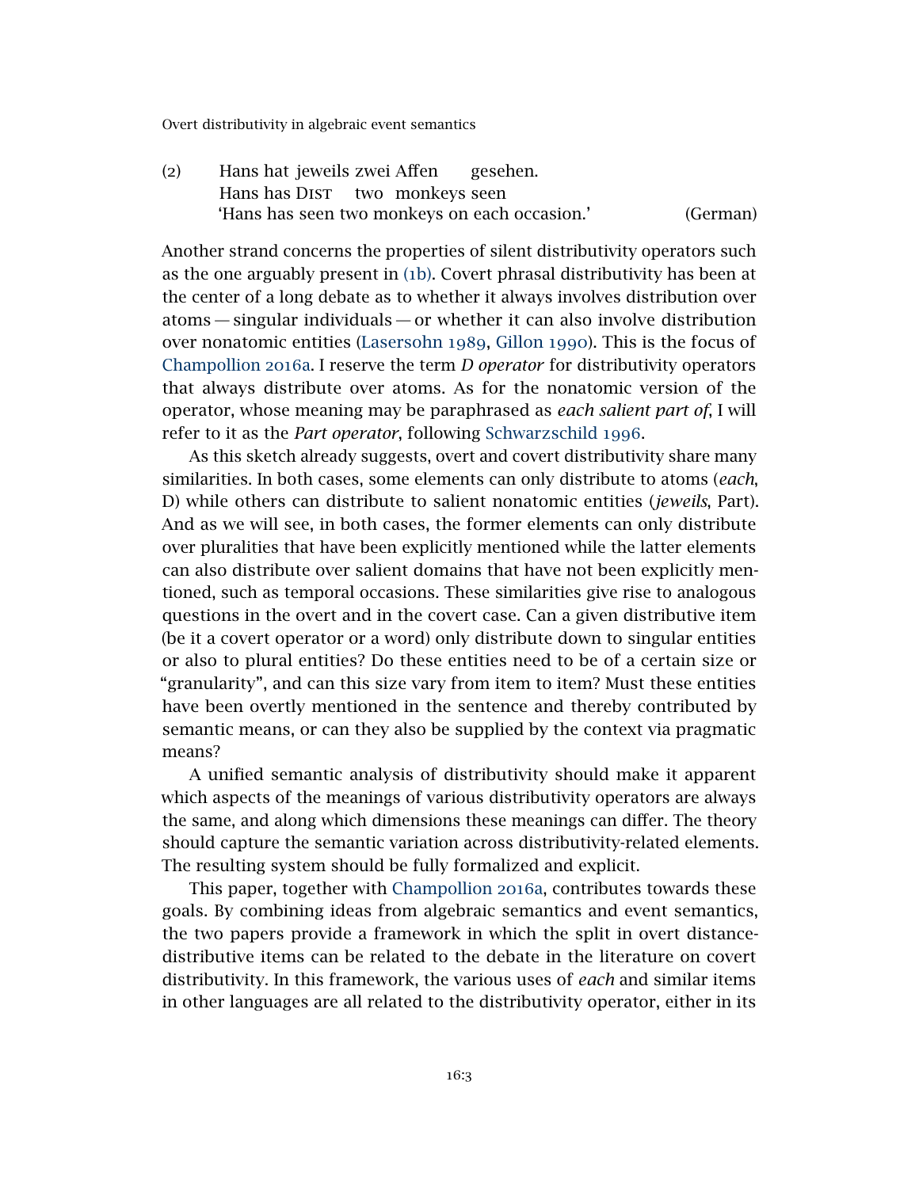(2) Hans hat jeweils zwei Affen gesehen.
    Hans has DIST two monkeys seen
    'Hans has seen two monkeys on each occasion.' (German)

Another strand concerns the properties of silent distributivity operators such as the one arguably present in (1b). Covert phrasal distributivity has been at the center of a long debate as to whether it always involves distribution over atoms — singular individuals — or whether it can also involve distribution over nonatomic entities (Lasersohn 1989, Gillon 1990). This is the focus of Champollion 2016a. I reserve the term *D operator* for distributivity operators that always distribute over atoms. As for the nonatomic version of the operator, whose meaning may be paraphrased as *each salient part of*, I will refer to it as the *Part operator*, following Schwarzschild 1996.

As this sketch already suggests, overt and covert distributivity share many similarities. In both cases, some elements can only distribute to atoms (*each*, D) while others can distribute to salient nonatomic entities (*jeweils*, Part). And as we will see, in both cases, the former elements can only distribute over pluralities that have been explicitly mentioned while the latter elements can also distribute over salient domains that have not been explicitly mentioned, such as temporal occasions. These similarities give rise to analogous questions in the overt and in the covert case. Can a given distributive item (be it a covert operator or a word) only distribute down to singular entities or also to plural entities? Do these entities need to be of a certain size or "granularity", and can this size vary from item to item? Must these entities have been overtly mentioned in the sentence and thereby contributed by semantic means, or can they also be supplied by the context via pragmatic means?

A unified semantic analysis of distributivity should make it apparent which aspects of the meanings of various distributivity operators are always the same, and along which dimensions these meanings can differ. The theory should capture the semantic variation across distributivity-related elements. The resulting system should be fully formalized and explicit.

This paper, together with Champollion 2016a, contributes towards these goals. By combining ideas from algebraic semantics and event semantics, the two papers provide a framework in which the split in overt distance-distributive items can be related to the debate in the literature on covert distributivity. In this framework, the various uses of *each* and similar items in other languages are all related to the distributivity operator, either in its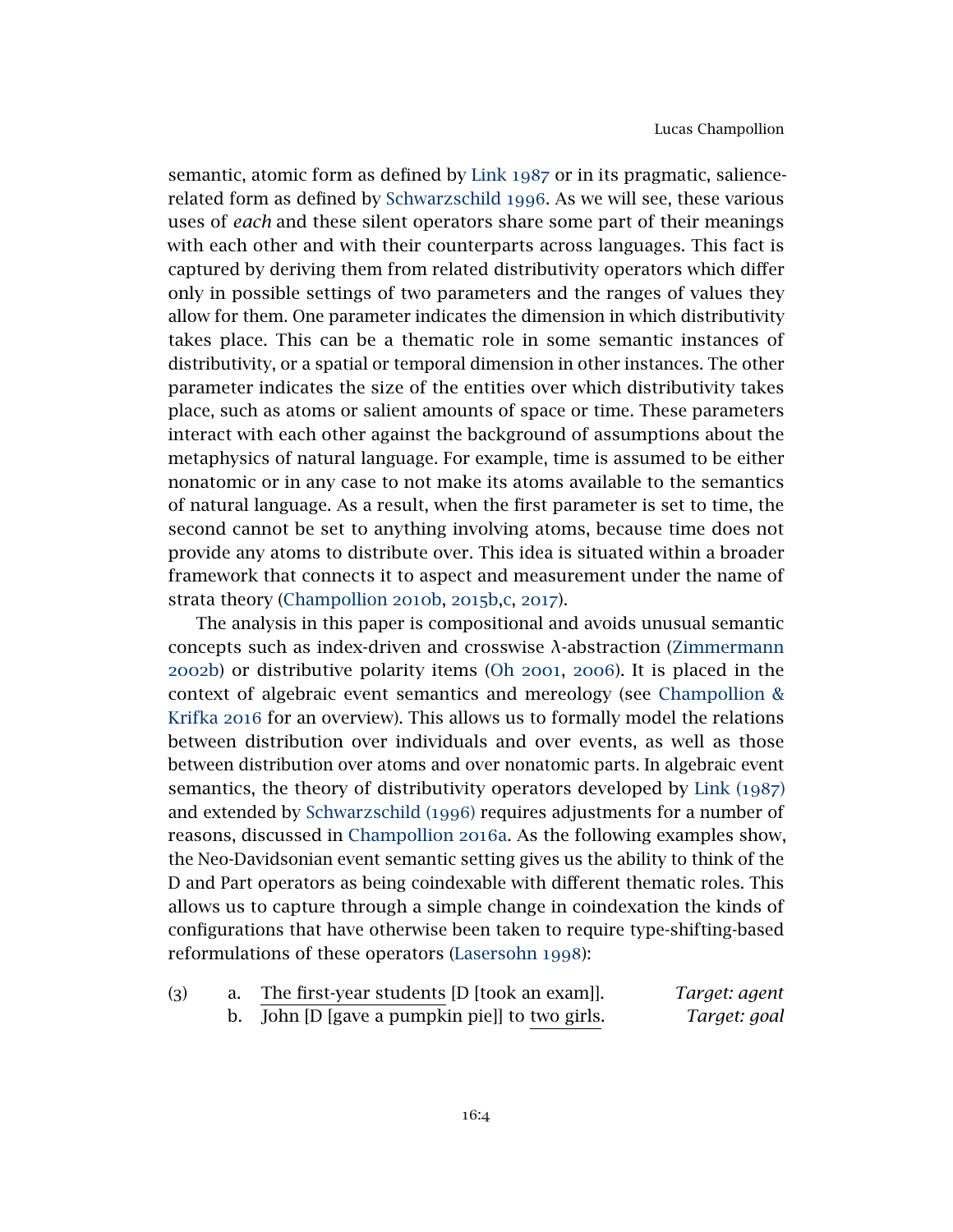semantic, atomic form as defined by Link 1987 or in its pragmatic, salience-related form as defined by Schwarzschild 1996. As we will see, these various uses of *each* and these silent operators share some part of their meanings with each other and with their counterparts across languages. This fact is captured by deriving them from related distributivity operators which differ only in possible settings of two parameters and the ranges of values they allow for them. One parameter indicates the dimension in which distributivity takes place. This can be a thematic role in some semantic instances of distributivity, or a spatial or temporal dimension in other instances. The other parameter indicates the size of the entities over which distributivity takes place, such as atoms or salient amounts of space or time. These parameters interact with each other against the background of assumptions about the metaphysics of natural language. For example, time is assumed to be either nonatomic or in any case to not make its atoms available to the semantics of natural language. As a result, when the first parameter is set to time, the second cannot be set to anything involving atoms, because time does not provide any atoms to distribute over. This idea is situated within a broader framework that connects it to aspect and measurement under the name of strata theory (Champollion 2010b, 2015b,c, 2017).

The analysis in this paper is compositional and avoids unusual semantic concepts such as index-driven and crosswise λ-abstraction (Zimmermann 2002b) or distributive polarity items (Oh 2001, 2006). It is placed in the context of algebraic event semantics and mereology (see Champollion & Krifka 2016 for an overview). This allows us to formally model the relations between distribution over individuals and over events, as well as those between distribution over atoms and over nonatomic parts. In algebraic event semantics, the theory of distributivity operators developed by Link (1987) and extended by Schwarzschild (1996) requires adjustments for a number of reasons, discussed in Champollion 2016a. As the following examples show, the Neo-Davidsonian event semantic setting gives us the ability to think of the D and Part operators as being coindexable with different thematic roles. This allows us to capture through a simple change in coindexation the kinds of configurations that have otherwise been taken to require type-shifting-based reformulations of these operators (Lasersohn 1998):

(3) a. The first-year students [D [took an exam]]. *Target: agent*

b. John [D [gave a pumpkin pie]] to two girls. *Target: goal*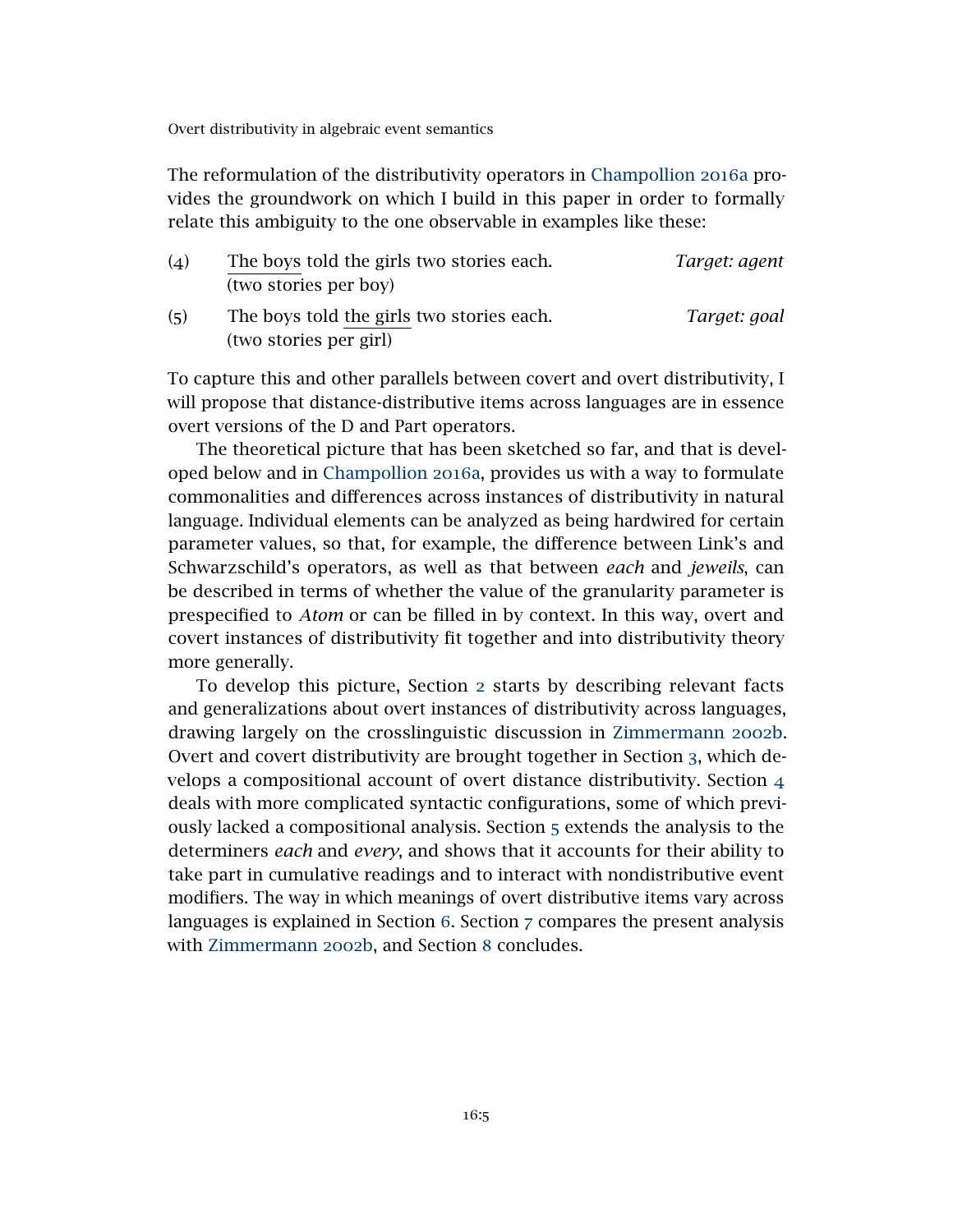The reformulation of the distributivity operators in Champollion 2016a provides the groundwork on which I build in this paper in order to formally relate this ambiguity to the one observable in examples like these:

(4) <u>The boys</u> told the girls two stories each. *Target: agent*
(two stories per boy)

(5) The boys told <u>the girls</u> two stories each. *Target: goal*
(two stories per girl)

To capture this and other parallels between covert and overt distributivity, I will propose that distance-distributive items across languages are in essence overt versions of the D and Part operators.

The theoretical picture that has been sketched so far, and that is developed below and in Champollion 2016a, provides us with a way to formulate commonalities and differences across instances of distributivity in natural language. Individual elements can be analyzed as being hardwired for certain parameter values, so that, for example, the difference between Link's and Schwarzschild's operators, as well as that between *each* and *jeweils*, can be described in terms of whether the value of the granularity parameter is prespecified to *Atom* or can be filled in by context. In this way, overt and covert instances of distributivity fit together and into distributivity theory more generally.

To develop this picture, Section 2 starts by describing relevant facts and generalizations about overt instances of distributivity across languages, drawing largely on the crosslinguistic discussion in Zimmermann 2002b. Overt and covert distributivity are brought together in Section 3, which develops a compositional account of overt distance distributivity. Section 4 deals with more complicated syntactic configurations, some of which previously lacked a compositional analysis. Section 5 extends the analysis to the determiners *each* and *every*, and shows that it accounts for their ability to take part in cumulative readings and to interact with nondistributive event modifiers. The way in which meanings of overt distributive items vary across languages is explained in Section 6. Section 7 compares the present analysis with Zimmermann 2002b, and Section 8 concludes.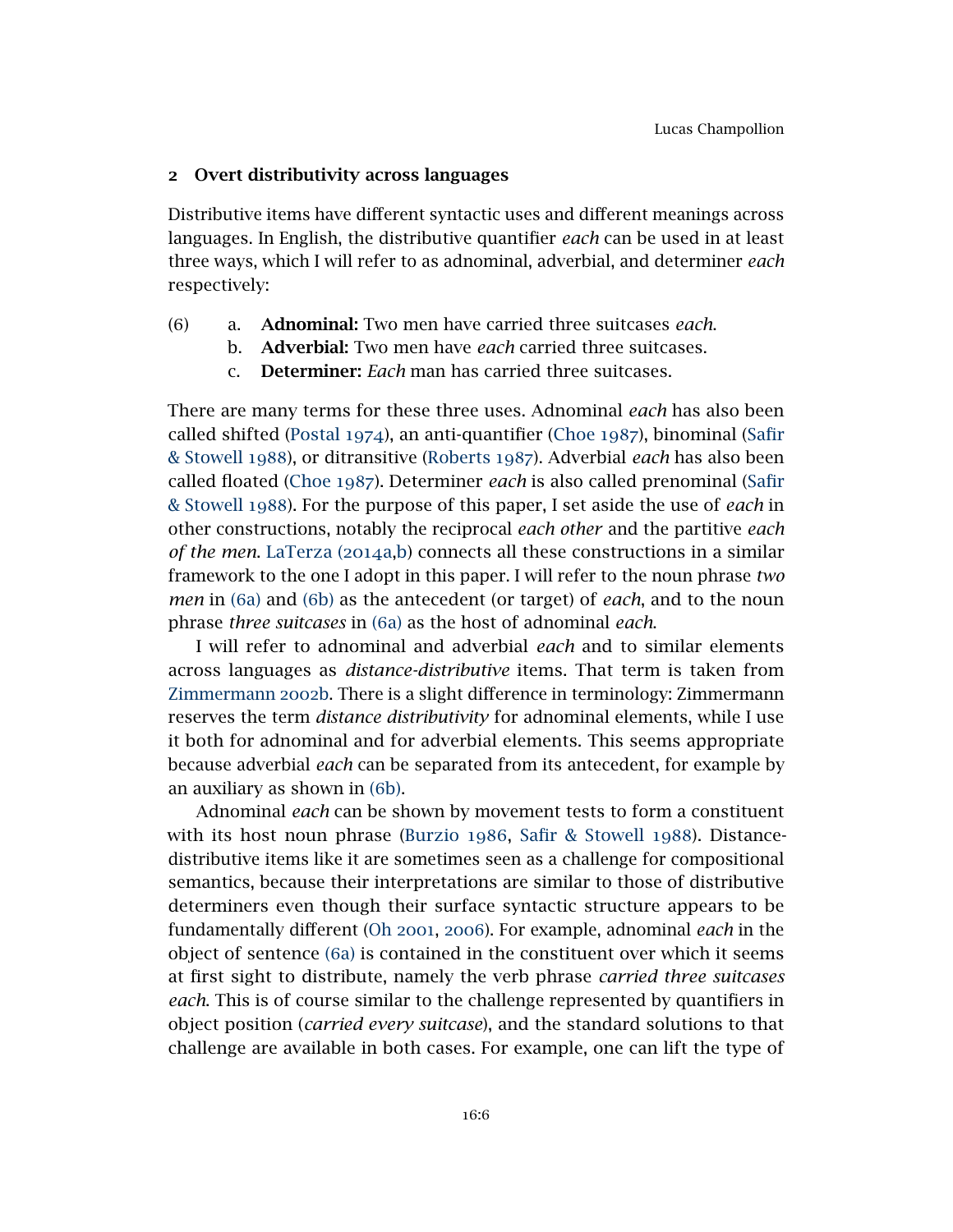## 2 Overt distributivity across languages

Distributive items have different syntactic uses and different meanings across languages. In English, the distributive quantifier *each* can be used in at least three ways, which I will refer to as adnominal, adverbial, and determiner *each* respectively:

(6) a. **Adnominal:** Two men have carried three suitcases *each*.
 b. **Adverbial:** Two men have *each* carried three suitcases.
 c. **Determiner:** *Each* man has carried three suitcases.

There are many terms for these three uses. Adnominal *each* has also been called shifted (Postal 1974), an anti-quantifier (Choe 1987), binominal (Safir & Stowell 1988), or ditransitive (Roberts 1987). Adverbial *each* has also been called floated (Choe 1987). Determiner *each* is also called prenominal (Safir & Stowell 1988). For the purpose of this paper, I set aside the use of *each* in other constructions, notably the reciprocal *each other* and the partitive *each of the men*. LaTerza (2014a,b) connects all these constructions in a similar framework to the one I adopt in this paper. I will refer to the noun phrase *two men* in (6a) and (6b) as the antecedent (or target) of *each*, and to the noun phrase *three suitcases* in (6a) as the host of adnominal *each*.

I will refer to adnominal and adverbial *each* and to similar elements across languages as *distance-distributive* items. That term is taken from Zimmermann 2002b. There is a slight difference in terminology: Zimmermann reserves the term *distance distributivity* for adnominal elements, while I use it both for adnominal and for adverbial elements. This seems appropriate because adverbial *each* can be separated from its antecedent, for example by an auxiliary as shown in (6b).

Adnominal *each* can be shown by movement tests to form a constituent with its host noun phrase (Burzio 1986, Safir & Stowell 1988). Distance-distributive items like it are sometimes seen as a challenge for compositional semantics, because their interpretations are similar to those of distributive determiners even though their surface syntactic structure appears to be fundamentally different (Oh 2001, 2006). For example, adnominal *each* in the object of sentence (6a) is contained in the constituent over which it seems at first sight to distribute, namely the verb phrase *carried three suitcases each*. This is of course similar to the challenge represented by quantifiers in object position (*carried every suitcase*), and the standard solutions to that challenge are available in both cases. For example, one can lift the type of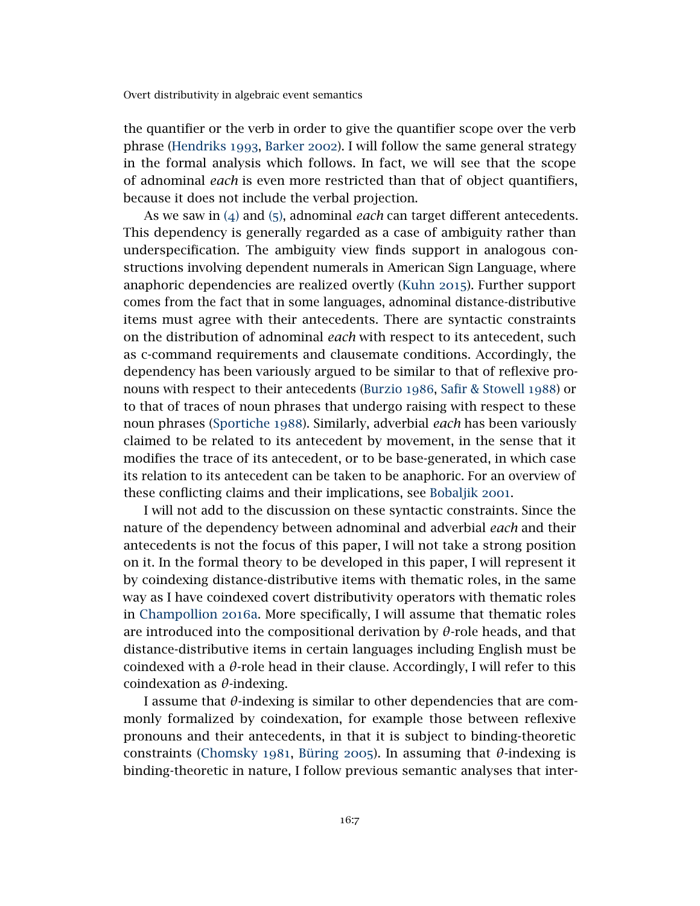the quantifier or the verb in order to give the quantifier scope over the verb phrase (Hendriks 1993, Barker 2002). I will follow the same general strategy in the formal analysis which follows. In fact, we will see that the scope of adnominal *each* is even more restricted than that of object quantifiers, because it does not include the verbal projection.

As we saw in (4) and (5), adnominal *each* can target different antecedents. This dependency is generally regarded as a case of ambiguity rather than underspecification. The ambiguity view finds support in analogous constructions involving dependent numerals in American Sign Language, where anaphoric dependencies are realized overtly (Kuhn 2015). Further support comes from the fact that in some languages, adnominal distance-distributive items must agree with their antecedents. There are syntactic constraints on the distribution of adnominal *each* with respect to its antecedent, such as c-command requirements and clausemate conditions. Accordingly, the dependency has been variously argued to be similar to that of reflexive pronouns with respect to their antecedents (Burzio 1986, Safir & Stowell 1988) or to that of traces of noun phrases that undergo raising with respect to these noun phrases (Sportiche 1988). Similarly, adverbial *each* has been variously claimed to be related to its antecedent by movement, in the sense that it modifies the trace of its antecedent, or to be base-generated, in which case its relation to its antecedent can be taken to be anaphoric. For an overview of these conflicting claims and their implications, see Bobaljik 2001.

I will not add to the discussion on these syntactic constraints. Since the nature of the dependency between adnominal and adverbial *each* and their antecedents is not the focus of this paper, I will not take a strong position on it. In the formal theory to be developed in this paper, I will represent it by coindexing distance-distributive items with thematic roles, in the same way as I have coindexed covert distributivity operators with thematic roles in Champollion 2016a. More specifically, I will assume that thematic roles are introduced into the compositional derivation by $\theta$-role heads, and that distance-distributive items in certain languages including English must be coindexed with a $\theta$-role head in their clause. Accordingly, I will refer to this coindexation as $\theta$-indexing.

I assume that $\theta$-indexing is similar to other dependencies that are commonly formalized by coindexation, for example those between reflexive pronouns and their antecedents, in that it is subject to binding-theoretic constraints (Chomsky 1981, Büring 2005). In assuming that $\theta$-indexing is binding-theoretic in nature, I follow previous semantic analyses that inter-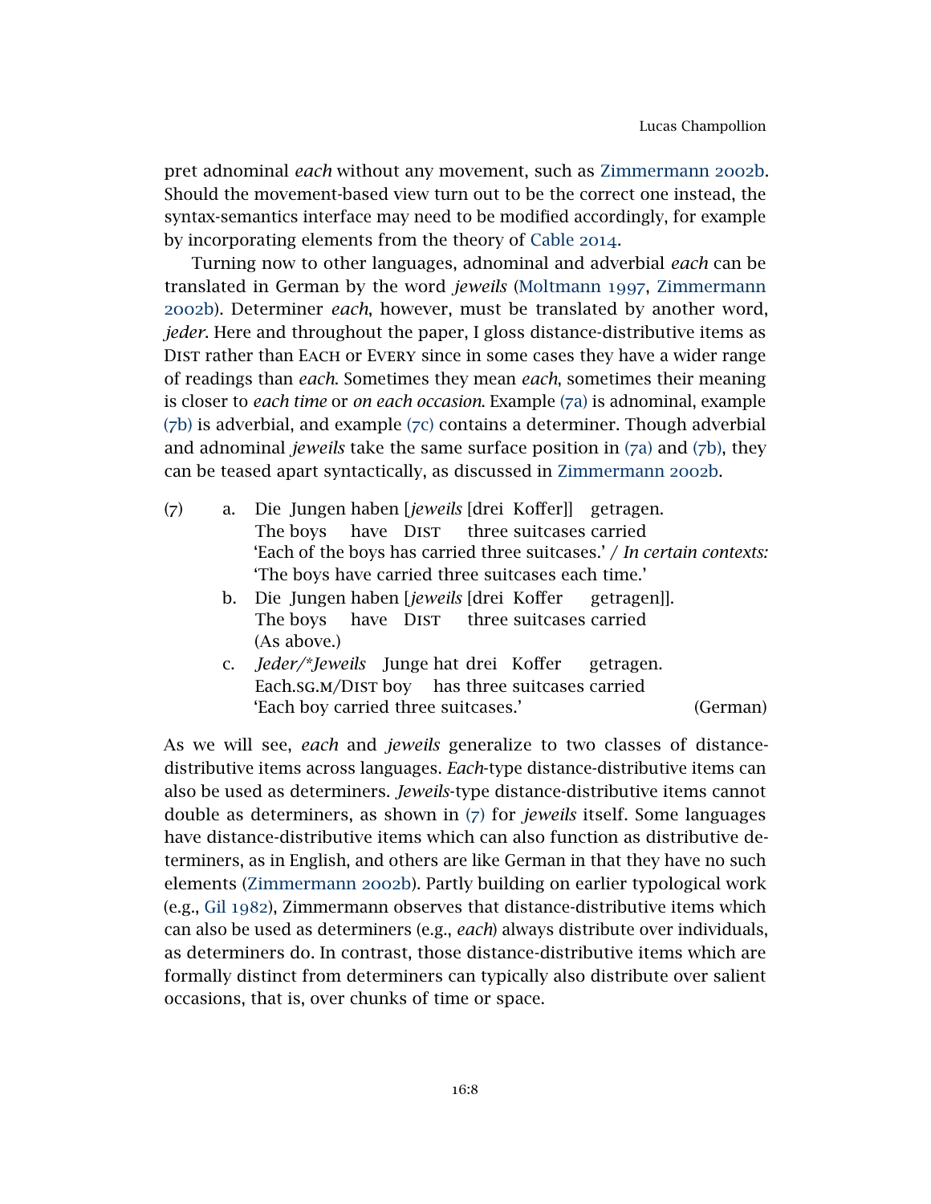pret adnominal *each* without any movement, such as Zimmermann 2002b. Should the movement-based view turn out to be the correct one instead, the syntax-semantics interface may need to be modified accordingly, for example by incorporating elements from the theory of Cable 2014.

Turning now to other languages, adnominal and adverbial *each* can be translated in German by the word *jeweils* (Moltmann 1997, Zimmermann 2002b). Determiner *each*, however, must be translated by another word, *jeder*. Here and throughout the paper, I gloss distance-distributive items as Dist rather than Each or Every since in some cases they have a wider range of readings than *each*. Sometimes they mean *each*, sometimes their meaning is closer to *each time* or *on each occasion*. Example (7a) is adnominal, example (7b) is adverbial, and example (7c) contains a determiner. Though adverbial and adnominal *jeweils* take the same surface position in (7a) and (7b), they can be teased apart syntactically, as discussed in Zimmermann 2002b.

(7) a. Die Jungen haben [*jeweils* [drei Koffer]] getragen.
The boys have Dist three suitcases carried
'Each of the boys has carried three suitcases.' / *In certain contexts:* 'The boys have carried three suitcases each time.'

b. Die Jungen haben [*jeweils* [drei Koffer getragen]].
The boys have Dist three suitcases carried
(As above.)

c. *Jeder/\*Jeweils* Junge hat drei Koffer getragen.
Each.sg.m/Dist boy has three suitcases carried
'Each boy carried three suitcases.' (German)

As we will see, *each* and *jeweils* generalize to two classes of distance-distributive items across languages. *Each*-type distance-distributive items can also be used as determiners. *Jeweils*-type distance-distributive items cannot double as determiners, as shown in (7) for *jeweils* itself. Some languages have distance-distributive items which can also function as distributive determiners, as in English, and others are like German in that they have no such elements (Zimmermann 2002b). Partly building on earlier typological work (e.g., Gil 1982), Zimmermann observes that distance-distributive items which can also be used as determiners (e.g., *each*) always distribute over individuals, as determiners do. In contrast, those distance-distributive items which are formally distinct from determiners can typically also distribute over salient occasions, that is, over chunks of time or space.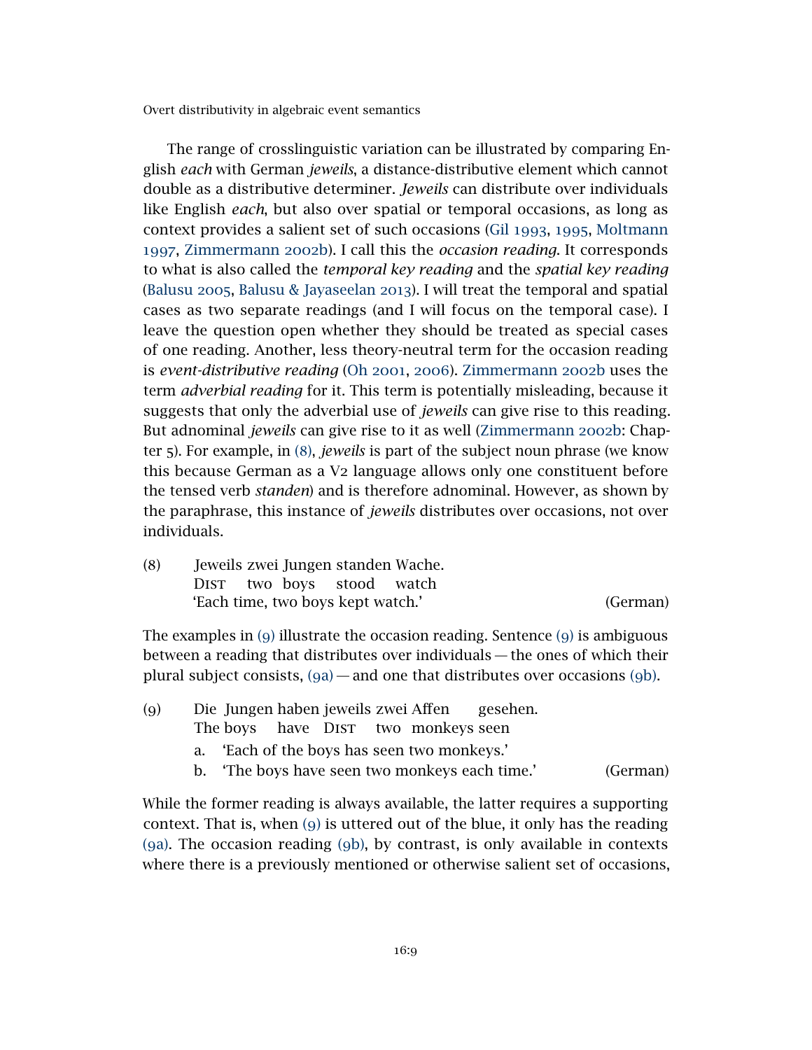The range of crosslinguistic variation can be illustrated by comparing English *each* with German *jeweils*, a distance-distributive element which cannot double as a distributive determiner. *Jeweils* can distribute over individuals like English *each*, but also over spatial or temporal occasions, as long as context provides a salient set of such occasions (Gil 1993, 1995, Moltmann 1997, Zimmermann 2002b). I call this the *occasion reading*. It corresponds to what is also called the *temporal key reading* and the *spatial key reading* (Balusu 2005, Balusu & Jayaseelan 2013). I will treat the temporal and spatial cases as two separate readings (and I will focus on the temporal case). I leave the question open whether they should be treated as special cases of one reading. Another, less theory-neutral term for the occasion reading is *event-distributive reading* (Oh 2001, 2006). Zimmermann 2002b uses the term *adverbial reading* for it. This term is potentially misleading, because it suggests that only the adverbial use of *jeweils* can give rise to this reading. But adnominal *jeweils* can give rise to it as well (Zimmermann 2002b: Chapter 5). For example, in (8), *jeweils* is part of the subject noun phrase (we know this because German as a V2 language allows only one constituent before the tensed verb *standen*) and is therefore adnominal. However, as shown by the paraphrase, this instance of *jeweils* distributes over occasions, not over individuals.

(8) Jeweils zwei Jungen standen Wache.
    Dist two boys stood watch
    'Each time, two boys kept watch.' (German)

The examples in (9) illustrate the occasion reading. Sentence (9) is ambiguous between a reading that distributes over individuals — the ones of which their plural subject consists, (9a) — and one that distributes over occasions (9b).

(9) Die Jungen haben jeweils zwei Affen gesehen.
    The boys have Dist two monkeys seen
    a. 'Each of the boys has seen two monkeys.'
    b. 'The boys have seen two monkeys each time.' (German)

While the former reading is always available, the latter requires a supporting context. That is, when (9) is uttered out of the blue, it only has the reading (9a). The occasion reading (9b), by contrast, is only available in contexts where there is a previously mentioned or otherwise salient set of occasions,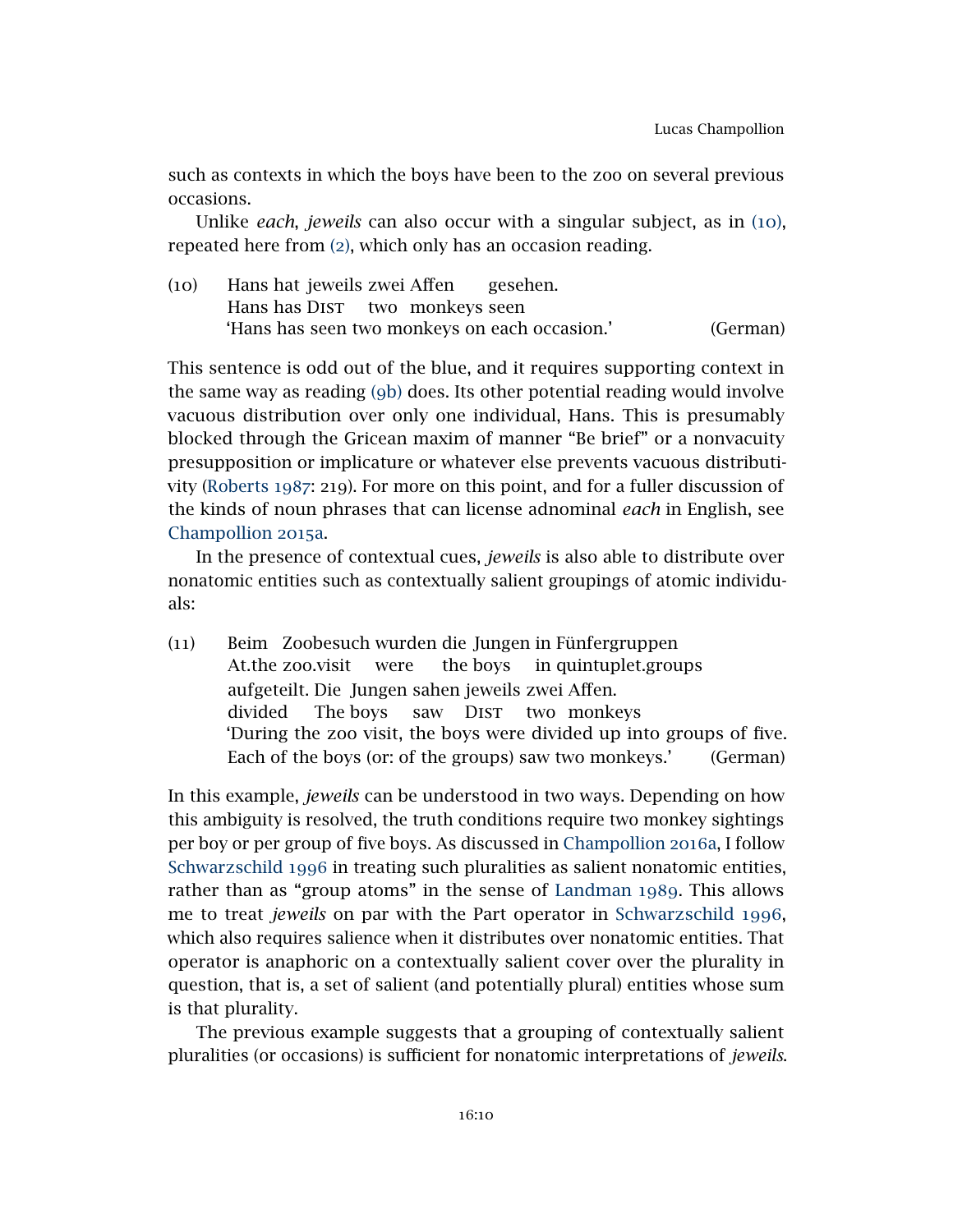such as contexts in which the boys have been to the zoo on several previous occasions.

Unlike *each*, *jeweils* can also occur with a singular subject, as in (10), repeated here from (2), which only has an occasion reading.

(10) Hans hat jeweils zwei Affen gesehen.
Hans has DIST two monkeys seen
'Hans has seen two monkeys on each occasion.' (German)

This sentence is odd out of the blue, and it requires supporting context in the same way as reading (9b) does. Its other potential reading would involve vacuous distribution over only one individual, Hans. This is presumably blocked through the Gricean maxim of manner "Be brief" or a nonvacuity presupposition or implicature or whatever else prevents vacuous distributivity (Roberts 1987: 219). For more on this point, and for a fuller discussion of the kinds of noun phrases that can license adnominal *each* in English, see Champollion 2015a.

In the presence of contextual cues, *jeweils* is also able to distribute over nonatomic entities such as contextually salient groupings of atomic individuals:

(11) Beim Zoobesuch wurden die Jungen in Fünfergruppen
At.the zoo.visit were the boys in quintuplet.groups
aufgeteilt. Die Jungen sahen jeweils zwei Affen.
divided The boys saw DIST two monkeys
'During the zoo visit, the boys were divided up into groups of five. Each of the boys (or: of the groups) saw two monkeys.' (German)

In this example, *jeweils* can be understood in two ways. Depending on how this ambiguity is resolved, the truth conditions require two monkey sightings per boy or per group of five boys. As discussed in Champollion 2016a, I follow Schwarzschild 1996 in treating such pluralities as salient nonatomic entities, rather than as "group atoms" in the sense of Landman 1989. This allows me to treat *jeweils* on par with the Part operator in Schwarzschild 1996, which also requires salience when it distributes over nonatomic entities. That operator is anaphoric on a contextually salient cover over the plurality in question, that is, a set of salient (and potentially plural) entities whose sum is that plurality.

The previous example suggests that a grouping of contextually salient pluralities (or occasions) is sufficient for nonatomic interpretations of *jeweils*.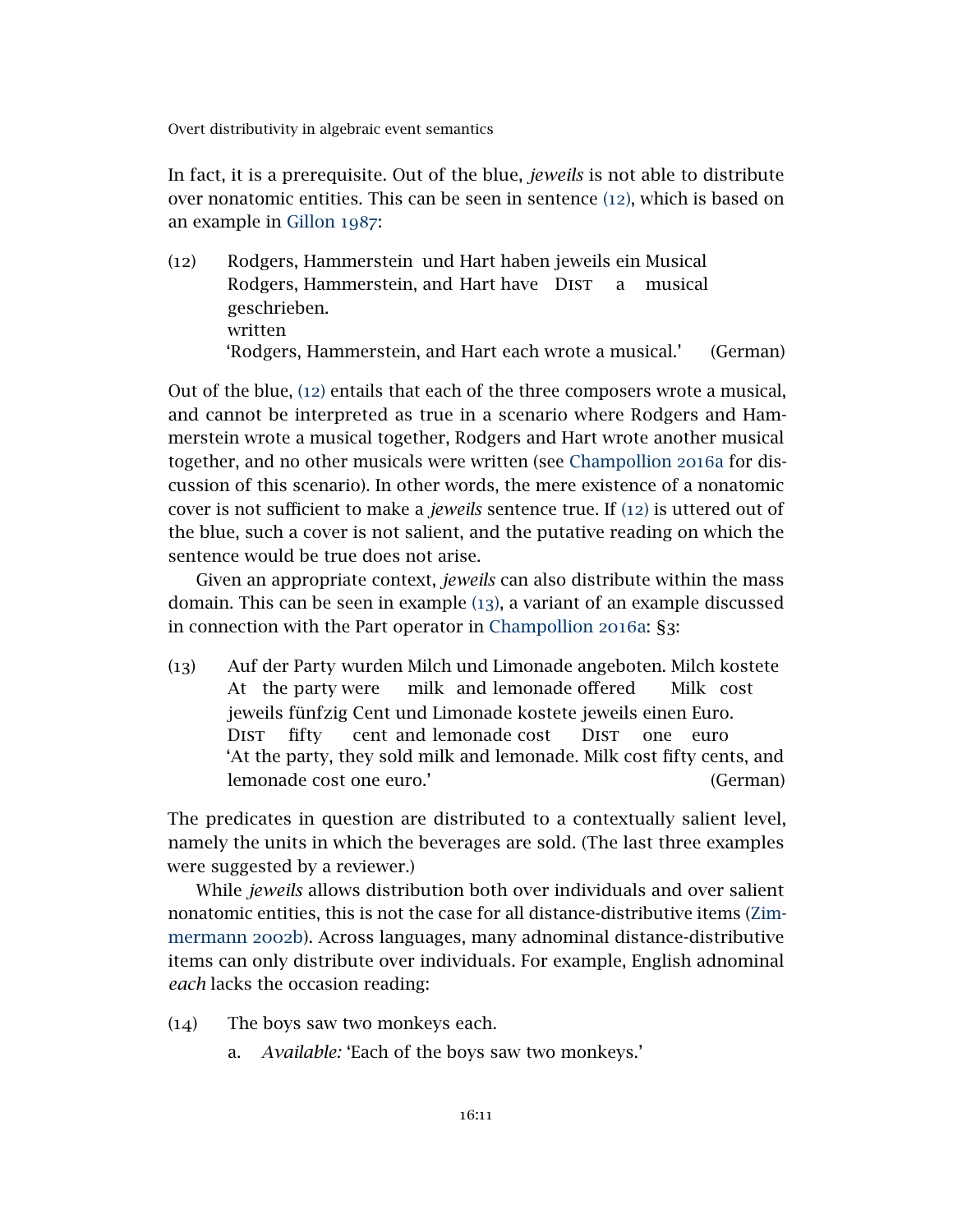In fact, it is a prerequisite. Out of the blue, *jeweils* is not able to distribute over nonatomic entities. This can be seen in sentence (12), which is based on an example in Gillon 1987:

(12) Rodgers, Hammerstein und Hart haben jeweils ein Musical geschrieben.
Rodgers, Hammerstein, and Hart have DIST a musical written
'Rodgers, Hammerstein, and Hart each wrote a musical.' (German)

Out of the blue, (12) entails that each of the three composers wrote a musical, and cannot be interpreted as true in a scenario where Rodgers and Hammerstein wrote a musical together, Rodgers and Hart wrote another musical together, and no other musicals were written (see Champollion 2016a for discussion of this scenario). In other words, the mere existence of a nonatomic cover is not sufficient to make a *jeweils* sentence true. If (12) is uttered out of the blue, such a cover is not salient, and the putative reading on which the sentence would be true does not arise.

Given an appropriate context, *jeweils* can also distribute within the mass domain. This can be seen in example (13), a variant of an example discussed in connection with the Part operator in Champollion 2016a: §3:

(13) Auf der Party wurden Milch und Limonade angeboten. Milch kostete jeweils fünfzig Cent und Limonade kostete jeweils einen Euro.
At the party were milk and lemonade offered Milk cost DIST fifty cent and lemonade cost DIST one euro
'At the party, they sold milk and lemonade. Milk cost fifty cents, and lemonade cost one euro.' (German)

The predicates in question are distributed to a contextually salient level, namely the units in which the beverages are sold. (The last three examples were suggested by a reviewer.)

While *jeweils* allows distribution both over individuals and over salient nonatomic entities, this is not the case for all distance-distributive items (Zimmermann 2002b). Across languages, many adnominal distance-distributive items can only distribute over individuals. For example, English adnominal *each* lacks the occasion reading:

(14) The boys saw two monkeys each.
a. *Available:* 'Each of the boys saw two monkeys.'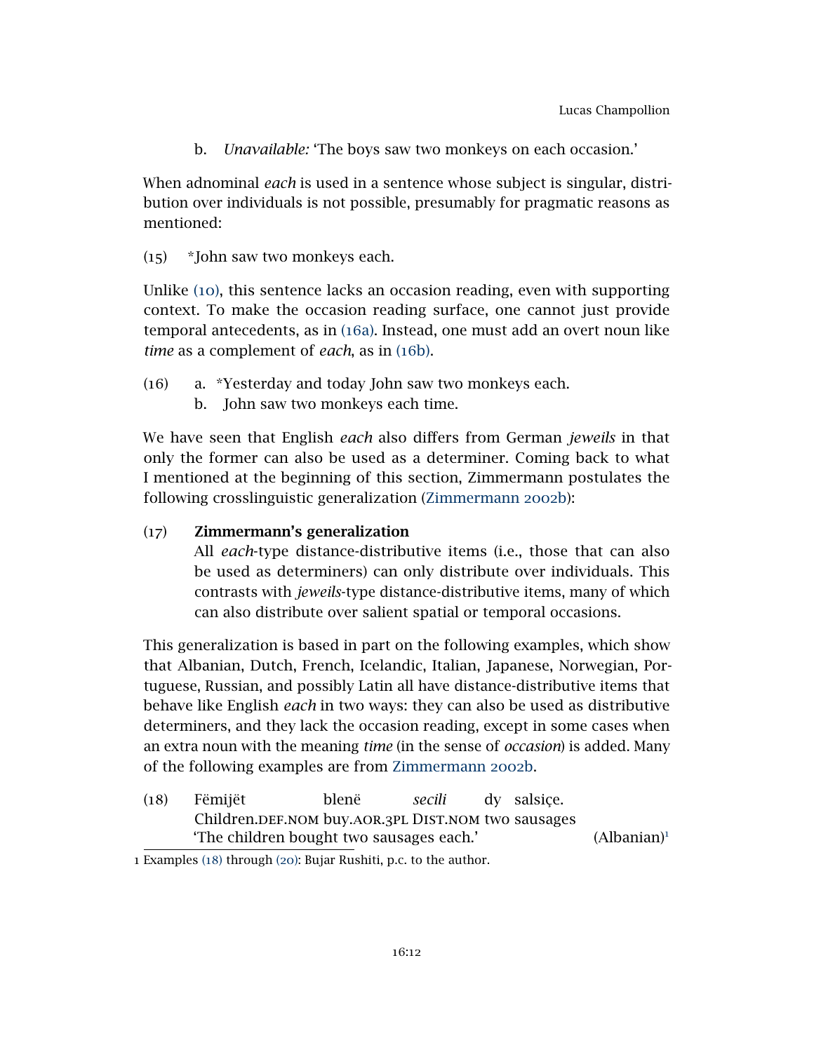b. *Unavailable:* 'The boys saw two monkeys on each occasion.'

When adnominal *each* is used in a sentence whose subject is singular, distribution over individuals is not possible, presumably for pragmatic reasons as mentioned:

(15) *John saw two monkeys each.

Unlike (10), this sentence lacks an occasion reading, even with supporting context. To make the occasion reading surface, one cannot just provide temporal antecedents, as in (16a). Instead, one must add an overt noun like *time* as a complement of *each*, as in (16b).

(16) a. *Yesterday and today John saw two monkeys each.
     b. John saw two monkeys each time.

We have seen that English *each* also differs from German *jeweils* in that only the former can also be used as a determiner. Coming back to what I mentioned at the beginning of this section, Zimmermann postulates the following crosslinguistic generalization (Zimmermann 2002b):

(17) **Zimmermann's generalization**
All *each*-type distance-distributive items (i.e., those that can also be used as determiners) can only distribute over individuals. This contrasts with *jeweils*-type distance-distributive items, many of which can also distribute over salient spatial or temporal occasions.

This generalization is based in part on the following examples, which show that Albanian, Dutch, French, Icelandic, Italian, Japanese, Norwegian, Portuguese, Russian, and possibly Latin all have distance-distributive items that behave like English *each* in two ways: they can also be used as distributive determiners, and they lack the occasion reading, except in some cases when an extra noun with the meaning *time* (in the sense of *occasion*) is added. Many of the following examples are from Zimmermann 2002b.

(18) Fëmijët blenë *secili* dy salsiçe.
     Children.DEF.NOM buy.AOR.3PL DIST.NOM two sausages
     'The children bought two sausages each.' (Albanian)[1]

[1] Examples (18) through (20): Bujar Rushiti, p.c. to the author.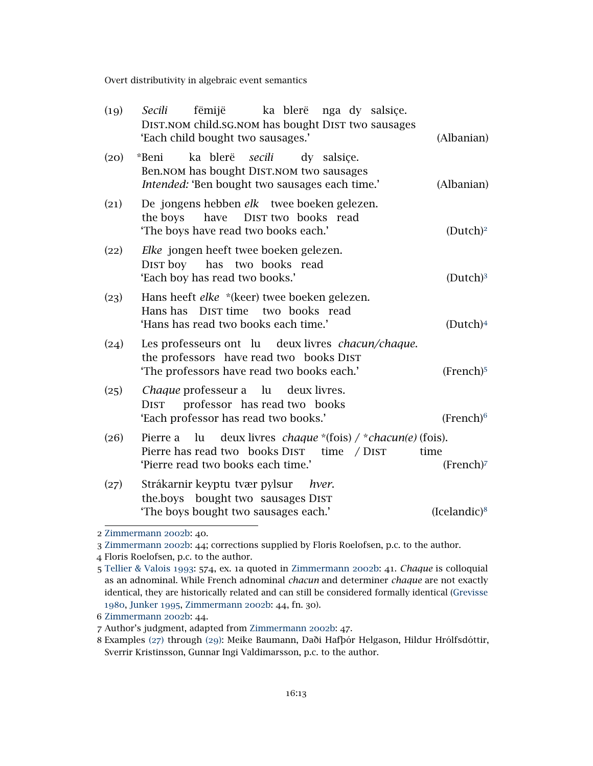(19) *Secili* fëmijë ka blerë nga dy salsiçe.
DIST.NOM child.SG.NOM has bought DIST two sausages
'Each child bought two sausages.' (Albanian)

(20) \*Beni ka blerë *secili* dy salsiçe.
Ben.NOM has bought DIST.NOM two sausages
*Intended:* 'Ben bought two sausages each time.' (Albanian)

(21) De jongens hebben *elk* twee boeken gelezen.
the boys have DIST two books read
'The boys have read two books each.' (Dutch)[2]

(22) *Elke* jongen heeft twee boeken gelezen.
DIST boy has two books read
'Each boy has read two books.' (Dutch)[3]

(23) Hans heeft *elke* \*(keer) twee boeken gelezen.
Hans has DIST time two books read
'Hans has read two books each time.' (Dutch)[4]

(24) Les professeurs ont lu deux livres *chacun/chaque*.
the professors have read two books DIST
'The professors have read two books each.' (French)[5]

(25) *Chaque* professeur a lu deux livres.
DIST professor has read two books
'Each professor has read two books.' (French)[6]

(26) Pierre a lu deux livres *chaque* \*(fois) / \**chacun(e)* (fois).
Pierre has read two books DIST time / DIST time
'Pierre read two books each time.' (French)[7]

(27) Strákarnir keyptu tvær pylsur *hver*.
the.boys bought two sausages DIST
'The boys bought two sausages each.' (Icelandic)[8]

---

2 Zimmermann 2002b: 40.

3 Zimmermann 2002b: 44; corrections supplied by Floris Roelofsen, p.c. to the author.

4 Floris Roelofsen, p.c. to the author.

5 Tellier & Valois 1993: 574, ex. 1a quoted in Zimmermann 2002b: 41. *Chaque* is colloquial as an adnominal. While French adnominal *chacun* and determiner *chaque* are not exactly identical, they are historically related and can still be considered formally identical (Grevisse 1980, Junker 1995, Zimmermann 2002b: 44, fn. 30).

6 Zimmermann 2002b: 44.

7 Author's judgment, adapted from Zimmermann 2002b: 47.

8 Examples (27) through (29): Meike Baumann, Daði Hafþór Helgason, Hildur Hrólfsdóttir, Sverrir Kristinsson, Gunnar Ingi Valdimarsson, p.c. to the author.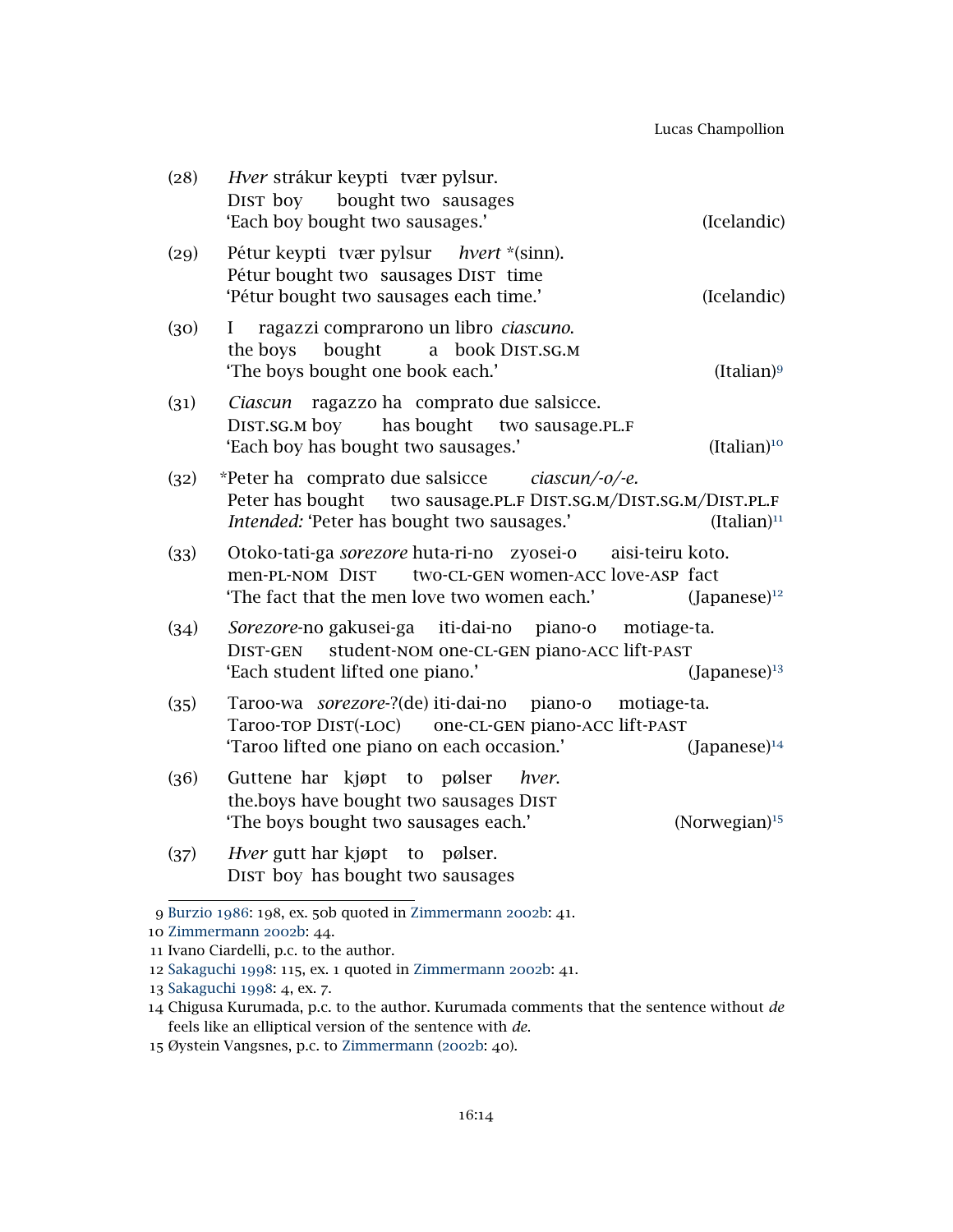(28) *Hver* strákur keypti tvær pylsur.
DIST boy bought two sausages
'Each boy bought two sausages.' (Icelandic)

(29) Pétur keypti tvær pylsur *hvert* *(sinn).
Pétur bought two sausages DIST time
'Pétur bought two sausages each time.' (Icelandic)

(30) I ragazzi comprarono un libro *ciascuno.*
the boys bought a book DIST.SG.M
'The boys bought one book each.' (Italian)[9]

(31) *Ciascun* ragazzo ha comprato due salsicce.
DIST.SG.M boy has bought two sausage.PL.F
'Each boy has bought two sausages.' (Italian)[10]

(32) *Peter ha comprato due salsicce *ciascun/-o/-e.*
Peter has bought two sausage.PL.F DIST.SG.M/DIST.SG.M/DIST.PL.F
*Intended:* 'Peter has bought two sausages.' (Italian)[11]

(33) Otoko-tati-ga *sorezore* huta-ri-no zyosei-o aisi-teiru koto.
men-PL-NOM DIST two-CL-GEN women-ACC love-ASP fact
'The fact that the men love two women each.' (Japanese)[12]

(34) *Sorezore*-no gakusei-ga iti-dai-no piano-o motiage-ta.
DIST-GEN student-NOM one-CL-GEN piano-ACC lift-PAST
'Each student lifted one piano.' (Japanese)[13]

(35) Taroo-wa *sorezore*-?(de) iti-dai-no piano-o motiage-ta.
Taroo-TOP DIST(-LOC) one-CL-GEN piano-ACC lift-PAST
'Taroo lifted one piano on each occasion.' (Japanese)[14]

(36) Guttene har kjøpt to pølser *hver.*
the.boys have bought two sausages DIST
'The boys bought two sausages each.' (Norwegian)[15]

(37) *Hver* gutt har kjøpt to pølser.
DIST boy has bought two sausages

---

9 Burzio 1986: 198, ex. 50b quoted in Zimmermann 2002b: 41.
10 Zimmermann 2002b: 44.
11 Ivano Ciardelli, p.c. to the author.
12 Sakaguchi 1998: 115, ex. 1 quoted in Zimmermann 2002b: 41.
13 Sakaguchi 1998: 4, ex. 7.
14 Chigusa Kurumada, p.c. to the author. Kurumada comments that the sentence without *de* feels like an elliptical version of the sentence with *de*.
15 Øystein Vangsnes, p.c. to Zimmermann (2002b: 40).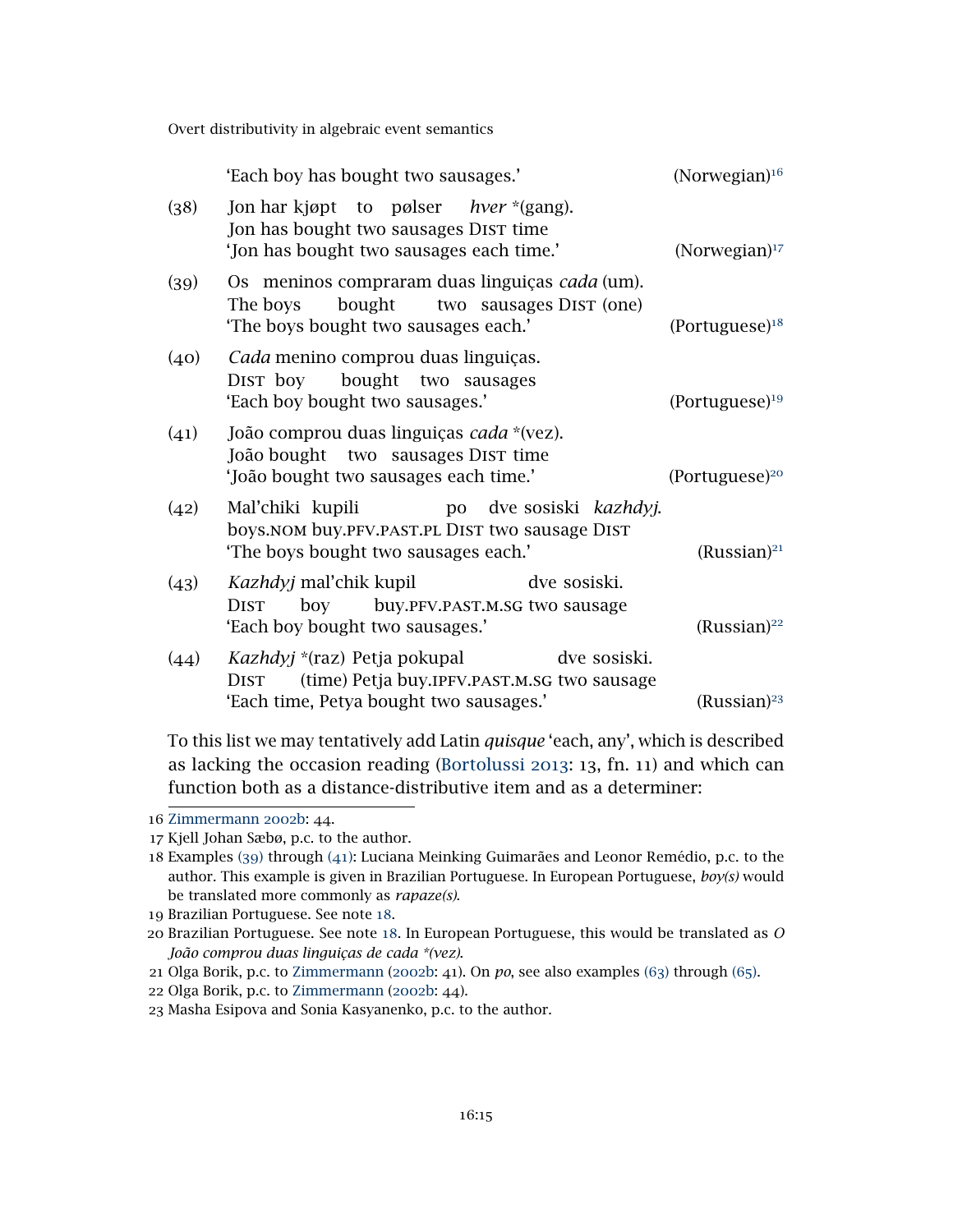'Each boy has bought two sausages.' (Norwegian)[16]

(38) Jon har kjøpt to pølser *hver* *(gang).
Jon has bought two sausages DIST time
'Jon has bought two sausages each time.' (Norwegian)[17]

(39) Os meninos compraram duas linguiças *cada* (um).
The boys bought two sausages DIST (one)
'The boys bought two sausages each.' (Portuguese)[18]

(40) *Cada* menino comprou duas linguiças.
DIST boy bought two sausages
'Each boy bought two sausages.' (Portuguese)[19]

(41) João comprou duas linguiças *cada* *(vez).
João bought two sausages DIST time
'João bought two sausages each time.' (Portuguese)[20]

(42) Mal'chiki kupili po dve sosiski *kazhdyj*.
boys.NOM buy.PFV.PAST.PL DIST two sausage DIST
'The boys bought two sausages each.' (Russian)[21]

(43) *Kazhdyj* mal'chik kupil dve sosiski.
DIST boy buy.PFV.PAST.M.SG two sausage
'Each boy bought two sausages.' (Russian)[22]

(44) *Kazhdyj* *(raz) Petja pokupal dve sosiski.
DIST (time) Petja buy.IPFV.PAST.M.SG two sausage
'Each time, Petya bought two sausages.' (Russian)[23]

To this list we may tentatively add Latin *quisque* 'each, any', which is described as lacking the occasion reading (Bortolussi 2013: 13, fn. 11) and which can function both as a distance-distributive item and as a determiner:

---

16 Zimmermann 2002b: 44.

17 Kjell Johan Sæbø, p.c. to the author.

18 Examples (39) through (41): Luciana Meinking Guimarães and Leonor Remédio, p.c. to the author. This example is given in Brazilian Portuguese. In European Portuguese, *boy(s)* would be translated more commonly as *rapaze(s)*.

19 Brazilian Portuguese. See note 18.

20 Brazilian Portuguese. See note 18. In European Portuguese, this would be translated as *O João comprou duas linguiças de cada *(vez)*.

21 Olga Borik, p.c. to Zimmermann (2002b: 41). On *po*, see also examples (63) through (65).

22 Olga Borik, p.c. to Zimmermann (2002b: 44).

23 Masha Esipova and Sonia Kasyanenko, p.c. to the author.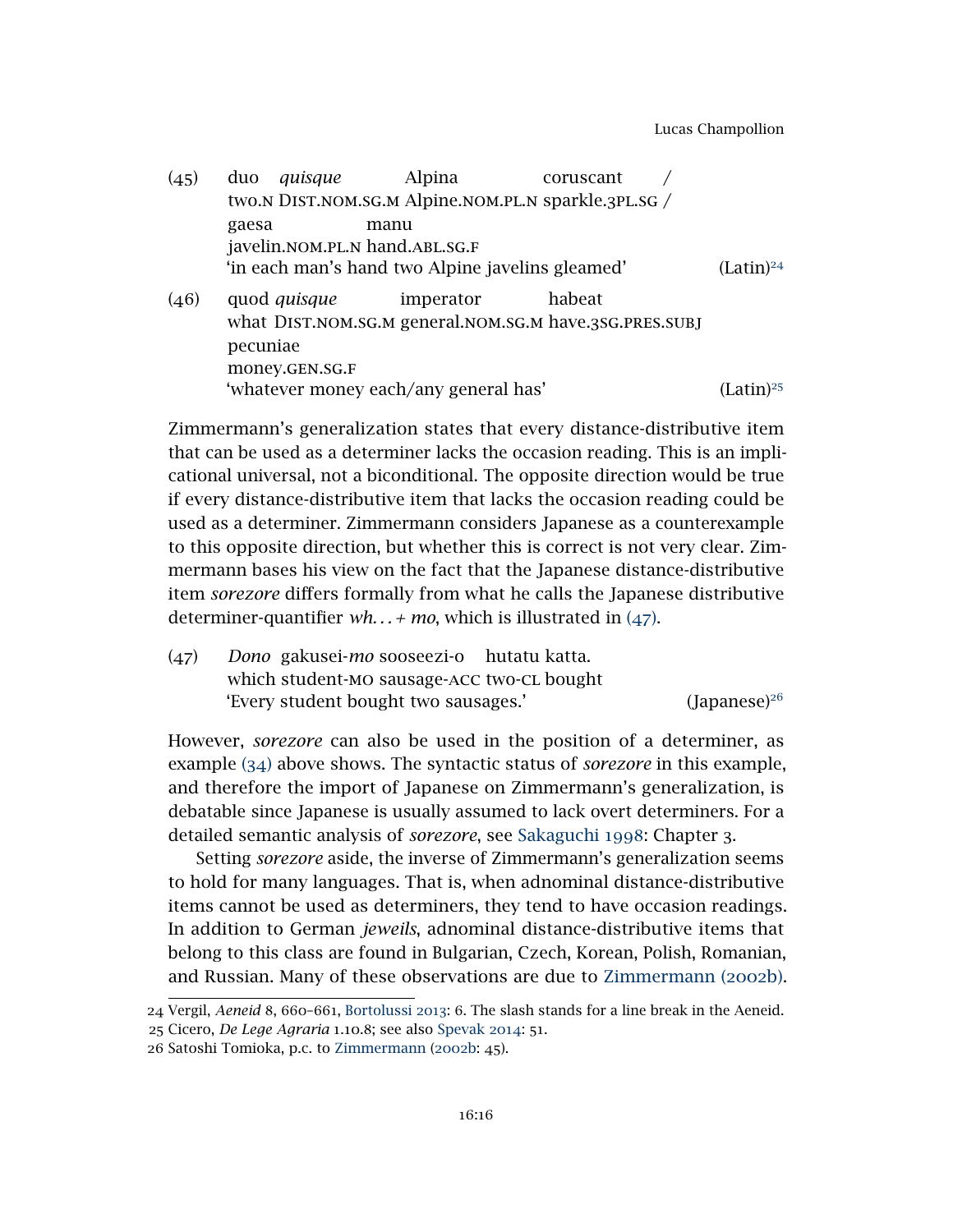(45) duo *quisque* Alpina coruscant /
two.N DIST.NOM.SG.M Alpine.NOM.PL.N sparkle.3PL.SG /
gaesa manu
javelin.NOM.PL.N hand.ABL.SG.F
'in each man's hand two Alpine javelins gleamed' (Latin)[24]

(46) quod *quisque* imperator habeat
what DIST.NOM.SG.M general.NOM.SG.M have.3SG.PRES.SUBJ
pecuniae
money.GEN.SG.F
'whatever money each/any general has' (Latin)[25]

Zimmermann's generalization states that every distance-distributive item that can be used as a determiner lacks the occasion reading. This is an implicational universal, not a biconditional. The opposite direction would be true if every distance-distributive item that lacks the occasion reading could be used as a determiner. Zimmermann considers Japanese as a counterexample to this opposite direction, but whether this is correct is not very clear. Zimmermann bases his view on the fact that the Japanese distance-distributive item *sorezore* differs formally from what he calls the Japanese distributive determiner-quantifier *wh...+ mo*, which is illustrated in (47).

(47) *Dono* gakusei-*mo* sooseezi-o hutatu katta.
which student-MO sausage-ACC two-CL bought
'Every student bought two sausages.' (Japanese)[26]

However, *sorezore* can also be used in the position of a determiner, as example (34) above shows. The syntactic status of *sorezore* in this example, and therefore the import of Japanese on Zimmermann's generalization, is debatable since Japanese is usually assumed to lack overt determiners. For a detailed semantic analysis of *sorezore*, see Sakaguchi 1998: Chapter 3.

Setting *sorezore* aside, the inverse of Zimmermann's generalization seems to hold for many languages. That is, when adnominal distance-distributive items cannot be used as determiners, they tend to have occasion readings. In addition to German *jeweils*, adnominal distance-distributive items that belong to this class are found in Bulgarian, Czech, Korean, Polish, Romanian, and Russian. Many of these observations are due to Zimmermann (2002b).

24 Vergil, *Aeneid* 8, 660–661, Bortolussi 2013: 6. The slash stands for a line break in the Aeneid.

25 Cicero, *De Lege Agraria* 1.10.8; see also Spevak 2014: 51.

26 Satoshi Tomioka, p.c. to Zimmermann (2002b: 45).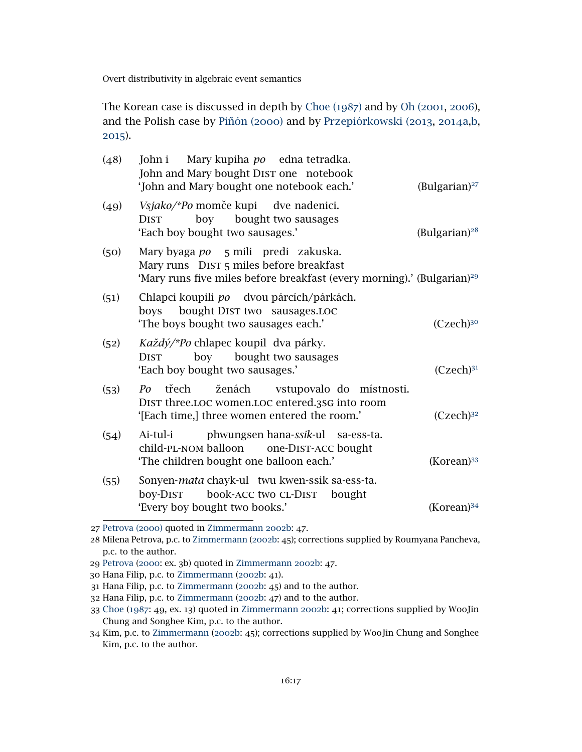The Korean case is discussed in depth by Choe (1987) and by Oh (2001, 2006), and the Polish case by Piñón (2000) and by Przepiórkowski (2013, 2014a,b, 2015).

(48) John i Mary kupiha *po* edna tetradka.
John and Mary bought DIST one notebook
'John and Mary bought one notebook each.' (Bulgarian)[27]

(49) *Vsjako/*Po* momče kupi dve nadenici.
DIST boy bought two sausages
'Each boy bought two sausages.' (Bulgarian)[28]

(50) Mary byaga *po* 5 mili predi zakuska.
Mary runs DIST 5 miles before breakfast
'Mary runs five miles before breakfast (every morning).' (Bulgarian)[29]

(51) Chlapci koupili *po* dvou párcích/párkách.
boys bought DIST two sausages.LOC
'The boys bought two sausages each.' (Czech)[30]

(52) *Každý/*Po* chlapec koupil dva párky.
DIST boy bought two sausages
'Each boy bought two sausages.' (Czech)[31]

(53) *Po* třech ženách vstupovalo do místnosti.
DIST three.LOC women.LOC entered.3SG into room
'[Each time,] three women entered the room.' (Czech)[32]

(54) Ai-tul-i phwungsen hana-*ssik*-ul sa-ess-ta.
child-PL-NOM balloon one-DIST-ACC bought
'The children bought one balloon each.' (Korean)[33]

(55) Sonyen-*mata* chayk-ul twu kwen-ssik sa-ess-ta.
boy-DIST book-ACC two CL-DIST bought
'Every boy bought two books.' (Korean)[34]

---

27 Petrova (2000) quoted in Zimmermann 2002b: 47.

28 Milena Petrova, p.c. to Zimmermann (2002b: 45); corrections supplied by Roumyana Pancheva, p.c. to the author.

29 Petrova (2000: ex. 3b) quoted in Zimmermann 2002b: 47.

30 Hana Filip, p.c. to Zimmermann (2002b: 41).

31 Hana Filip, p.c. to Zimmermann (2002b: 45) and to the author.

32 Hana Filip, p.c. to Zimmermann (2002b: 47) and to the author.

33 Choe (1987: 49, ex. 13) quoted in Zimmermann 2002b: 41; corrections supplied by WooJin Chung and Songhee Kim, p.c. to the author.

34 Kim, p.c. to Zimmermann (2002b: 45); corrections supplied by WooJin Chung and Songhee Kim, p.c. to the author.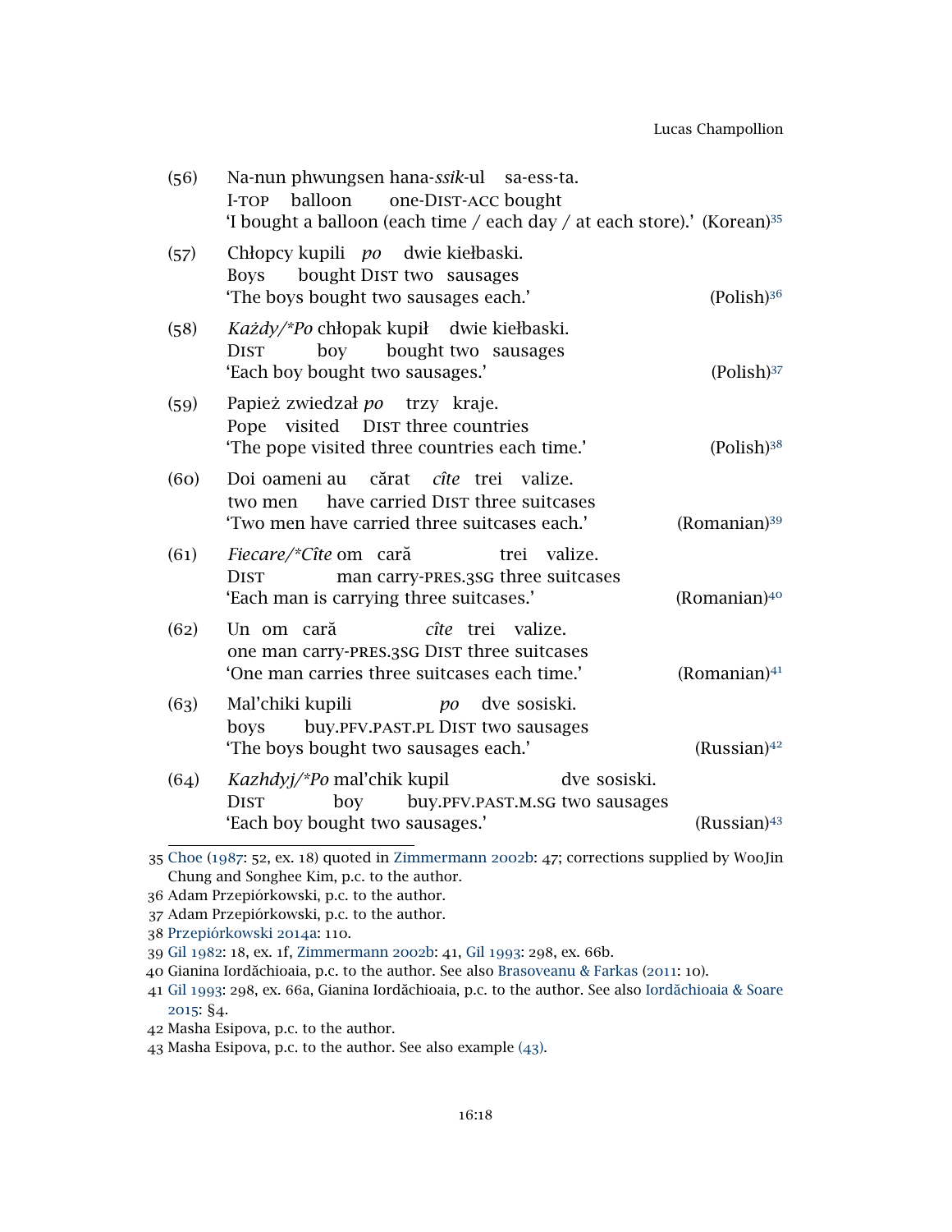(56) Na-nun phwungsen hana-*ssik*-ul sa-ess-ta.
I-TOP balloon one-DIST-ACC bought
'I bought a balloon (each time / each day / at each store).' (Korean)[35]

(57) Chłopcy kupili *po* dwie kiełbaski.
Boys bought DIST two sausages
'The boys bought two sausages each.' (Polish)[36]

(58) *Każdy/*Po* chłopak kupił dwie kiełbaski.
DIST boy bought two sausages
'Each boy bought two sausages.' (Polish)[37]

(59) Papież zwiedzał *po* trzy kraje.
Pope visited DIST three countries
'The pope visited three countries each time.' (Polish)[38]

(60) Doi oameni au cărat *cîte* trei valize.
two men have carried DIST three suitcases
'Two men have carried three suitcases each.' (Romanian)[39]

(61) *Fiecare/*Cîte* om cară trei valize.
DIST man carry-PRES.3SG three suitcases
'Each man is carrying three suitcases.' (Romanian)[40]

(62) Un om cară *cîte* trei valize.
one man carry-PRES.3SG DIST three suitcases
'One man carries three suitcases each time.' (Romanian)[41]

(63) Mal'chiki kupili *po* dve sosiski.
boys buy.PFV.PAST.PL DIST two sausages
'The boys bought two sausages each.' (Russian)[42]

(64) *Kazhdyj/*Po* mal'chik kupil dve sosiski.
DIST boy buy.PFV.PAST.M.SG two sausages
'Each boy bought two sausages.' (Russian)[43]

---

35 Choe (1987: 52, ex. 18) quoted in Zimmermann 2002b: 47; corrections supplied by WooJin Chung and Songhee Kim, p.c. to the author.

36 Adam Przepiórkowski, p.c. to the author.

37 Adam Przepiórkowski, p.c. to the author.

38 Przepiórkowski 2014a: 110.

39 Gil 1982: 18, ex. 1f, Zimmermann 2002b: 41, Gil 1993: 298, ex. 66b.

40 Gianina Iordăchioaia, p.c. to the author. See also Brasoveanu & Farkas (2011: 10).

41 Gil 1993: 298, ex. 66a, Gianina Iordăchioaia, p.c. to the author. See also Iordăchioaia & Soare 2015: §4.

42 Masha Esipova, p.c. to the author.

43 Masha Esipova, p.c. to the author. See also example (43).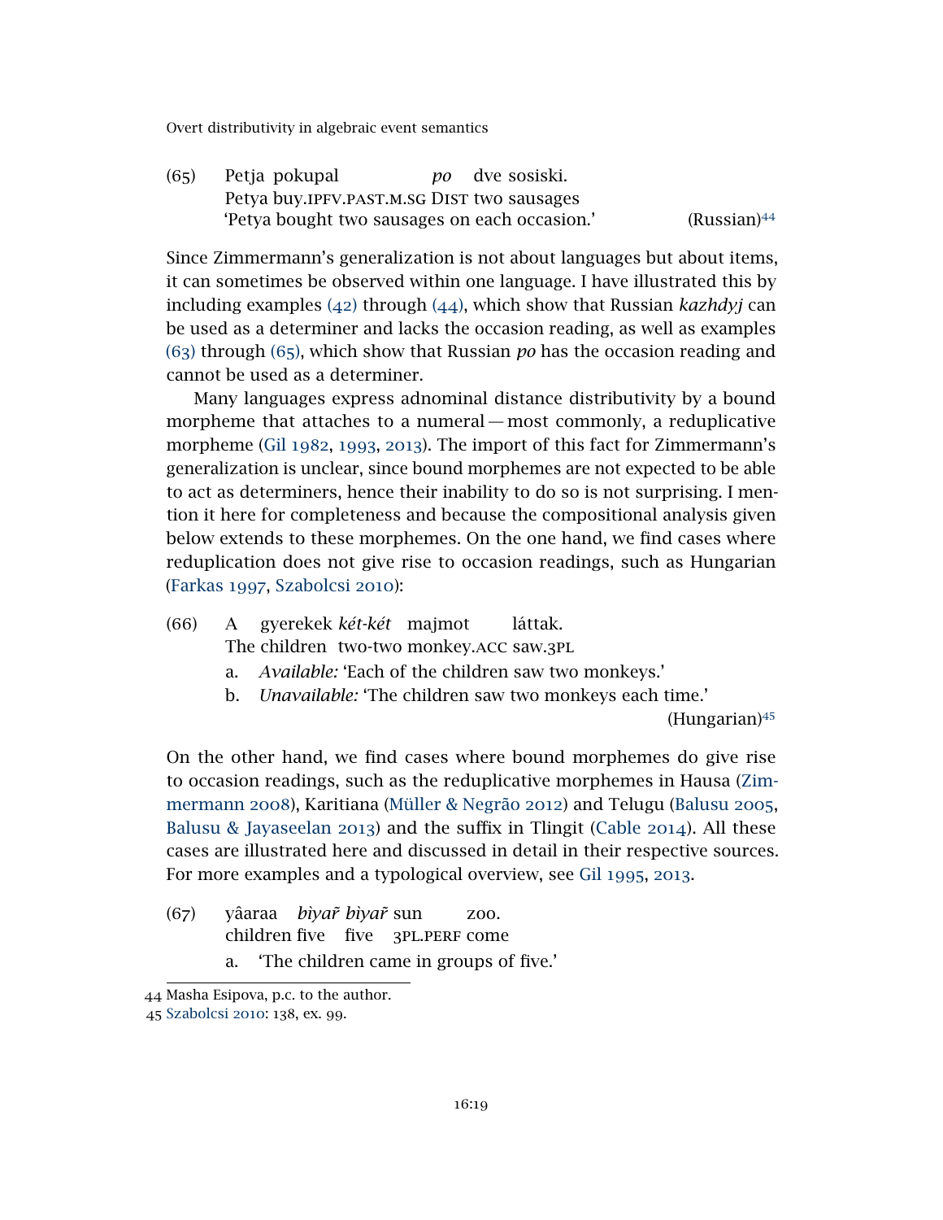(65) Petja pokupal *po* dve sosiski.
Petya buy.IPFV.PAST.M.SG DIST two sausages
'Petya bought two sausages on each occasion.' (Russian)[44]

Since Zimmermann's generalization is not about languages but about items, it can sometimes be observed within one language. I have illustrated this by including examples (42) through (44), which show that Russian *kazhdyj* can be used as a determiner and lacks the occasion reading, as well as examples (63) through (65), which show that Russian *po* has the occasion reading and cannot be used as a determiner.

Many languages express adnominal distance distributivity by a bound morpheme that attaches to a numeral — most commonly, a reduplicative morpheme (Gil 1982, 1993, 2013). The import of this fact for Zimmermann's generalization is unclear, since bound morphemes are not expected to be able to act as determiners, hence their inability to do so is not surprising. I mention it here for completeness and because the compositional analysis given below extends to these morphemes. On the one hand, we find cases where reduplication does not give rise to occasion readings, such as Hungarian (Farkas 1997, Szabolcsi 2010):

(66) A gyerekek *két-két* majmot láttak.
The children two-two monkey.ACC saw.3PL
a. *Available:* 'Each of the children saw two monkeys.'
b. *Unavailable:* 'The children saw two monkeys each time.'
(Hungarian)[45]

On the other hand, we find cases where bound morphemes do give rise to occasion readings, such as the reduplicative morphemes in Hausa (Zimmermann 2008), Karitiana (Müller & Negrão 2012) and Telugu (Balusu 2005, Balusu & Jayaseelan 2013) and the suffix in Tlingit (Cable 2014). All these cases are illustrated here and discussed in detail in their respective sources. For more examples and a typological overview, see Gil 1995, 2013.

(67) yâaraa *bìyar̃ bìyar̃* sun zoo.
children five five 3PL.PERF come
a. 'The children came in groups of five.'

---

44 Masha Esipova, p.c. to the author.

45 Szabolcsi 2010: 138, ex. 99.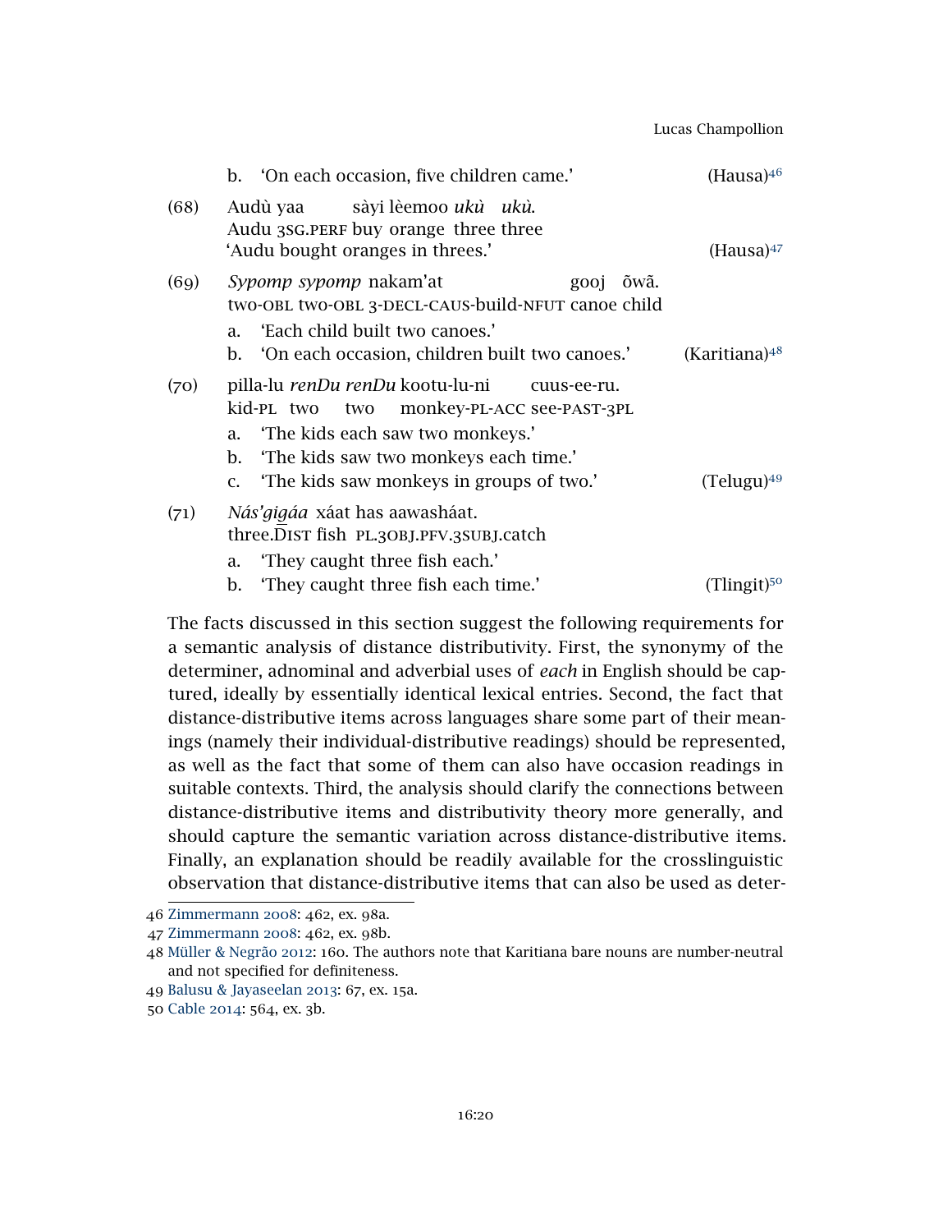b. 'On each occasion, five children came.' (Hausa)[46]

(68) Audù yaa sàyi lèemoo *ukù ukù.*
Audu 3SG.PERF buy orange three three
'Audu bought oranges in threes.' (Hausa)[47]

(69) *Sypomp sypomp* nakam'at gooj õwã.
two-OBL two-OBL 3-DECL-CAUS-build-NFUT canoe child
a. 'Each child built two canoes.'
b. 'On each occasion, children built two canoes.' (Karitiana)[48]

(70) pilla-lu *renDu renDu* kootu-lu-ni cuus-ee-ru.
kid-PL two two monkey-PL-ACC see-PAST-3PL
a. 'The kids each saw two monkeys.'
b. 'The kids saw two monkeys each time.'
c. 'The kids saw monkeys in groups of two.' (Telugu)[49]

(71) *Nás'gigáa* xáat has aawasháat.
three.DIST fish PL.3OBJ.PFV.3SUBJ.catch
a. 'They caught three fish each.'
b. 'They caught three fish each time.' (Tlingit)[50]

The facts discussed in this section suggest the following requirements for a semantic analysis of distance distributivity. First, the synonymy of the determiner, adnominal and adverbial uses of *each* in English should be captured, ideally by essentially identical lexical entries. Second, the fact that distance-distributive items across languages share some part of their meanings (namely their individual-distributive readings) should be represented, as well as the fact that some of them can also have occasion readings in suitable contexts. Third, the analysis should clarify the connections between distance-distributive items and distributivity theory more generally, and should capture the semantic variation across distance-distributive items. Finally, an explanation should be readily available for the crosslinguistic observation that distance-distributive items that can also be used as deter-

46 Zimmermann 2008: 462, ex. 98a.

47 Zimmermann 2008: 462, ex. 98b.

48 Müller & Negrão 2012: 160. The authors note that Karitiana bare nouns are number-neutral and not specified for definiteness.

49 Balusu & Jayaseelan 2013: 67, ex. 15a.

50 Cable 2014: 564, ex. 3b.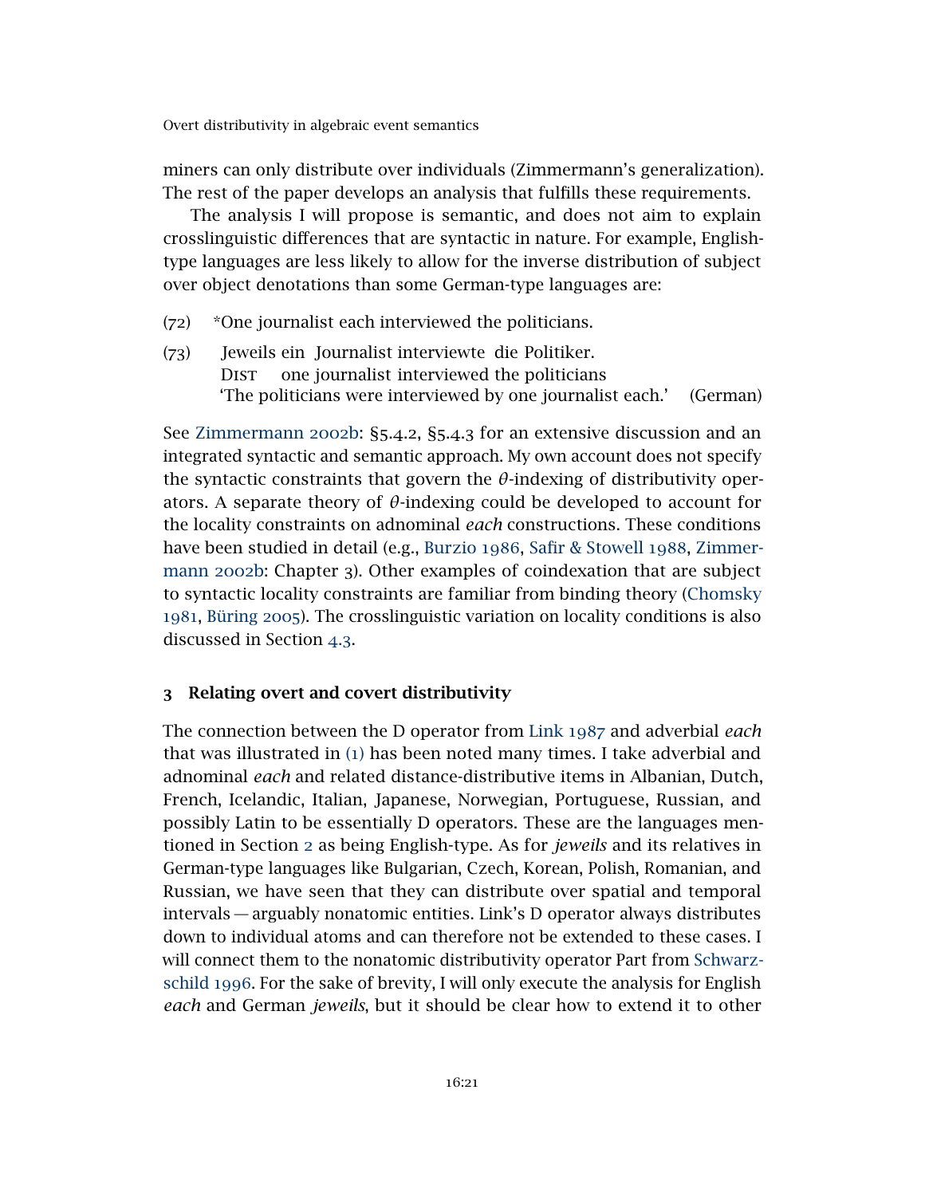miners can only distribute over individuals (Zimmermann's generalization). The rest of the paper develops an analysis that fulfills these requirements.

The analysis I will propose is semantic, and does not aim to explain crosslinguistic differences that are syntactic in nature. For example, English-type languages are less likely to allow for the inverse distribution of subject over object denotations than some German-type languages are:

(72) *One journalist each interviewed the politicians.

(73) Jeweils ein Journalist interviewte die Politiker.
 Dist one journalist interviewed the politicians
 'The politicians were interviewed by one journalist each.' (German)

See Zimmermann 2002b: §5.4.2, §5.4.3 for an extensive discussion and an integrated syntactic and semantic approach. My own account does not specify the syntactic constraints that govern the $\theta$-indexing of distributivity operators. A separate theory of $\theta$-indexing could be developed to account for the locality constraints on adnominal *each* constructions. These conditions have been studied in detail (e.g., Burzio 1986, Safir & Stowell 1988, Zimmermann 2002b: Chapter 3). Other examples of coindexation that are subject to syntactic locality constraints are familiar from binding theory (Chomsky 1981, Büring 2005). The crosslinguistic variation on locality conditions is also discussed in Section 4.3.

## 3 Relating overt and covert distributivity

The connection between the D operator from Link 1987 and adverbial *each* that was illustrated in (1) has been noted many times. I take adverbial and adnominal *each* and related distance-distributive items in Albanian, Dutch, French, Icelandic, Italian, Japanese, Norwegian, Portuguese, Russian, and possibly Latin to be essentially D operators. These are the languages mentioned in Section 2 as being English-type. As for *jeweils* and its relatives in German-type languages like Bulgarian, Czech, Korean, Polish, Romanian, and Russian, we have seen that they can distribute over spatial and temporal intervals — arguably nonatomic entities. Link's D operator always distributes down to individual atoms and can therefore not be extended to these cases. I will connect them to the nonatomic distributivity operator Part from Schwarzschild 1996. For the sake of brevity, I will only execute the analysis for English *each* and German *jeweils*, but it should be clear how to extend it to other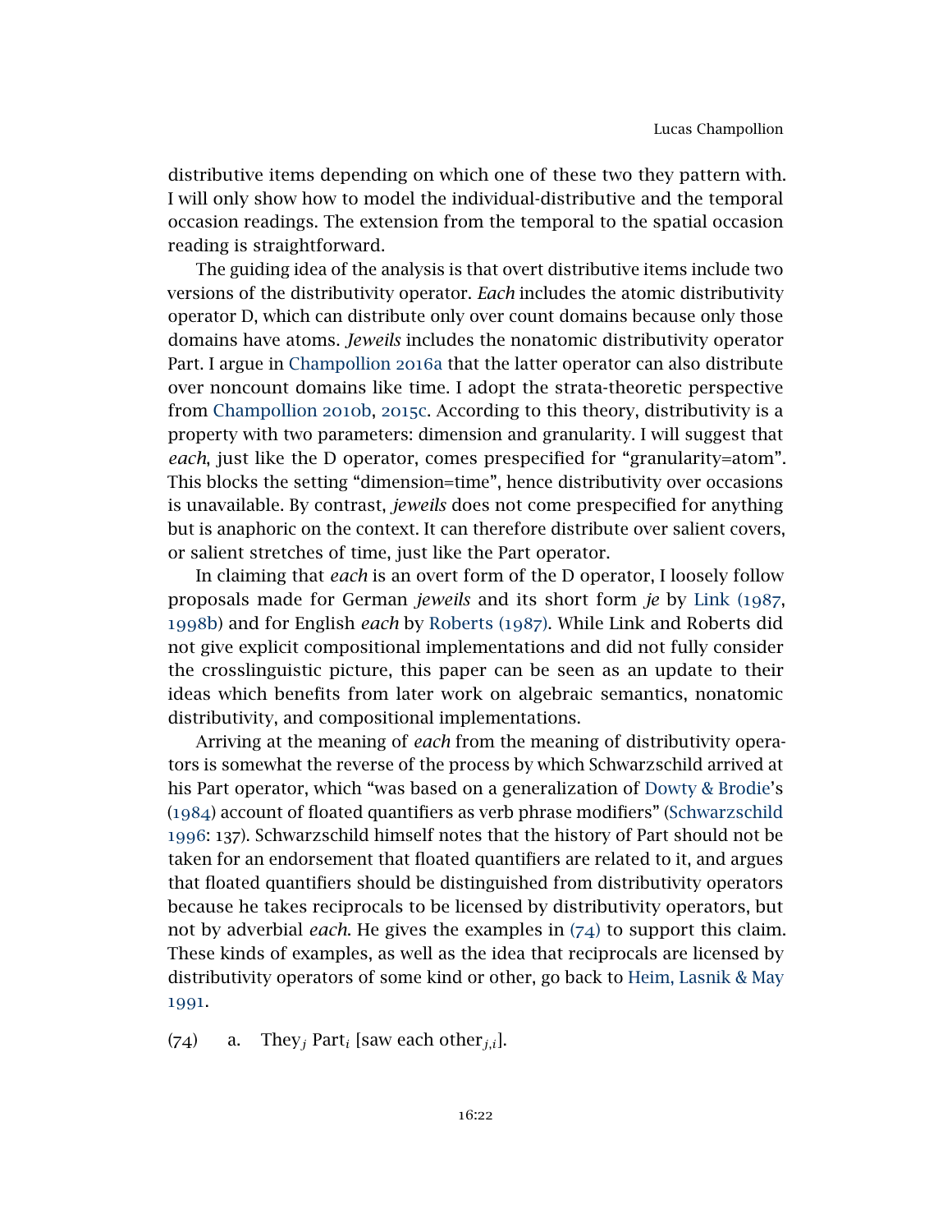distributive items depending on which one of these two they pattern with. I will only show how to model the individual-distributive and the temporal occasion readings. The extension from the temporal to the spatial occasion reading is straightforward.

The guiding idea of the analysis is that overt distributive items include two versions of the distributivity operator. *Each* includes the atomic distributivity operator D, which can distribute only over count domains because only those domains have atoms. *Jeweils* includes the nonatomic distributivity operator Part. I argue in Champollion 2016a that the latter operator can also distribute over noncount domains like time. I adopt the strata-theoretic perspective from Champollion 2010b, 2015c. According to this theory, distributivity is a property with two parameters: dimension and granularity. I will suggest that *each*, just like the D operator, comes prespecified for "granularity=atom". This blocks the setting "dimension=time", hence distributivity over occasions is unavailable. By contrast, *jeweils* does not come prespecified for anything but is anaphoric on the context. It can therefore distribute over salient covers, or salient stretches of time, just like the Part operator.

In claiming that *each* is an overt form of the D operator, I loosely follow proposals made for German *jeweils* and its short form *je* by Link (1987, 1998b) and for English *each* by Roberts (1987). While Link and Roberts did not give explicit compositional implementations and did not fully consider the crosslinguistic picture, this paper can be seen as an update to their ideas which benefits from later work on algebraic semantics, nonatomic distributivity, and compositional implementations.

Arriving at the meaning of *each* from the meaning of distributivity operators is somewhat the reverse of the process by which Schwarzschild arrived at his Part operator, which "was based on a generalization of Dowty & Brodie's (1984) account of floated quantifiers as verb phrase modifiers" (Schwarzschild 1996: 137). Schwarzschild himself notes that the history of Part should not be taken for an endorsement that floated quantifiers are related to it, and argues that floated quantifiers should be distinguished from distributivity operators because he takes reciprocals to be licensed by distributivity operators, but not by adverbial *each*. He gives the examples in (74) to support this claim. These kinds of examples, as well as the idea that reciprocals are licensed by distributivity operators of some kind or other, go back to Heim, Lasnik & May 1991.

(74) a. They$_j$ Part$_i$ [saw each other$_{j,i}$].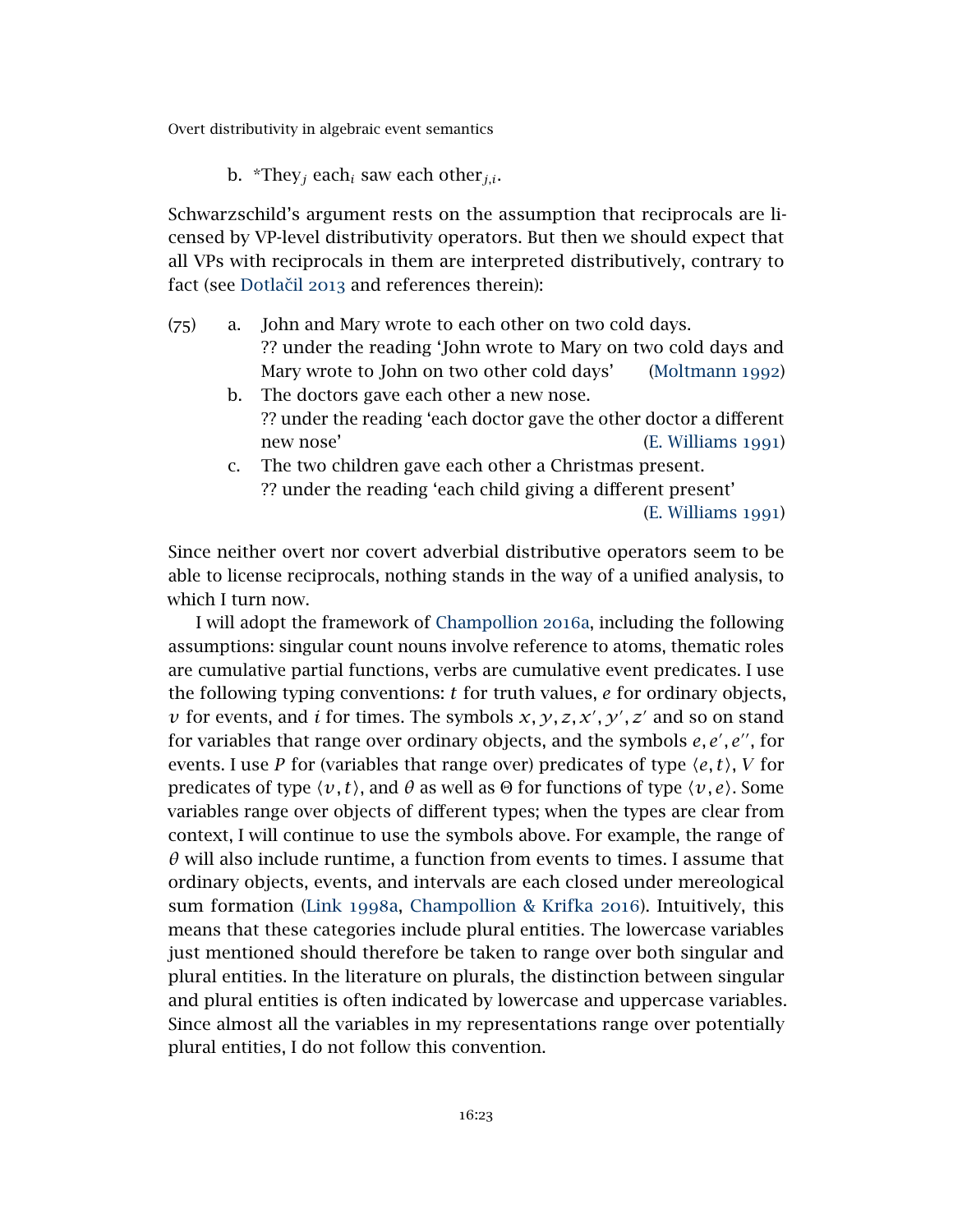b. *They$_j$ each$_i$ saw each other$_{j,i}$.

Schwarzschild's argument rests on the assumption that reciprocals are licensed by VP-level distributivity operators. But then we should expect that all VPs with reciprocals in them are interpreted distributively, contrary to fact (see Dotlačil 2013 and references therein):

(75) a. John and Mary wrote to each other on two cold days.
?? under the reading 'John wrote to Mary on two cold days and Mary wrote to John on two other cold days' (Moltmann 1992)

b. The doctors gave each other a new nose.
?? under the reading 'each doctor gave the other doctor a different new nose' (E. Williams 1991)

c. The two children gave each other a Christmas present.
?? under the reading 'each child giving a different present' (E. Williams 1991)

Since neither overt nor covert adverbial distributive operators seem to be able to license reciprocals, nothing stands in the way of a unified analysis, to which I turn now.

I will adopt the framework of Champollion 2016a, including the following assumptions: singular count nouns involve reference to atoms, thematic roles are cumulative partial functions, verbs are cumulative event predicates. I use the following typing conventions: $t$ for truth values, $e$ for ordinary objects, $v$ for events, and $i$ for times. The symbols $x, y, z, x', y', z'$ and so on stand for variables that range over ordinary objects, and the symbols $e, e', e''$, for events. I use $P$ for (variables that range over) predicates of type $\langle e, t\rangle$, $V$ for predicates of type $\langle v, t\rangle$, and $\theta$ as well as $\Theta$ for functions of type $\langle v, e\rangle$. Some variables range over objects of different types; when the types are clear from context, I will continue to use the symbols above. For example, the range of $\theta$ will also include runtime, a function from events to times. I assume that ordinary objects, events, and intervals are each closed under mereological sum formation (Link 1998a, Champollion & Krifka 2016). Intuitively, this means that these categories include plural entities. The lowercase variables just mentioned should therefore be taken to range over both singular and plural entities. In the literature on plurals, the distinction between singular and plural entities is often indicated by lowercase and uppercase variables. Since almost all the variables in my representations range over potentially plural entities, I do not follow this convention.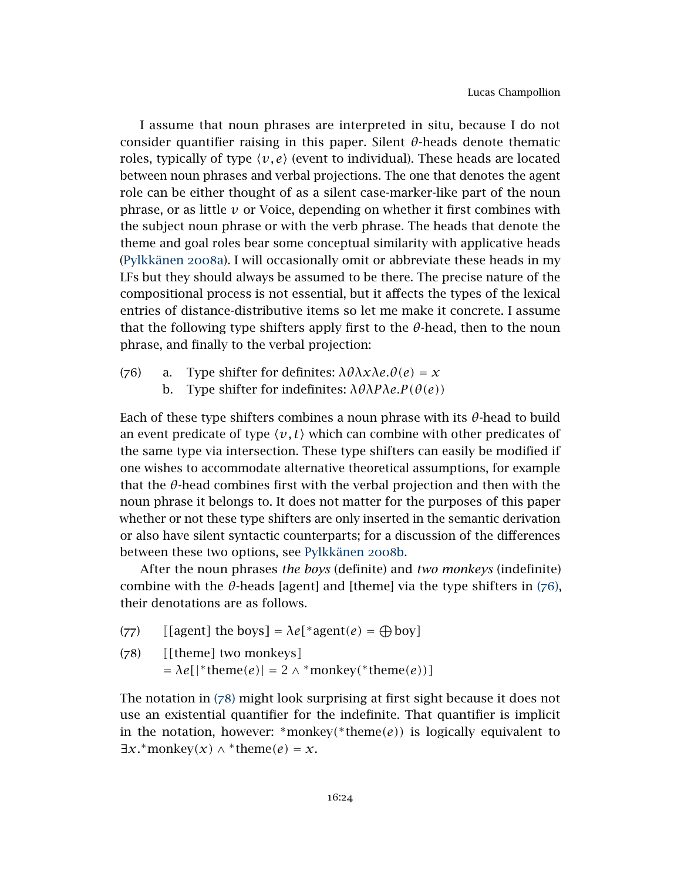I assume that noun phrases are interpreted in situ, because I do not consider quantifier raising in this paper. Silent $\theta$-heads denote thematic roles, typically of type $\langle v, e\rangle$ (event to individual). These heads are located between noun phrases and verbal projections. The one that denotes the agent role can be either thought of as a silent case-marker-like part of the noun phrase, or as little $v$ or Voice, depending on whether it first combines with the subject noun phrase or with the verb phrase. The heads that denote the theme and goal roles bear some conceptual similarity with applicative heads (Pylkkänen 2008a). I will occasionally omit or abbreviate these heads in my LFs but they should always be assumed to be there. The precise nature of the compositional process is not essential, but it affects the types of the lexical entries of distance-distributive items so let me make it concrete. I assume that the following type shifters apply first to the $\theta$-head, then to the noun phrase, and finally to the verbal projection:

(76)
a. Type shifter for definites: $\lambda\theta\lambda x\lambda e.\theta(e) = x$
b. Type shifter for indefinites: $\lambda\theta\lambda P\lambda e.P(\theta(e))$

Each of these type shifters combines a noun phrase with its $\theta$-head to build an event predicate of type $\langle v, t\rangle$ which can combine with other predicates of the same type via intersection. These type shifters can easily be modified if one wishes to accommodate alternative theoretical assumptions, for example that the $\theta$-head combines first with the verbal projection and then with the noun phrase it belongs to. It does not matter for the purposes of this paper whether or not these type shifters are only inserted in the semantic derivation or also have silent syntactic counterparts; for a discussion of the differences between these two options, see Pylkkänen 2008b.

After the noun phrases *the boys* (definite) and *two monkeys* (indefinite) combine with the $\theta$-heads [agent] and [theme] via the type shifters in (76), their denotations are as follows.

(77) $[\![\text{[agent] the boys}]\!] = \lambda e[{}^*\text{agent}(e) = \bigoplus \text{boy}]$

(78) $[\![\text{[theme] two monkeys}]\!]$
$= \lambda e[|{}^*\text{theme}(e)| = 2 \wedge {}^*\text{monkey}({}^*\text{theme}(e))]$

The notation in (78) might look surprising at first sight because it does not use an existential quantifier for the indefinite. That quantifier is implicit in the notation, however: ${}^*\text{monkey}({}^*\text{theme}(e))$ is logically equivalent to $\exists x.{}^*\text{monkey}(x) \wedge {}^*\text{theme}(e) = x$.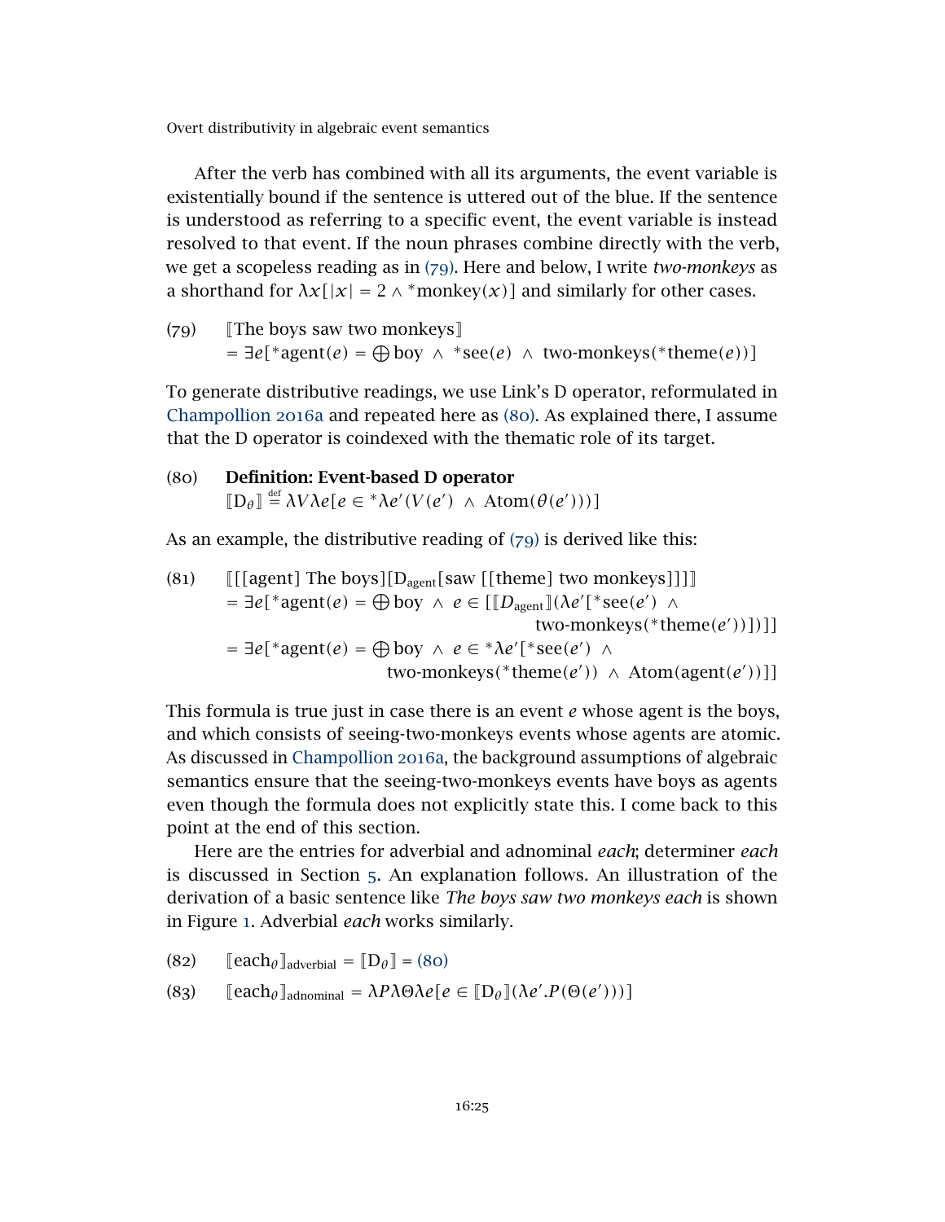After the verb has combined with all its arguments, the event variable is existentially bound if the sentence is uttered out of the blue. If the sentence is understood as referring to a specific event, the event variable is instead resolved to that event. If the noun phrases combine directly with the verb, we get a scopeless reading as in (79). Here and below, I write *two-monkeys* as a shorthand for $\lambda x[|x| = 2 \wedge {}^*\text{monkey}(x)]$ and similarly for other cases.

(79) $[\![\text{The boys saw two monkeys}]\!]$
$= \exists e[{}^*\text{agent}(e) = \bigoplus \text{boy} \ \wedge \ {}^*\text{see}(e) \ \wedge \ \text{two-monkeys}({}^*\text{theme}(e))]$

To generate distributive readings, we use Link's D operator, reformulated in Champollion 2016a and repeated here as (80). As explained there, I assume that the D operator is coindexed with the thematic role of its target.

(80) **Definition: Event-based D operator**
$[\![\text{D}_\theta]\!] \stackrel{\text{def}}{=} \lambda V \lambda e[e \in {}^*\lambda e'(V(e') \ \wedge \ \text{Atom}(\theta(e')))]$

As an example, the distributive reading of (79) is derived like this:

(81) $[\![[\text{[agent] The boys}][\text{D}_{\text{agent}}[\text{saw [[theme] two monkeys]]]}]\!]$
$= \exists e[{}^*\text{agent}(e) = \bigoplus \text{boy} \ \wedge \ e \in [[\![D_{\text{agent}}]\!](\lambda e'[{}^*\text{see}(e') \ \wedge$
$\text{two-monkeys}({}^*\text{theme}(e'))])]]$
$= \exists e[{}^*\text{agent}(e) = \bigoplus \text{boy} \ \wedge \ e \in {}^*\lambda e'[{}^*\text{see}(e') \ \wedge$
$\text{two-monkeys}({}^*\text{theme}(e')) \ \wedge \ \text{Atom}(\text{agent}(e'))]]$

This formula is true just in case there is an event *e* whose agent is the boys, and which consists of seeing-two-monkeys events whose agents are atomic. As discussed in Champollion 2016a, the background assumptions of algebraic semantics ensure that the seeing-two-monkeys events have boys as agents even though the formula does not explicitly state this. I come back to this point at the end of this section.

Here are the entries for adverbial and adnominal *each*; determiner *each* is discussed in Section 5. An explanation follows. An illustration of the derivation of a basic sentence like *The boys saw two monkeys each* is shown in Figure 1. Adverbial *each* works similarly.

(82) $[\![\text{each}_\theta]\!]_{\text{adverbial}} = [\![\text{D}_\theta]\!] = (80)$

(83) $[\![\text{each}_\theta]\!]_{\text{adnominal}} = \lambda P \lambda \Theta \lambda e[e \in [\![\text{D}_\theta]\!](\lambda e'.P(\Theta(e')))]$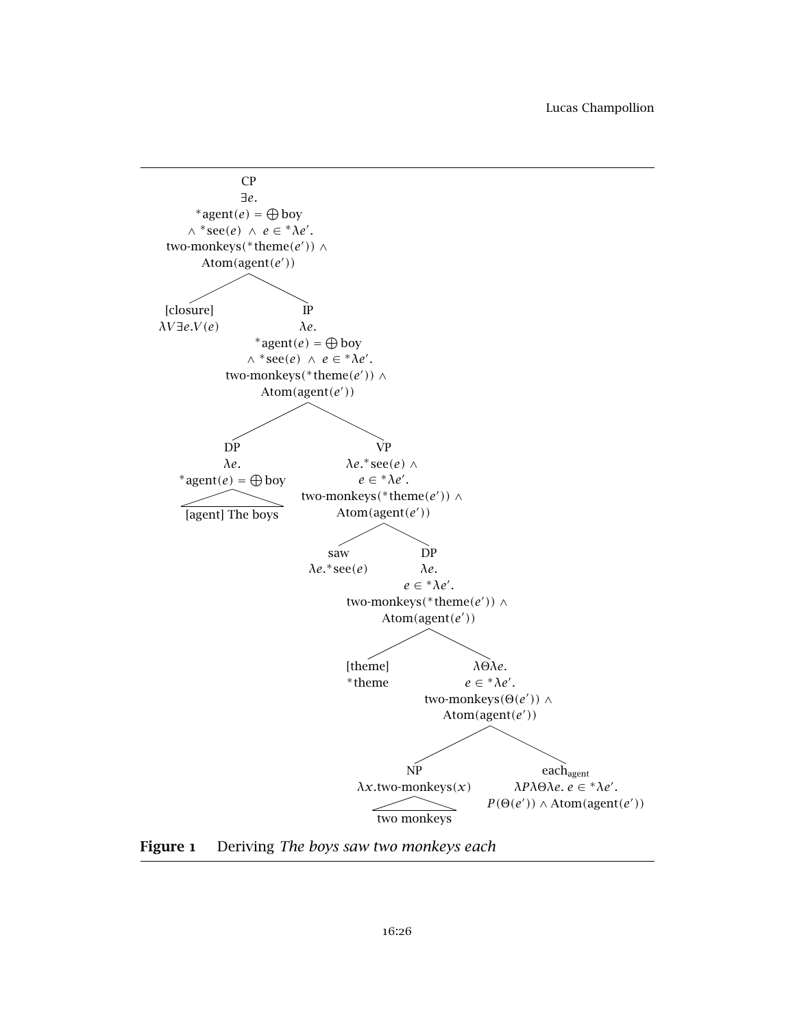CP
$\exists e.$
$^*\text{agent}(e) = \bigoplus \text{boy}$
$\wedge\ ^*\text{see}(e)\ \wedge\ e \in {}^*\lambda e'.$
$\text{two-monkeys}(^*\text{theme}(e'))\ \wedge$
$\text{Atom}(\text{agent}(e'))$

[closure]
$\lambda V \exists e.V(e)$

IP
$\lambda e.$
$^*\text{agent}(e) = \bigoplus \text{boy}$
$\wedge\ ^*\text{see}(e)\ \wedge\ e \in {}^*\lambda e'.$
$\text{two-monkeys}(^*\text{theme}(e'))\ \wedge$
$\text{Atom}(\text{agent}(e'))$

DP
$\lambda e.$
$^*\text{agent}(e) = \bigoplus \text{boy}$
[agent] The boys

VP
$\lambda e.^*\text{see}(e)\ \wedge$
$e \in {}^*\lambda e'.$
$\text{two-monkeys}(^*\text{theme}(e'))\ \wedge$
$\text{Atom}(\text{agent}(e'))$

saw
$\lambda e.^*\text{see}(e)$

DP
$\lambda e.$
$e \in {}^*\lambda e'.$
$\text{two-monkeys}(^*\text{theme}(e'))\ \wedge$
$\text{Atom}(\text{agent}(e'))$

[theme]
$^*\text{theme}$

$\lambda \Theta \lambda e.$
$e \in {}^*\lambda e'.$
$\text{two-monkeys}(\Theta(e'))\ \wedge$
$\text{Atom}(\text{agent}(e'))$

NP
$\lambda x.\text{two-monkeys}(x)$
two monkeys

$\text{each}_{\text{agent}}$
$\lambda P \lambda \Theta \lambda e.\ e \in {}^*\lambda e'.$
$P(\Theta(e')) \wedge \text{Atom}(\text{agent}(e'))$

**Figure 1** Deriving *The boys saw two monkeys each*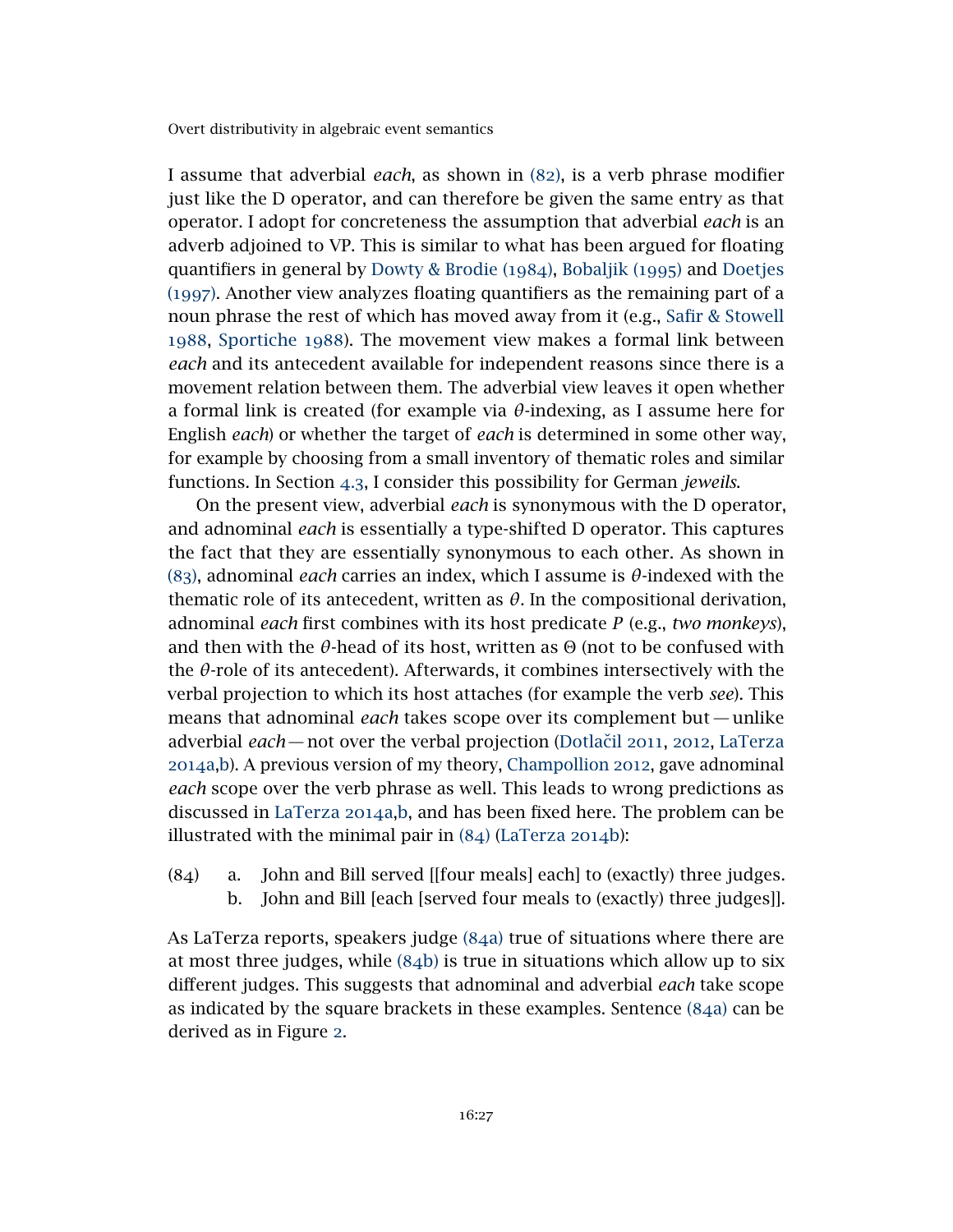I assume that adverbial *each*, as shown in (82), is a verb phrase modifier just like the D operator, and can therefore be given the same entry as that operator. I adopt for concreteness the assumption that adverbial *each* is an adverb adjoined to VP. This is similar to what has been argued for floating quantifiers in general by Dowty & Brodie (1984), Bobaljik (1995) and Doetjes (1997). Another view analyzes floating quantifiers as the remaining part of a noun phrase the rest of which has moved away from it (e.g., Safir & Stowell 1988, Sportiche 1988). The movement view makes a formal link between *each* and its antecedent available for independent reasons since there is a movement relation between them. The adverbial view leaves it open whether a formal link is created (for example via $\theta$-indexing, as I assume here for English *each*) or whether the target of *each* is determined in some other way, for example by choosing from a small inventory of thematic roles and similar functions. In Section 4.3, I consider this possibility for German *jeweils*.

On the present view, adverbial *each* is synonymous with the D operator, and adnominal *each* is essentially a type-shifted D operator. This captures the fact that they are essentially synonymous to each other. As shown in (83), adnominal *each* carries an index, which I assume is $\theta$-indexed with the thematic role of its antecedent, written as $\theta$. In the compositional derivation, adnominal *each* first combines with its host predicate $P$ (e.g., *two monkeys*), and then with the $\theta$-head of its host, written as $\Theta$ (not to be confused with the $\theta$-role of its antecedent). Afterwards, it combines intersectively with the verbal projection to which its host attaches (for example the verb *see*). This means that adnominal *each* takes scope over its complement but — unlike adverbial *each* — not over the verbal projection (Dotlačil 2011, 2012, LaTerza 2014a,b). A previous version of my theory, Champollion 2012, gave adnominal *each* scope over the verb phrase as well. This leads to wrong predictions as discussed in LaTerza 2014a,b, and has been fixed here. The problem can be illustrated with the minimal pair in (84) (LaTerza 2014b):

(84) a. John and Bill served [[four meals] each] to (exactly) three judges.
b. John and Bill [each [served four meals to (exactly) three judges]].

As LaTerza reports, speakers judge (84a) true of situations where there are at most three judges, while (84b) is true in situations which allow up to six different judges. This suggests that adnominal and adverbial *each* take scope as indicated by the square brackets in these examples. Sentence (84a) can be derived as in Figure 2.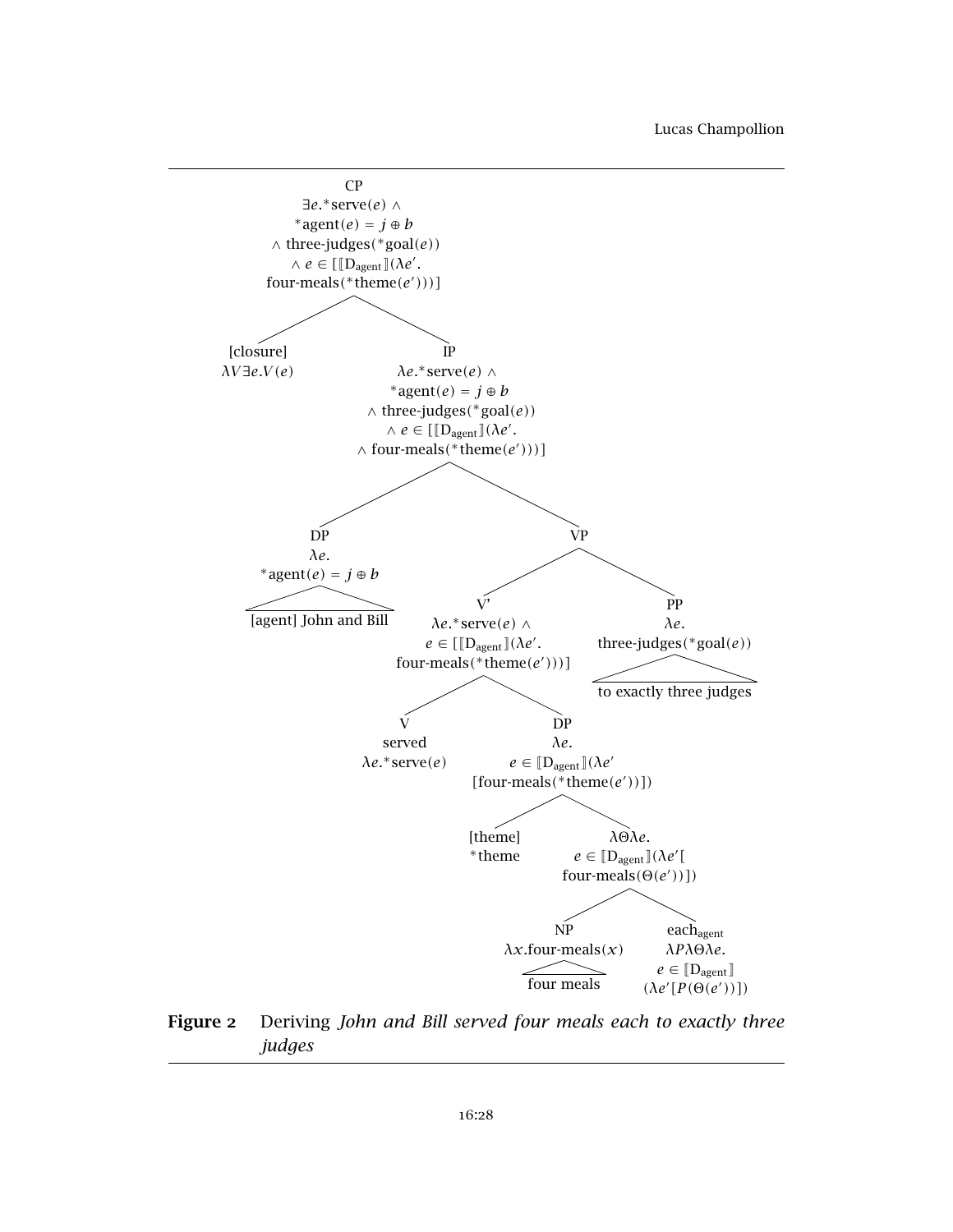CP
$\exists e.{}^{*}\text{serve}(e) \wedge$
${}^{*}\text{agent}(e) = j \oplus b$
$\wedge$ three-judges$({}^{*}\text{goal}(e))$
$\wedge\ e \in [[\![\text{D}_{\text{agent}}]\!](\lambda e'.$
four-meals$({}^{*}\text{theme}(e')))]$

[closure]
$\lambda V \exists e.V(e)$

IP
$\lambda e.{}^{*}\text{serve}(e) \wedge$
${}^{*}\text{agent}(e) = j \oplus b$
$\wedge$ three-judges$({}^{*}\text{goal}(e))$
$\wedge\ e \in [[\![\text{D}_{\text{agent}}]\!](\lambda e'.$
$\wedge$ four-meals$({}^{*}\text{theme}(e')))]$

DP
$\lambda e.$
${}^{*}\text{agent}(e) = j \oplus b$
[agent] John and Bill

VP

V'
$\lambda e.{}^{*}\text{serve}(e) \wedge$
$e \in [[\![\text{D}_{\text{agent}}]\!](\lambda e'.$
four-meals$({}^{*}\text{theme}(e')))]$

PP
$\lambda e.$
three-judges$({}^{*}\text{goal}(e))$
to exactly three judges

V
served
$\lambda e.{}^{*}\text{serve}(e)$

DP
$\lambda e.$
$e \in [\![\text{D}_{\text{agent}}]\!](\lambda e'$
[four-meals$({}^{*}\text{theme}(e'))$])

[theme]
${}^{*}$theme

$\lambda \Theta \lambda e.$
$e \in [\![\text{D}_{\text{agent}}]\!](\lambda e'[$
four-meals$(\Theta(e'))$])

NP
$\lambda x.$four-meals$(x)$
four meals

each$_{\text{agent}}$
$\lambda P \lambda \Theta \lambda e.$
$e \in [\![\text{D}_{\text{agent}}]\!]$
$(\lambda e'[P(\Theta(e'))])$

**Figure 2** Deriving *John and Bill served four meals each to exactly three judges*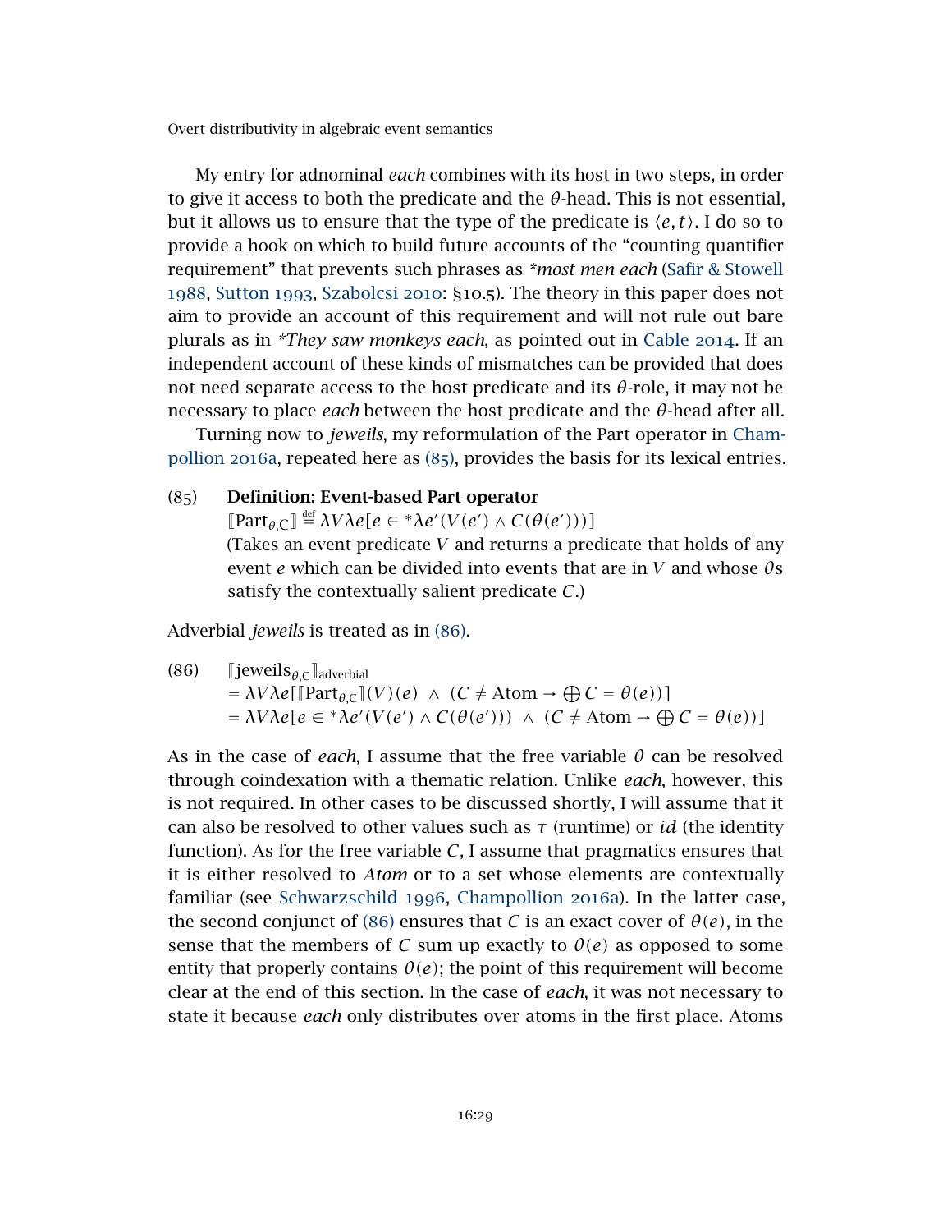My entry for adnominal *each* combines with its host in two steps, in order to give it access to both the predicate and the $\theta$-head. This is not essential, but it allows us to ensure that the type of the predicate is $\langle e, t \rangle$. I do so to provide a hook on which to build future accounts of the "counting quantifier requirement" that prevents such phrases as *\*most men each* (Safir & Stowell 1988, Sutton 1993, Szabolcsi 2010: §10.5). The theory in this paper does not aim to provide an account of this requirement and will not rule out bare plurals as in *\*They saw monkeys each*, as pointed out in Cable 2014. If an independent account of these kinds of mismatches can be provided that does not need separate access to the host predicate and its $\theta$-role, it may not be necessary to place *each* between the host predicate and the $\theta$-head after all.

Turning now to *jeweils*, my reformulation of the Part operator in Champollion 2016a, repeated here as (85), provides the basis for its lexical entries.

(85) **Definition: Event-based Part operator**

$$[\![\text{Part}_{\theta,C}]\!] \stackrel{\text{def}}{=} \lambda V \lambda e[e \in {}^*\lambda e'(V(e') \wedge C(\theta(e')))]$$

(Takes an event predicate $V$ and returns a predicate that holds of any event $e$ which can be divided into events that are in $V$ and whose $\theta$s satisfy the contextually salient predicate $C$.)

Adverbial *jeweils* is treated as in (86).

(86)
$$\begin{aligned}
&[\![\text{jeweils}_{\theta,C}]\!]_{\text{adverbial}} \\
&= \lambda V \lambda e[[\![\text{Part}_{\theta,C}]\!](V)(e) \ \wedge \ (C \neq \text{Atom} \rightarrow \textstyle\bigoplus C = \theta(e))] \\
&= \lambda V \lambda e[e \in {}^*\lambda e'(V(e') \wedge C(\theta(e'))) \ \wedge \ (C \neq \text{Atom} \rightarrow \textstyle\bigoplus C = \theta(e))]
\end{aligned}$$

As in the case of *each*, I assume that the free variable $\theta$ can be resolved through coindexation with a thematic relation. Unlike *each*, however, this is not required. In other cases to be discussed shortly, I will assume that it can also be resolved to other values such as $\tau$ (runtime) or $id$ (the identity function). As for the free variable $C$, I assume that pragmatics ensures that it is either resolved to *Atom* or to a set whose elements are contextually familiar (see Schwarzschild 1996, Champollion 2016a). In the latter case, the second conjunct of (86) ensures that $C$ is an exact cover of $\theta(e)$, in the sense that the members of $C$ sum up exactly to $\theta(e)$ as opposed to some entity that properly contains $\theta(e)$; the point of this requirement will become clear at the end of this section. In the case of *each*, it was not necessary to state it because *each* only distributes over atoms in the first place. Atoms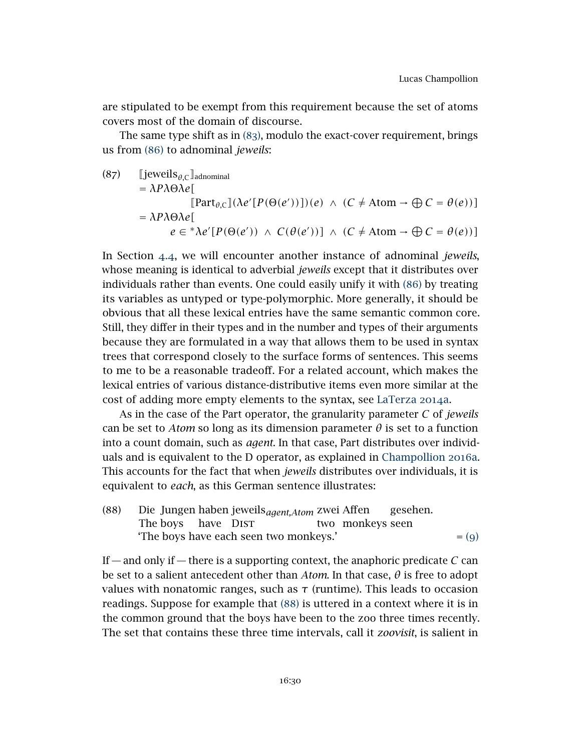are stipulated to be exempt from this requirement because the set of atoms covers most of the domain of discourse.

The same type shift as in (83), modulo the exact-cover requirement, brings us from (86) to adnominal *jeweils*:

(87) $[\![\text{jeweils}_{\theta,C}]\!]_{\text{adnominal}}$

$$= \lambda P \lambda \Theta \lambda e[$$
$$[\![\text{Part}_{\theta,C}]\!](\lambda e'[P(\Theta(e'))])(e) \;\wedge\; (C \neq \text{Atom} \rightarrow \bigoplus C = \theta(e))]$$
$$= \lambda P \lambda \Theta \lambda e[$$
$$e \in {}^{*}\lambda e'[P(\Theta(e')) \;\wedge\; C(\theta(e'))] \;\wedge\; (C \neq \text{Atom} \rightarrow \bigoplus C = \theta(e))]$$

In Section 4.4, we will encounter another instance of adnominal *jeweils*, whose meaning is identical to adverbial *jeweils* except that it distributes over individuals rather than events. One could easily unify it with (86) by treating its variables as untyped or type-polymorphic. More generally, it should be obvious that all these lexical entries have the same semantic common core. Still, they differ in their types and in the number and types of their arguments because they are formulated in a way that allows them to be used in syntax trees that correspond closely to the surface forms of sentences. This seems to me to be a reasonable tradeoff. For a related account, which makes the lexical entries of various distance-distributive items even more similar at the cost of adding more empty elements to the syntax, see LaTerza 2014a.

As in the case of the Part operator, the granularity parameter $C$ of *jeweils* can be set to *Atom* so long as its dimension parameter $\theta$ is set to a function into a count domain, such as *agent*. In that case, Part distributes over individuals and is equivalent to the D operator, as explained in Champollion 2016a. This accounts for the fact that when *jeweils* distributes over individuals, it is equivalent to *each*, as this German sentence illustrates:

(88) Die Jungen haben jeweils$_{agent,Atom}$ zwei Affen gesehen.
The boys have DIST two monkeys seen
'The boys have each seen two monkeys.' = (9)

If — and only if — there is a supporting context, the anaphoric predicate $C$ can be set to a salient antecedent other than *Atom*. In that case, $\theta$ is free to adopt values with nonatomic ranges, such as $\tau$ (runtime). This leads to occasion readings. Suppose for example that (88) is uttered in a context where it is in the common ground that the boys have been to the zoo three times recently. The set that contains these three time intervals, call it *zoovisit*, is salient in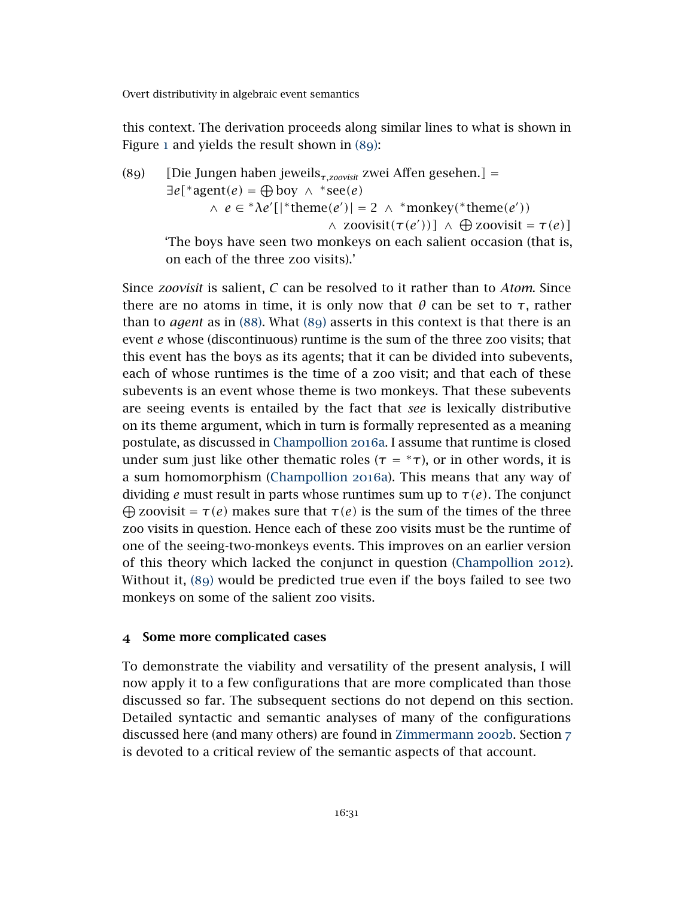this context. The derivation proceeds along similar lines to what is shown in Figure 1 and yields the result shown in (89):

(89) ⟦Die Jungen haben jeweils$_{\tau, zoovisit}$ zwei Affen gesehen.⟧ =

$$\exists e[{}^*\text{agent}(e) = \bigoplus \text{boy} \wedge {}^*\text{see}(e) \wedge e \in {}^*\lambda e'[|{}^*\text{theme}(e')| = 2 \wedge {}^*\text{monkey}({}^*\text{theme}(e')) \wedge \text{zoovisit}(\tau(e'))] \wedge \bigoplus \text{zoovisit} = \tau(e)]$$

'The boys have seen two monkeys on each salient occasion (that is, on each of the three zoo visits).'

Since *zoovisit* is salient, $C$ can be resolved to it rather than to *Atom*. Since there are no atoms in time, it is only now that $\theta$ can be set to $\tau$, rather than to *agent* as in (88). What (89) asserts in this context is that there is an event $e$ whose (discontinuous) runtime is the sum of the three zoo visits; that this event has the boys as its agents; that it can be divided into subevents, each of whose runtimes is the time of a zoo visit; and that each of these subevents is an event whose theme is two monkeys. That these subevents are seeing events is entailed by the fact that *see* is lexically distributive on its theme argument, which in turn is formally represented as a meaning postulate, as discussed in Champollion 2016a. I assume that runtime is closed under sum just like other thematic roles ($\tau = {}^*\tau$), or in other words, it is a sum homomorphism (Champollion 2016a). This means that any way of dividing $e$ must result in parts whose runtimes sum up to $\tau(e)$. The conjunct $\bigoplus$ zoovisit $= \tau(e)$ makes sure that $\tau(e)$ is the sum of the times of the three zoo visits in question. Hence each of these zoo visits must be the runtime of one of the seeing-two-monkeys events. This improves on an earlier version of this theory which lacked the conjunct in question (Champollion 2012). Without it, (89) would be predicted true even if the boys failed to see two monkeys on some of the salient zoo visits.

## 4 Some more complicated cases

To demonstrate the viability and versatility of the present analysis, I will now apply it to a few configurations that are more complicated than those discussed so far. The subsequent sections do not depend on this section. Detailed syntactic and semantic analyses of many of the configurations discussed here (and many others) are found in Zimmermann 2002b. Section 7 is devoted to a critical review of the semantic aspects of that account.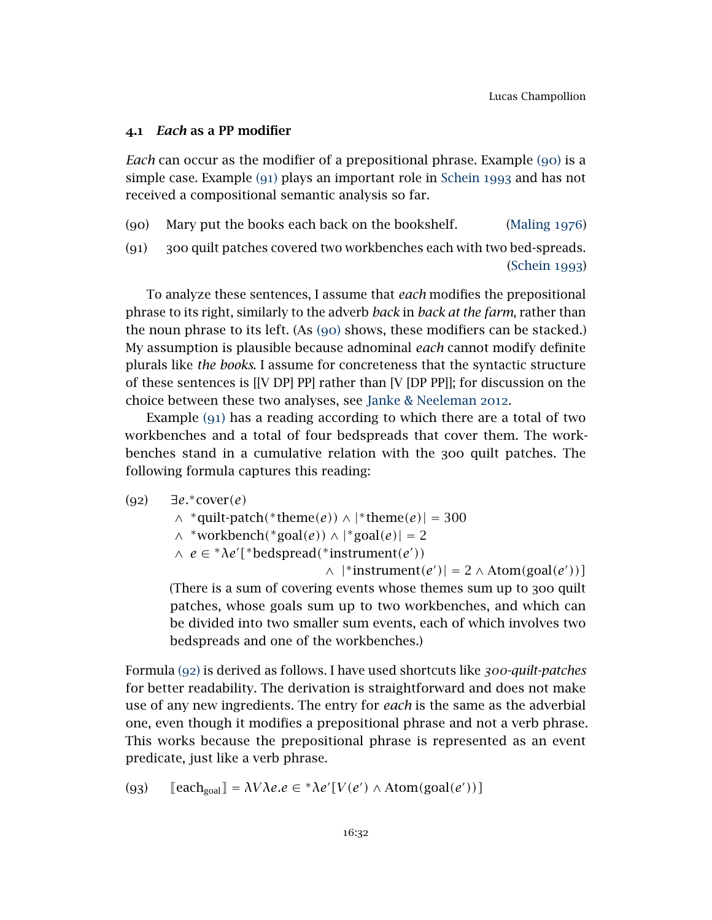### 4.1 *Each* as a PP modifier

*Each* can occur as the modifier of a prepositional phrase. Example (90) is a simple case. Example (91) plays an important role in Schein 1993 and has not received a compositional semantic analysis so far.

(90) Mary put the books each back on the bookshelf. (Maling 1976)

(91) 300 quilt patches covered two workbenches each with two bed-spreads. (Schein 1993)

To analyze these sentences, I assume that *each* modifies the prepositional phrase to its right, similarly to the adverb *back* in *back at the farm*, rather than the noun phrase to its left. (As (90) shows, these modifiers can be stacked.) My assumption is plausible because adnominal *each* cannot modify definite plurals like *the books*. I assume for concreteness that the syntactic structure of these sentences is [[V DP] PP] rather than [V [DP PP]]; for discussion on the choice between these two analyses, see Janke & Neeleman 2012.

Example (91) has a reading according to which there are a total of two workbenches and a total of four bedspreads that cover them. The workbenches stand in a cumulative relation with the 300 quilt patches. The following formula captures this reading:

(92)
$$
\begin{aligned}
&\exists e.{}^{*}\text{cover}(e) \\
&\wedge\ {}^{*}\text{quilt-patch}({}^{*}\text{theme}(e)) \wedge |{}^{*}\text{theme}(e)| = 300 \\
&\wedge\ {}^{*}\text{workbench}({}^{*}\text{goal}(e)) \wedge |{}^{*}\text{goal}(e)| = 2 \\
&\wedge\ e \in {}^{*}\lambda e'[{}^{*}\text{bedspread}({}^{*}\text{instrument}(e')) \\
&\qquad\qquad \wedge\ |{}^{*}\text{instrument}(e')| = 2 \wedge \text{Atom}(\text{goal}(e'))]
\end{aligned}
$$

(There is a sum of covering events whose themes sum up to 300 quilt patches, whose goals sum up to two workbenches, and which can be divided into two smaller sum events, each of which involves two bedspreads and one of the workbenches.)

Formula (92) is derived as follows. I have used shortcuts like *300-quilt-patches* for better readability. The derivation is straightforward and does not make use of any new ingredients. The entry for *each* is the same as the adverbial one, even though it modifies a prepositional phrase and not a verb phrase. This works because the prepositional phrase is represented as an event predicate, just like a verb phrase.

(93) $[\![\text{each}_{\text{goal}}]\!] = \lambda V \lambda e.e \in {}^{*}\lambda e'[V(e') \wedge \text{Atom}(\text{goal}(e'))]$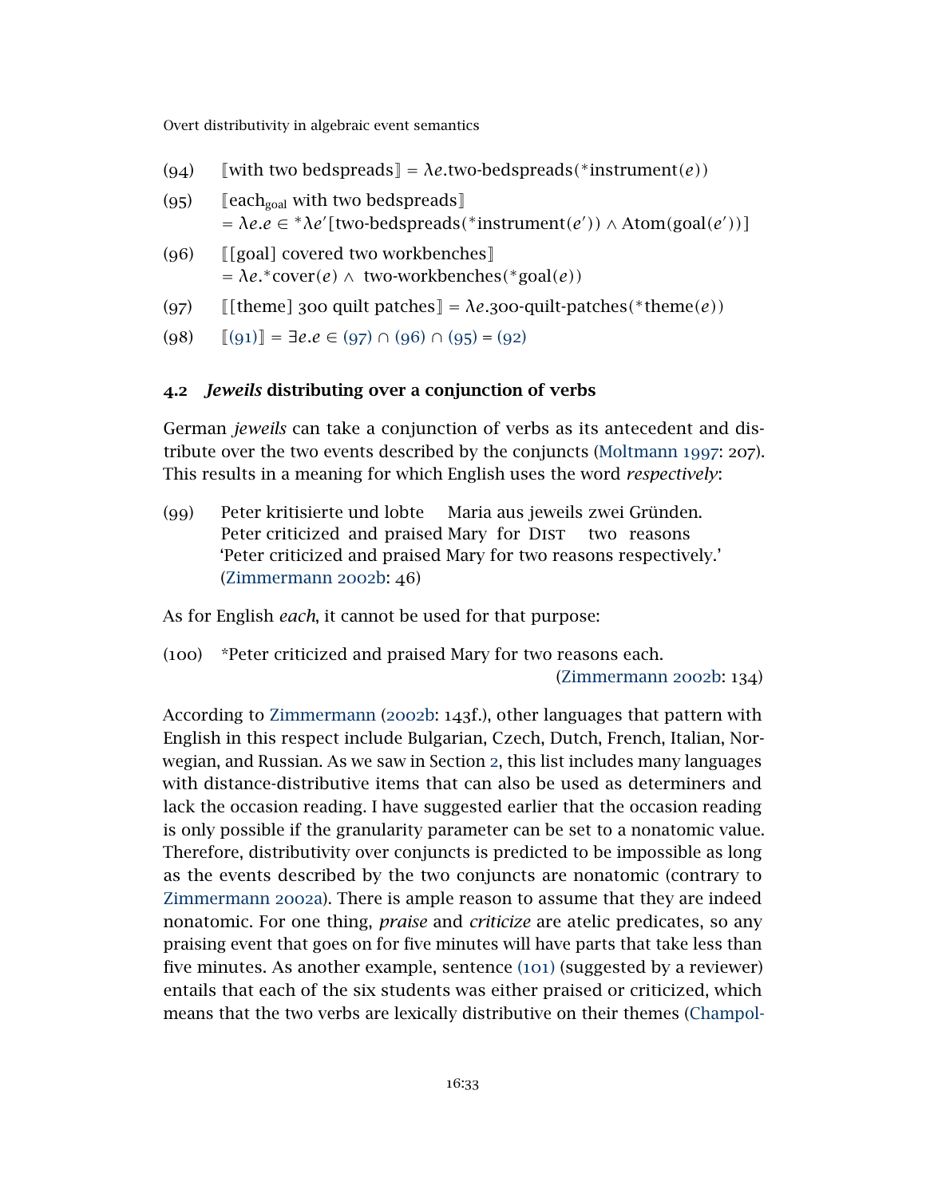(94) ⟦with two bedspreads⟧ = $\lambda e.\text{two-bedspreads}({}^*\text{instrument}(e))$

(95) ⟦each$_{\text{goal}}$ with two bedspreads⟧
= $\lambda e.e \in {}^*\lambda e'[\text{two-bedspreads}({}^*\text{instrument}(e')) \wedge \text{Atom}(\text{goal}(e'))]$

(96) ⟦[goal] covered two workbenches⟧
= $\lambda e.{}^*\text{cover}(e) \wedge \text{two-workbenches}({}^*\text{goal}(e))$

(97) ⟦[theme] 300 quilt patches⟧ = $\lambda e.\text{300-quilt-patches}({}^*\text{theme}(e))$

(98) ⟦(91)⟧ = $\exists e.e \in$ (97) $\cap$ (96) $\cap$ (95) = (92)

### 4.2 *Jeweils* distributing over a conjunction of verbs

German *jeweils* can take a conjunction of verbs as its antecedent and distribute over the two events described by the conjuncts (Moltmann 1997: 207). This results in a meaning for which English uses the word *respectively*:

(99) Peter kritisierte und lobte Maria aus jeweils zwei Gründen.
Peter criticized and praised Mary for Dist two reasons
'Peter criticized and praised Mary for two reasons respectively.'
(Zimmermann 2002b: 46)

As for English *each*, it cannot be used for that purpose:

(100) *Peter criticized and praised Mary for two reasons each.
(Zimmermann 2002b: 134)

According to Zimmermann (2002b: 143f.), other languages that pattern with English in this respect include Bulgarian, Czech, Dutch, French, Italian, Norwegian, and Russian. As we saw in Section 2, this list includes many languages with distance-distributive items that can also be used as determiners and lack the occasion reading. I have suggested earlier that the occasion reading is only possible if the granularity parameter can be set to a nonatomic value. Therefore, distributivity over conjuncts is predicted to be impossible as long as the events described by the two conjuncts are nonatomic (contrary to Zimmermann 2002a). There is ample reason to assume that they are indeed nonatomic. For one thing, *praise* and *criticize* are atelic predicates, so any praising event that goes on for five minutes will have parts that take less than five minutes. As another example, sentence (101) (suggested by a reviewer) entails that each of the six students was either praised or criticized, which means that the two verbs are lexically distributive on their themes (Champol-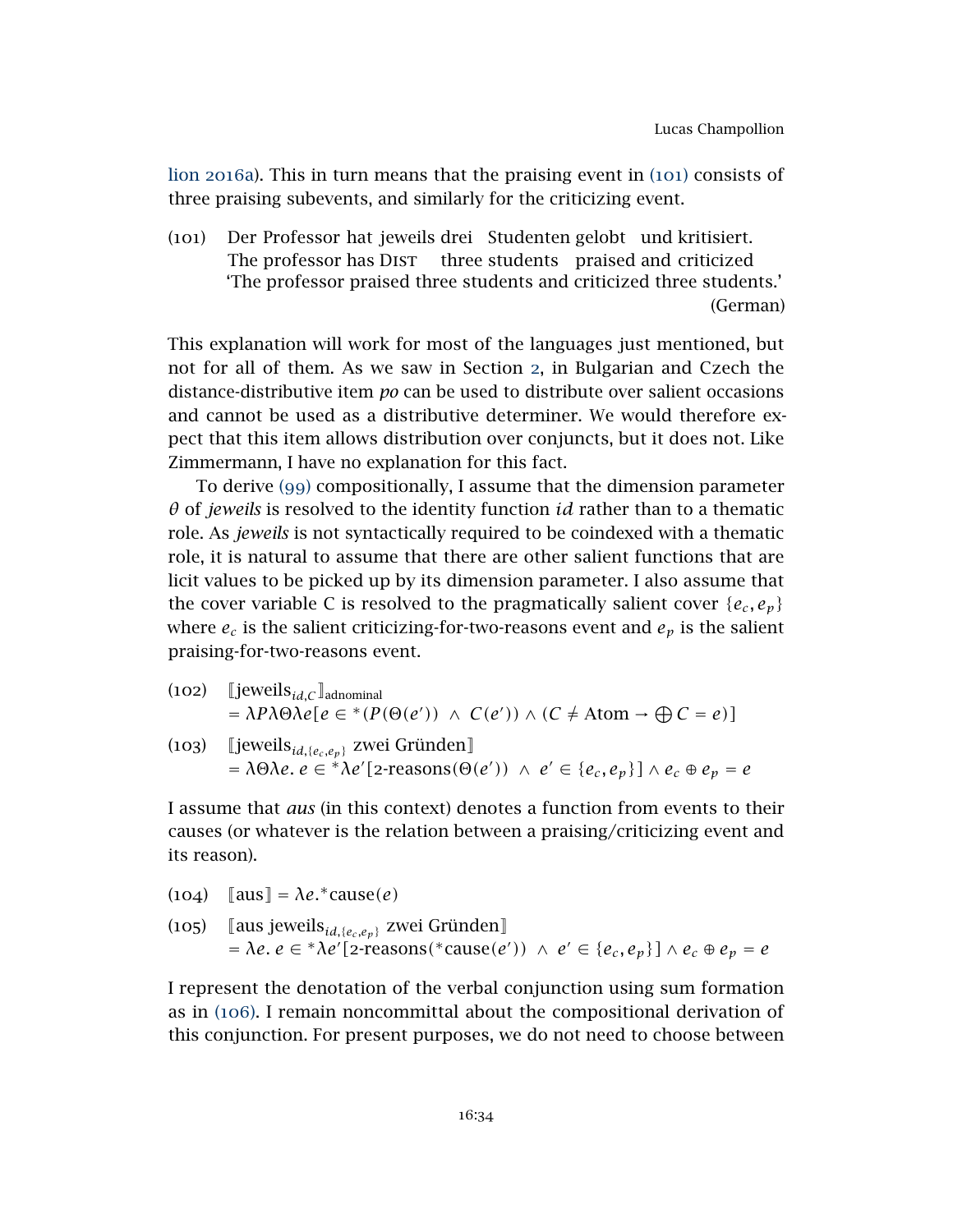lion 2016a). This in turn means that the praising event in (101) consists of three praising subevents, and similarly for the criticizing event.

(101) Der Professor hat jeweils drei Studenten gelobt und kritisiert.
The professor has Dist three students praised and criticized
'The professor praised three students and criticized three students.'
(German)

This explanation will work for most of the languages just mentioned, but not for all of them. As we saw in Section 2, in Bulgarian and Czech the distance-distributive item *po* can be used to distribute over salient occasions and cannot be used as a distributive determiner. We would therefore expect that this item allows distribution over conjuncts, but it does not. Like Zimmermann, I have no explanation for this fact.

To derive (99) compositionally, I assume that the dimension parameter $\theta$ of *jeweils* is resolved to the identity function *id* rather than to a thematic role. As *jeweils* is not syntactically required to be coindexed with a thematic role, it is natural to assume that there are other salient functions that are licit values to be picked up by its dimension parameter. I also assume that the cover variable C is resolved to the pragmatically salient cover $\{e_c, e_p\}$ where $e_c$ is the salient criticizing-for-two-reasons event and $e_p$ is the salient praising-for-two-reasons event.

(102) $[\![\text{jeweils}_{id,C}]\!]_{\text{adnominal}}$
$= \lambda P \lambda \Theta \lambda e[e \in {}^*(P(\Theta(e')) \wedge C(e')) \wedge (C \neq \text{Atom} \rightarrow \bigoplus C = e)]$

(103) $[\![\text{jeweils}_{id,\{e_c,e_p\}} \text{ zwei Gründen}]\!]$
$= \lambda \Theta \lambda e.\ e \in {}^*\lambda e'[\text{2-reasons}(\Theta(e')) \wedge e' \in \{e_c, e_p\}] \wedge e_c \oplus e_p = e$

I assume that *aus* (in this context) denotes a function from events to their causes (or whatever is the relation between a praising/criticizing event and its reason).

(104) $[\![\text{aus}]\!] = \lambda e.{}^*\text{cause}(e)$

(105) $[\![\text{aus jeweils}_{id,\{e_c,e_p\}} \text{ zwei Gründen}]\!]$
$= \lambda e.\ e \in {}^*\lambda e'[\text{2-reasons}({}^*\text{cause}(e')) \wedge e' \in \{e_c, e_p\}] \wedge e_c \oplus e_p = e$

I represent the denotation of the verbal conjunction using sum formation as in (106). I remain noncommittal about the compositional derivation of this conjunction. For present purposes, we do not need to choose between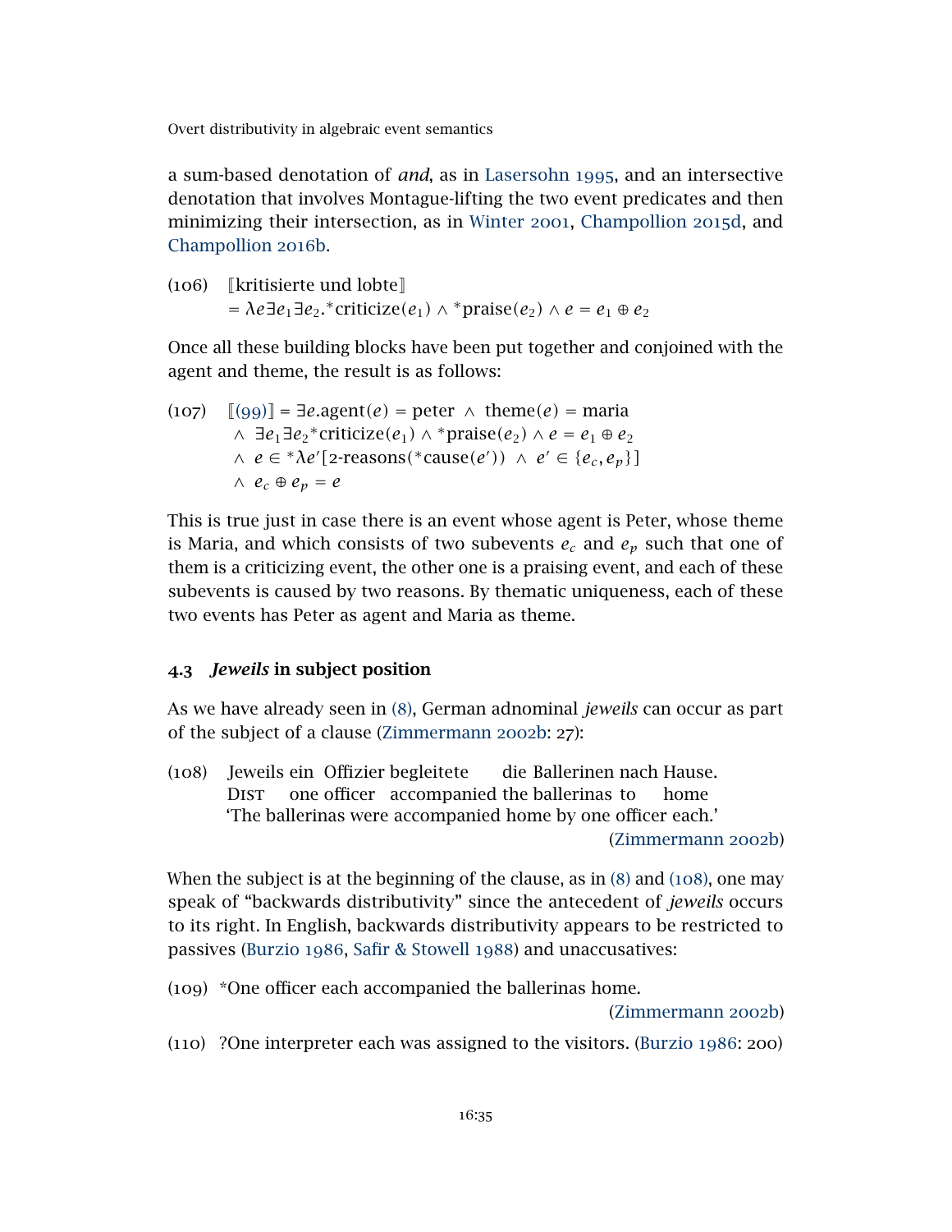a sum-based denotation of *and*, as in Lasersohn 1995, and an intersective denotation that involves Montague-lifting the two event predicates and then minimizing their intersection, as in Winter 2001, Champollion 2015d, and Champollion 2016b.

(106) ⟦kritisierte und lobte⟧
$= \lambda e \exists e_1 \exists e_2 . {}^*\text{criticize}(e_1) \wedge {}^*\text{praise}(e_2) \wedge e = e_1 \oplus e_2$

Once all these building blocks have been put together and conjoined with the agent and theme, the result is as follows:

(107) $[\![(99)]\!] = \exists e.\text{agent}(e) = \text{peter} \;\wedge\; \text{theme}(e) = \text{maria}$
$\wedge\; \exists e_1 \exists e_2 {}^*\text{criticize}(e_1) \wedge {}^*\text{praise}(e_2) \wedge e = e_1 \oplus e_2$
$\wedge\; e \in {}^*\lambda e'[\text{2-reasons}({}^*\text{cause}(e')) \;\wedge\; e' \in \{e_c, e_p\}]$
$\wedge\; e_c \oplus e_p = e$

This is true just in case there is an event whose agent is Peter, whose theme is Maria, and which consists of two subevents $e_c$ and $e_p$ such that one of them is a criticizing event, the other one is a praising event, and each of these subevents is caused by two reasons. By thematic uniqueness, each of these two events has Peter as agent and Maria as theme.

## 4.3 *Jeweils* in subject position

As we have already seen in (8), German adnominal *jeweils* can occur as part of the subject of a clause (Zimmermann 2002b: 27):

(108) Jeweils ein Offizier begleitete die Ballerinen nach Hause.
Dist one officer accompanied the ballerinas to home
'The ballerinas were accompanied home by one officer each.'
(Zimmermann 2002b)

When the subject is at the beginning of the clause, as in (8) and (108), one may speak of "backwards distributivity" since the antecedent of *jeweils* occurs to its right. In English, backwards distributivity appears to be restricted to passives (Burzio 1986, Safir & Stowell 1988) and unaccusatives:

(109) *One officer each accompanied the ballerinas home.
(Zimmermann 2002b)

(110) ?One interpreter each was assigned to the visitors. (Burzio 1986: 200)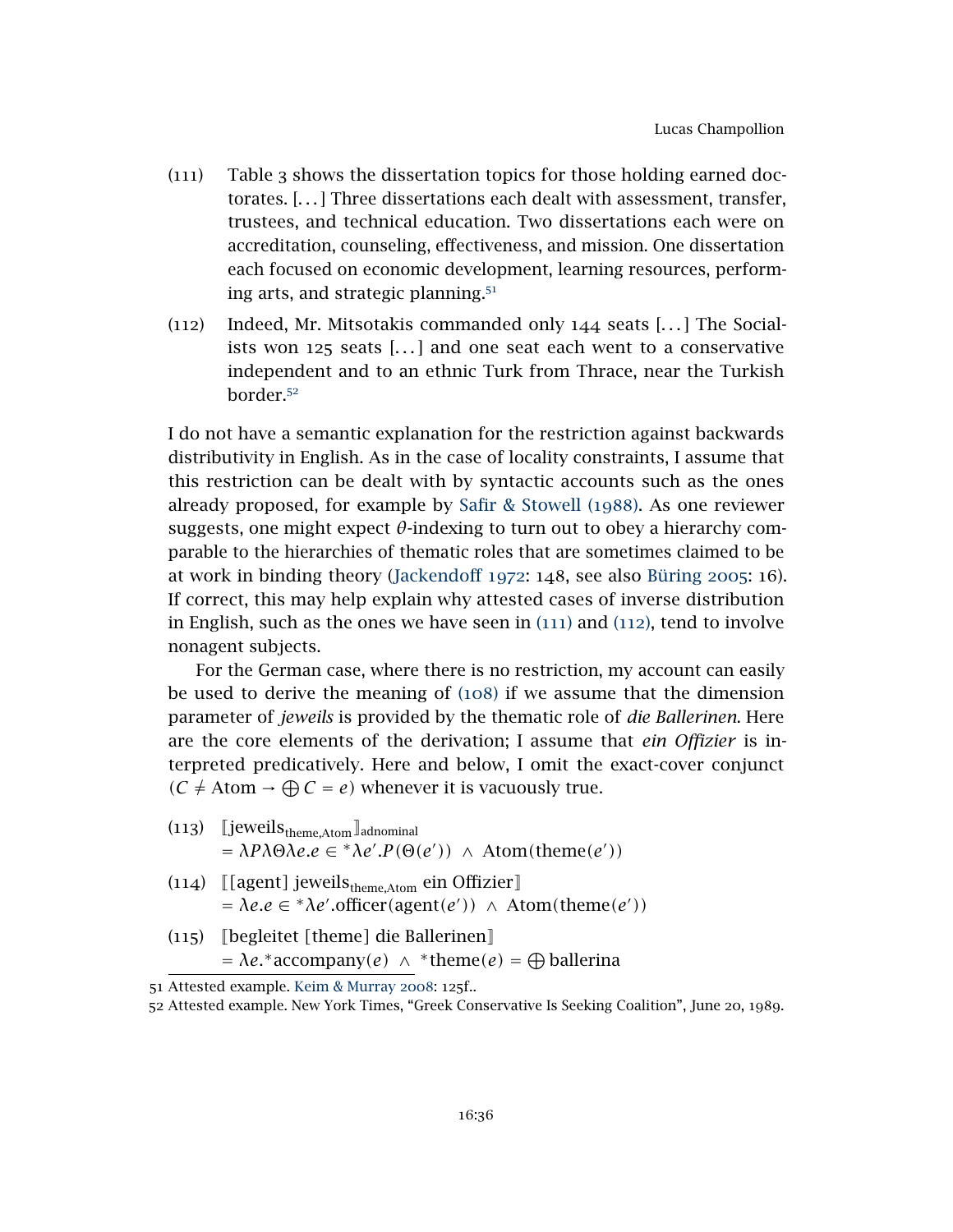(111) Table 3 shows the dissertation topics for those holding earned doctorates. [...] Three dissertations each dealt with assessment, transfer, trustees, and technical education. Two dissertations each were on accreditation, counseling, effectiveness, and mission. One dissertation each focused on economic development, learning resources, performing arts, and strategic planning.[51]

(112) Indeed, Mr. Mitsotakis commanded only 144 seats [...] The Socialists won 125 seats [...] and one seat each went to a conservative independent and to an ethnic Turk from Thrace, near the Turkish border.[52]

I do not have a semantic explanation for the restriction against backwards distributivity in English. As in the case of locality constraints, I assume that this restriction can be dealt with by syntactic accounts such as the ones already proposed, for example by Safir & Stowell (1988). As one reviewer suggests, one might expect $\theta$-indexing to turn out to obey a hierarchy comparable to the hierarchies of thematic roles that are sometimes claimed to be at work in binding theory (Jackendoff 1972: 148, see also Büring 2005: 16). If correct, this may help explain why attested cases of inverse distribution in English, such as the ones we have seen in (111) and (112), tend to involve nonagent subjects.

For the German case, where there is no restriction, my account can easily be used to derive the meaning of (108) if we assume that the dimension parameter of *jeweils* is provided by the thematic role of *die Ballerinen*. Here are the core elements of the derivation; I assume that *ein Offizier* is interpreted predicatively. Here and below, I omit the exact-cover conjunct ($C \neq \text{Atom} \rightarrow \bigoplus C = e$) whenever it is vacuously true.

(113) $[\![\text{jeweils}_{\text{theme,Atom}}]\!]_{\text{adnominal}}$
$= \lambda P \lambda \Theta \lambda e.e \in {}^*\lambda e'.P(\Theta(e')) \wedge \text{Atom}(\text{theme}(e'))$

(114) $[\![\text{[agent] jeweils}_{\text{theme,Atom}} \text{ ein Offizier}]\!]$
$= \lambda e.e \in {}^*\lambda e'.\text{officer}(\text{agent}(e')) \wedge \text{Atom}(\text{theme}(e'))$

(115) $[\![\text{begleitet [theme] die Ballerinen}]\!]$
$= \lambda e.{}^*\text{accompany}(e) \wedge {}^*\text{theme}(e) = \bigoplus \text{ballerina}$

[51] Attested example. Keim & Murray 2008: 125f..

[52] Attested example. New York Times, "Greek Conservative Is Seeking Coalition", June 20, 1989.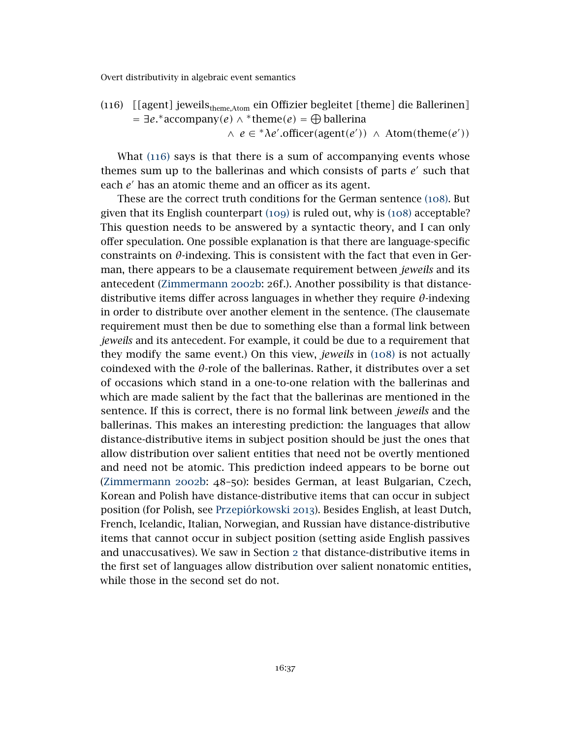(116) $[\![$[agent] jeweils$_{\text{theme,Atom}}$ ein Offizier begleitet [theme] die Ballerinen$]\!]$

$$= \exists e.{}^{*}\text{accompany}(e) \wedge {}^{*}\text{theme}(e) = \bigoplus \text{ballerina}$$
$$\wedge\ e \in {}^{*}\lambda e'.\text{officer}(\text{agent}(e')) \ \wedge\ \text{Atom}(\text{theme}(e'))$$

What (116) says is that there is a sum of accompanying events whose themes sum up to the ballerinas and which consists of parts $e'$ such that each $e'$ has an atomic theme and an officer as its agent.

These are the correct truth conditions for the German sentence (108). But given that its English counterpart (109) is ruled out, why is (108) acceptable? This question needs to be answered by a syntactic theory, and I can only offer speculation. One possible explanation is that there are language-specific constraints on $\theta$-indexing. This is consistent with the fact that even in German, there appears to be a clausemate requirement between *jeweils* and its antecedent (Zimmermann 2002b: 26f.). Another possibility is that distance-distributive items differ across languages in whether they require $\theta$-indexing in order to distribute over another element in the sentence. (The clausemate requirement must then be due to something else than a formal link between *jeweils* and its antecedent. For example, it could be due to a requirement that they modify the same event.) On this view, *jeweils* in (108) is not actually coindexed with the $\theta$-role of the ballerinas. Rather, it distributes over a set of occasions which stand in a one-to-one relation with the ballerinas and which are made salient by the fact that the ballerinas are mentioned in the sentence. If this is correct, there is no formal link between *jeweils* and the ballerinas. This makes an interesting prediction: the languages that allow distance-distributive items in subject position should be just the ones that allow distribution over salient entities that need not be overtly mentioned and need not be atomic. This prediction indeed appears to be borne out (Zimmermann 2002b: 48–50): besides German, at least Bulgarian, Czech, Korean and Polish have distance-distributive items that can occur in subject position (for Polish, see Przepiórkowski 2013). Besides English, at least Dutch, French, Icelandic, Italian, Norwegian, and Russian have distance-distributive items that cannot occur in subject position (setting aside English passives and unaccusatives). We saw in Section 2 that distance-distributive items in the first set of languages allow distribution over salient nonatomic entities, while those in the second set do not.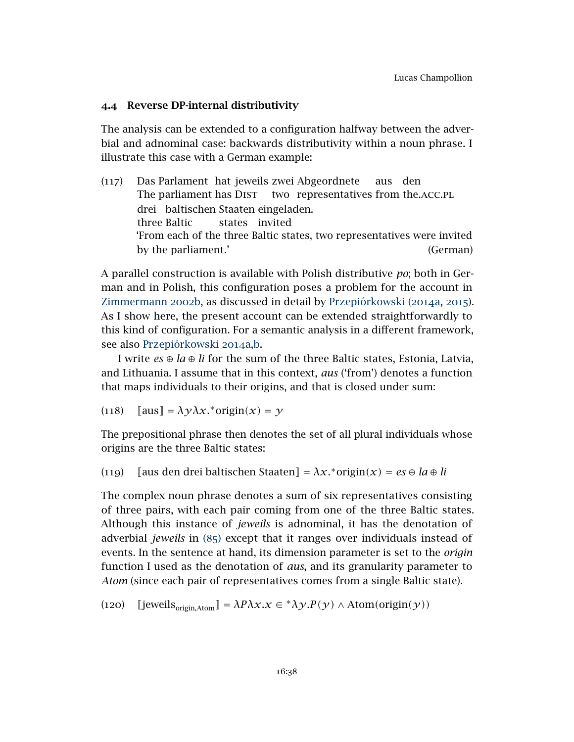### 4.4 Reverse DP-internal distributivity

The analysis can be extended to a configuration halfway between the adverbial and adnominal case: backwards distributivity within a noun phrase. I illustrate this case with a German example:

(117) Das Parlament hat jeweils zwei Abgeordnete aus den
The parliament has DIST two representatives from the.ACC.PL
drei baltischen Staaten eingeladen.
three Baltic states invited
'From each of the three Baltic states, two representatives were invited by the parliament.' (German)

A parallel construction is available with Polish distributive *po*; both in German and in Polish, this configuration poses a problem for the account in Zimmermann 2002b, as discussed in detail by Przepiórkowski (2014a, 2015). As I show here, the present account can be extended straightforwardly to this kind of configuration. For a semantic analysis in a different framework, see also Przepiórkowski 2014a,b.

I write $es \oplus la \oplus li$ for the sum of the three Baltic states, Estonia, Latvia, and Lithuania. I assume that in this context, *aus* ('from') denotes a function that maps individuals to their origins, and that is closed under sum:

(118) $[\![\text{aus}]\!] = \lambda y \lambda x.{}^*\text{origin}(x) = y$

The prepositional phrase then denotes the set of all plural individuals whose origins are the three Baltic states:

(119) $[\![\text{aus den drei baltischen Staaten}]\!] = \lambda x.{}^*\text{origin}(x) = es \oplus la \oplus li$

The complex noun phrase denotes a sum of six representatives consisting of three pairs, with each pair coming from one of the three Baltic states. Although this instance of *jeweils* is adnominal, it has the denotation of adverbial *jeweils* in (85) except that it ranges over individuals instead of events. In the sentence at hand, its dimension parameter is set to the *origin* function I used as the denotation of *aus*, and its granularity parameter to *Atom* (since each pair of representatives comes from a single Baltic state).

(120) $[\![\text{jeweils}_{\text{origin,Atom}}]\!] = \lambda P \lambda x.x \in {}^*\lambda y.P(y) \wedge \text{Atom}(\text{origin}(y))$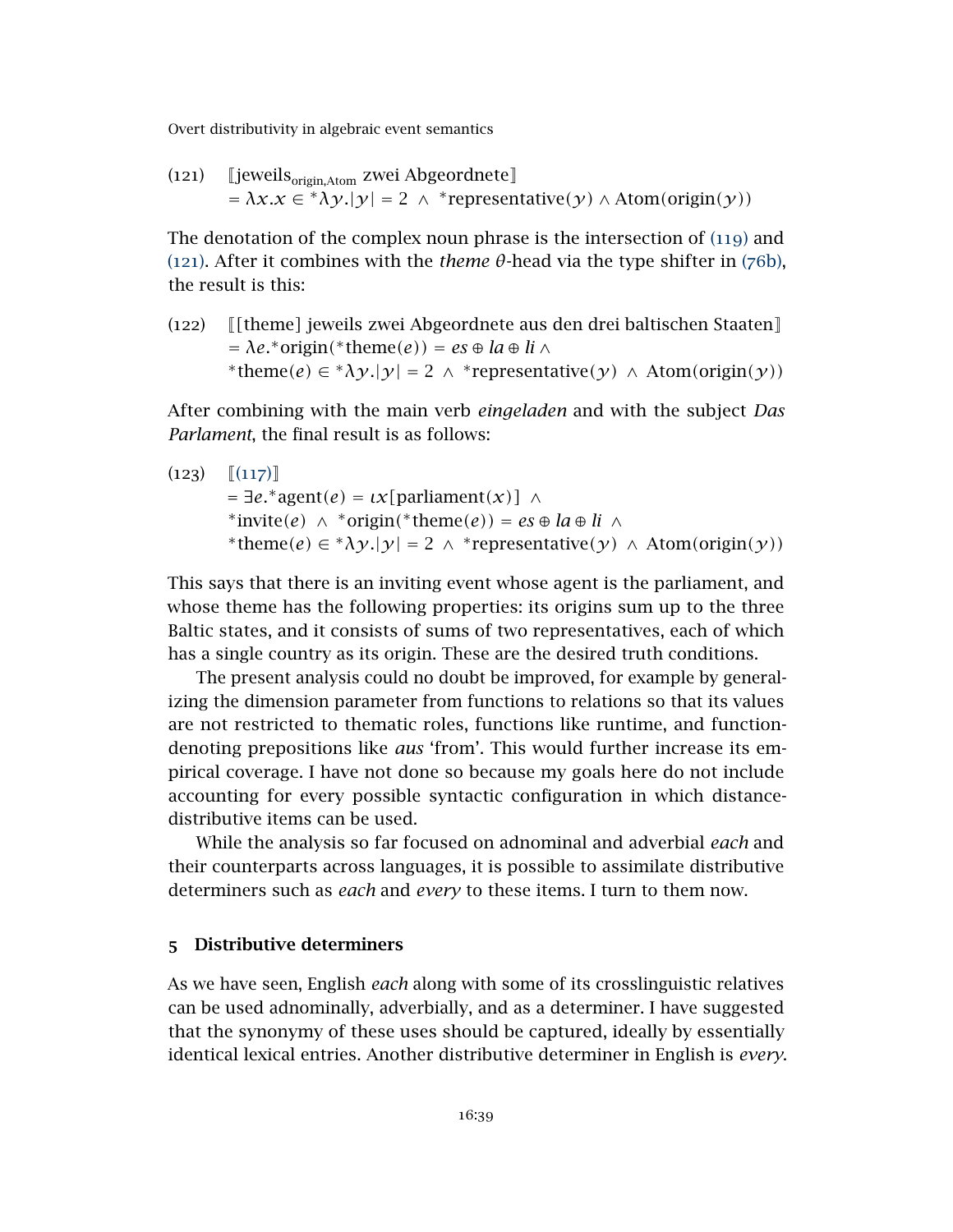(121) $[\![$jeweils$_{\text{origin,Atom}}$ zwei Abgeordnete$]\!]$
$= \lambda x.x \in {}^*\lambda y.|y| = 2 \;\wedge\; {}^*\text{representative}(y) \wedge \text{Atom}(\text{origin}(y))$

The denotation of the complex noun phrase is the intersection of (119) and (121). After it combines with the *theme* $\theta$-head via the type shifter in (76b), the result is this:

(122) $[\![$[theme] jeweils zwei Abgeordnete aus den drei baltischen Staaten$]\!]$
$= \lambda e.{}^*\text{origin}({}^*\text{theme}(e)) = \textit{es} \oplus \textit{la} \oplus \textit{li} \;\wedge$
${}^*\text{theme}(e) \in {}^*\lambda y.|y| = 2 \;\wedge\; {}^*\text{representative}(y) \;\wedge\; \text{Atom}(\text{origin}(y))$

After combining with the main verb *eingeladen* and with the subject *Das Parlament*, the final result is as follows:

(123) $[\![$(117)$]\!]$
$= \exists e.{}^*\text{agent}(e) = \iota x[\text{parliament}(x)] \;\wedge$
${}^*\text{invite}(e) \;\wedge\; {}^*\text{origin}({}^*\text{theme}(e)) = \textit{es} \oplus \textit{la} \oplus \textit{li} \;\wedge$
${}^*\text{theme}(e) \in {}^*\lambda y.|y| = 2 \;\wedge\; {}^*\text{representative}(y) \;\wedge\; \text{Atom}(\text{origin}(y))$

This says that there is an inviting event whose agent is the parliament, and whose theme has the following properties: its origins sum up to the three Baltic states, and it consists of sums of two representatives, each of which has a single country as its origin. These are the desired truth conditions.

The present analysis could no doubt be improved, for example by generalizing the dimension parameter from functions to relations so that its values are not restricted to thematic roles, functions like runtime, and function-denoting prepositions like *aus* 'from'. This would further increase its empirical coverage. I have not done so because my goals here do not include accounting for every possible syntactic configuration in which distance-distributive items can be used.

While the analysis so far focused on adnominal and adverbial *each* and their counterparts across languages, it is possible to assimilate distributive determiners such as *each* and *every* to these items. I turn to them now.

## 5 Distributive determiners

As we have seen, English *each* along with some of its crosslinguistic relatives can be used adnominally, adverbially, and as a determiner. I have suggested that the synonymy of these uses should be captured, ideally by essentially identical lexical entries. Another distributive determiner in English is *every*.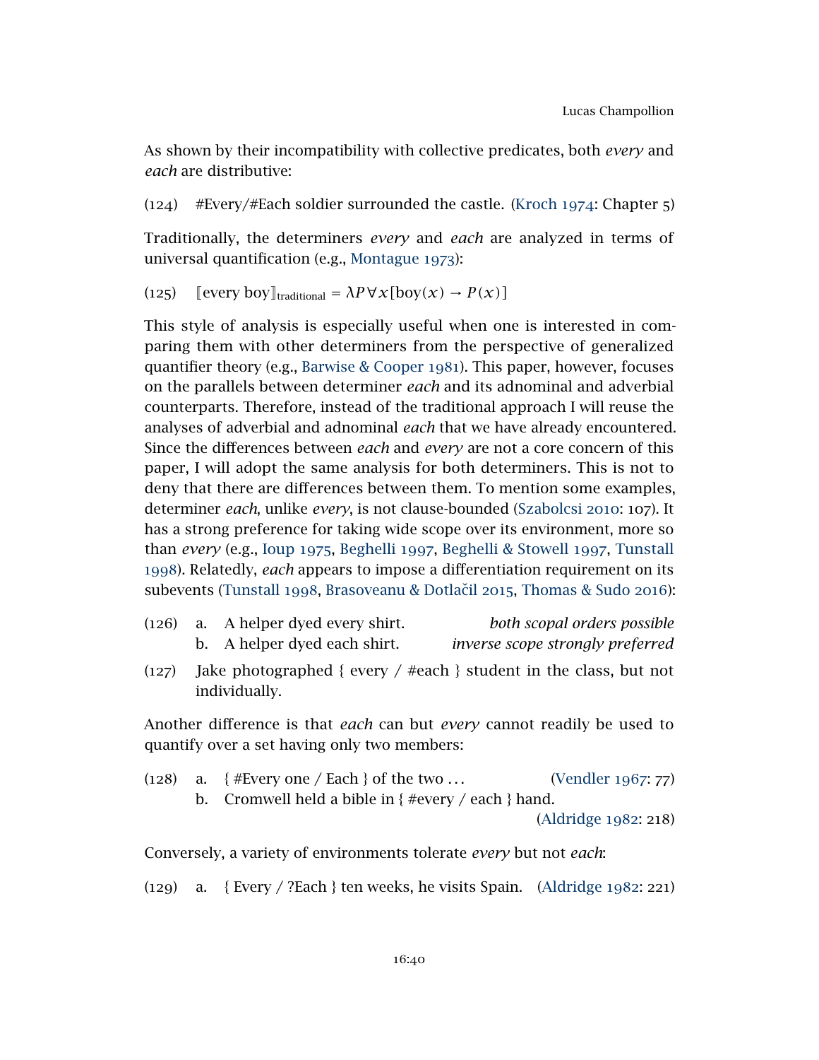As shown by their incompatibility with collective predicates, both *every* and *each* are distributive:

(124) #Every/#Each soldier surrounded the castle. (Kroch 1974: Chapter 5)

Traditionally, the determiners *every* and *each* are analyzed in terms of universal quantification (e.g., Montague 1973):

(125) $[\![\text{every boy}]\!]_{\text{traditional}} = \lambda P \forall x[\text{boy}(x) \to P(x)]$

This style of analysis is especially useful when one is interested in comparing them with other determiners from the perspective of generalized quantifier theory (e.g., Barwise & Cooper 1981). This paper, however, focuses on the parallels between determiner *each* and its adnominal and adverbial counterparts. Therefore, instead of the traditional approach I will reuse the analyses of adverbial and adnominal *each* that we have already encountered. Since the differences between *each* and *every* are not a core concern of this paper, I will adopt the same analysis for both determiners. This is not to deny that there are differences between them. To mention some examples, determiner *each*, unlike *every*, is not clause-bounded (Szabolcsi 2010: 107). It has a strong preference for taking wide scope over its environment, more so than *every* (e.g., Ioup 1975, Beghelli 1997, Beghelli & Stowell 1997, Tunstall 1998). Relatedly, *each* appears to impose a differentiation requirement on its subevents (Tunstall 1998, Brasoveanu & Dotlačil 2015, Thomas & Sudo 2016):

(126) a. A helper dyed every shirt. *both scopal orders possible*
b. A helper dyed each shirt. *inverse scope strongly preferred*

(127) Jake photographed { every / #each } student in the class, but not individually.

Another difference is that *each* can but *every* cannot readily be used to quantify over a set having only two members:

(128) a. { #Every one / Each } of the two … (Vendler 1967: 77)
b. Cromwell held a bible in { #every / each } hand. (Aldridge 1982: 218)

Conversely, a variety of environments tolerate *every* but not *each*:

(129) a. { Every / ?Each } ten weeks, he visits Spain. (Aldridge 1982: 221)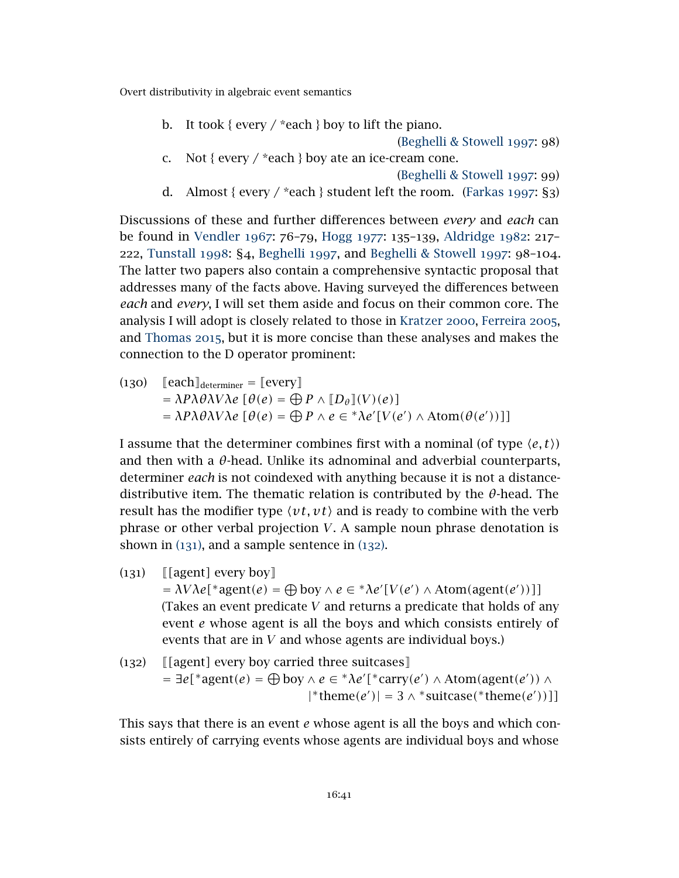b. It took { every / \*each } boy to lift the piano. (Beghelli & Stowell 1997: 98)

c. Not { every / \*each } boy ate an ice-cream cone. (Beghelli & Stowell 1997: 99)

d. Almost { every / \*each } student left the room. (Farkas 1997: §3)

Discussions of these and further differences between *every* and *each* can be found in Vendler 1967: 76–79, Hogg 1977: 135–139, Aldridge 1982: 217–222, Tunstall 1998: §4, Beghelli 1997, and Beghelli & Stowell 1997: 98–104. The latter two papers also contain a comprehensive syntactic proposal that addresses many of the facts above. Having surveyed the differences between *each* and *every*, I will set them aside and focus on their common core. The analysis I will adopt is closely related to those in Kratzer 2000, Ferreira 2005, and Thomas 2015, but it is more concise than these analyses and makes the connection to the D operator prominent:

(130)
$$\begin{aligned}
&[\![\text{each}]\!]_{\text{determiner}} = [\![\text{every}]\!] \\
&= \lambda P \lambda \theta \lambda V \lambda e\, [\theta(e) = \bigoplus P \wedge [\![D_\theta]\!](V)(e)] \\
&= \lambda P \lambda \theta \lambda V \lambda e\, [\theta(e) = \bigoplus P \wedge e \in {}^*\lambda e'[V(e') \wedge \text{Atom}(\theta(e'))]]
\end{aligned}$$

I assume that the determiner combines first with a nominal (of type $\langle e,t \rangle$) and then with a $\theta$-head. Unlike its adnominal and adverbial counterparts, determiner *each* is not coindexed with anything because it is not a distance-distributive item. The thematic relation is contributed by the $\theta$-head. The result has the modifier type $\langle vt, vt \rangle$ and is ready to combine with the verb phrase or other verbal projection $V$. A sample noun phrase denotation is shown in (131), and a sample sentence in (132).

(131)
$$\begin{aligned}
&[\![\text{[agent] every boy}]\!] \\
&= \lambda V \lambda e[{}^*\text{agent}(e) = \bigoplus \text{boy} \wedge e \in {}^*\lambda e'[V(e') \wedge \text{Atom}(\text{agent}(e'))]]
\end{aligned}$$

(Takes an event predicate $V$ and returns a predicate that holds of any event $e$ whose agent is all the boys and which consists entirely of events that are in $V$ and whose agents are individual boys.)

(132)
$$\begin{aligned}
&[\![\text{[agent] every boy carried three suitcases}]\!] \\
&= \exists e[{}^*\text{agent}(e) = \bigoplus \text{boy} \wedge e \in {}^*\lambda e'[{}^*\text{carry}(e') \wedge \text{Atom}(\text{agent}(e')) \wedge \\
&\qquad |{}^*\text{theme}(e')| = 3 \wedge {}^*\text{suitcase}({}^*\text{theme}(e'))]]
\end{aligned}$$

This says that there is an event $e$ whose agent is all the boys and which consists entirely of carrying events whose agents are individual boys and whose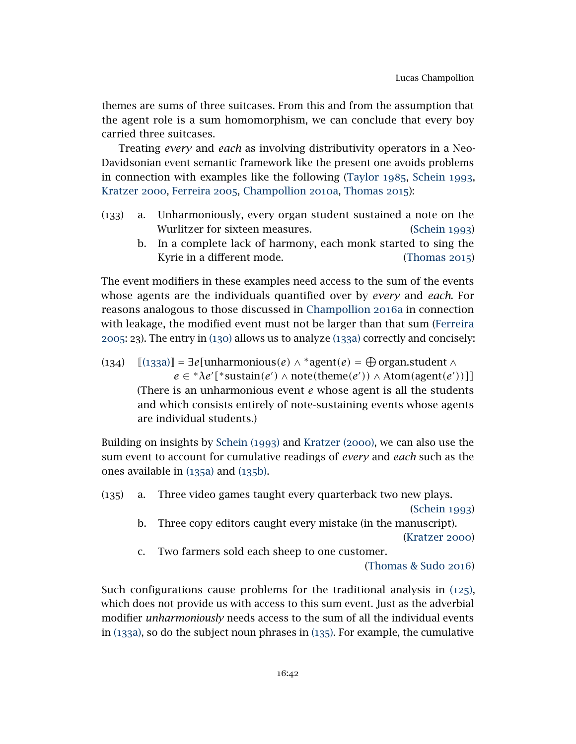themes are sums of three suitcases. From this and from the assumption that the agent role is a sum homomorphism, we can conclude that every boy carried three suitcases.

Treating *every* and *each* as involving distributivity operators in a Neo-Davidsonian event semantic framework like the present one avoids problems in connection with examples like the following (Taylor 1985, Schein 1993, Kratzer 2000, Ferreira 2005, Champollion 2010a, Thomas 2015):

(133) a. Unharmoniously, every organ student sustained a note on the Wurlitzer for sixteen measures. (Schein 1993)

b. In a complete lack of harmony, each monk started to sing the Kyrie in a different mode. (Thomas 2015)

The event modifiers in these examples need access to the sum of the events whose agents are the individuals quantified over by *every* and *each*. For reasons analogous to those discussed in Champollion 2016a in connection with leakage, the modified event must not be larger than that sum (Ferreira 2005: 23). The entry in (130) allows us to analyze (133a) correctly and concisely:

(134) $[\![(133a)]\!] = \exists e[\text{unharmonious}(e) \wedge {}^*\text{agent}(e) = \bigoplus \text{organ.student} \wedge e \in {}^*\lambda e'[{}^*\text{sustain}(e') \wedge \text{note}(\text{theme}(e')) \wedge \text{Atom}(\text{agent}(e'))]]$

(There is an unharmonious event $e$ whose agent is all the students and which consists entirely of note-sustaining events whose agents are individual students.)

Building on insights by Schein (1993) and Kratzer (2000), we can also use the sum event to account for cumulative readings of *every* and *each* such as the ones available in (135a) and (135b).

(135) a. Three video games taught every quarterback two new plays. (Schein 1993)

b. Three copy editors caught every mistake (in the manuscript). (Kratzer 2000)

c. Two farmers sold each sheep to one customer. (Thomas & Sudo 2016)

Such configurations cause problems for the traditional analysis in (125), which does not provide us with access to this sum event. Just as the adverbial modifier *unharmoniously* needs access to the sum of all the individual events in (133a), so do the subject noun phrases in (135). For example, the cumulative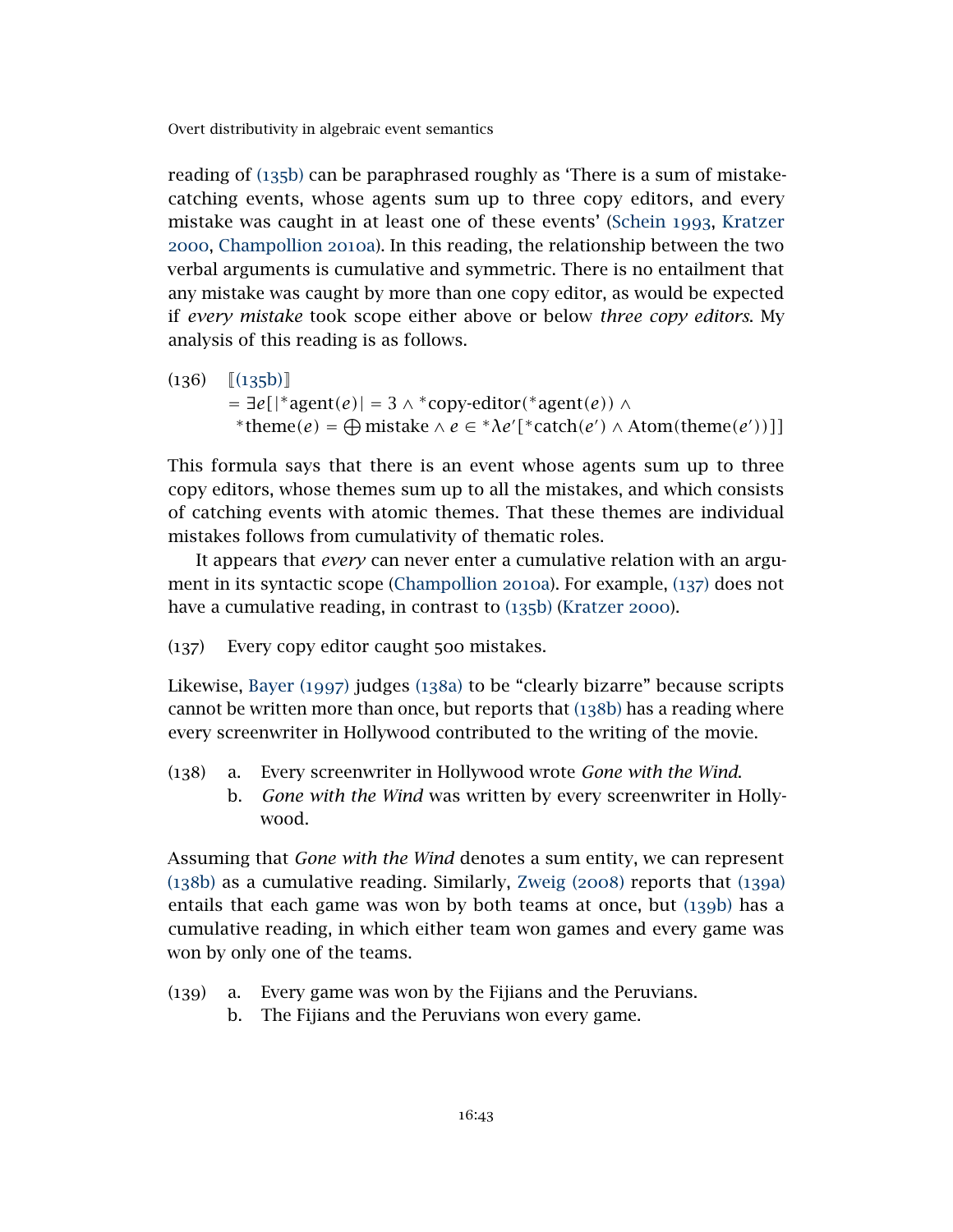reading of (135b) can be paraphrased roughly as 'There is a sum of mistake-catching events, whose agents sum up to three copy editors, and every mistake was caught in at least one of these events' (Schein 1993, Kratzer 2000, Champollion 2010a). In this reading, the relationship between the two verbal arguments is cumulative and symmetric. There is no entailment that any mistake was caught by more than one copy editor, as would be expected if *every mistake* took scope either above or below *three copy editors*. My analysis of this reading is as follows.

(136) $[\![(135\text{b})]\!]$
$$= \exists e[|{}^*\text{agent}(e)| = 3 \wedge {}^*\text{copy-editor}({}^*\text{agent}(e)) \wedge {}^*\text{theme}(e) = \bigoplus \text{mistake} \wedge e \in {}^*\lambda e'[{}^*\text{catch}(e') \wedge \text{Atom}(\text{theme}(e'))]]$$

This formula says that there is an event whose agents sum up to three copy editors, whose themes sum up to all the mistakes, and which consists of catching events with atomic themes. That these themes are individual mistakes follows from cumulativity of thematic roles.

It appears that *every* can never enter a cumulative relation with an argument in its syntactic scope (Champollion 2010a). For example, (137) does not have a cumulative reading, in contrast to (135b) (Kratzer 2000).

(137) Every copy editor caught 500 mistakes.

Likewise, Bayer (1997) judges (138a) to be "clearly bizarre" because scripts cannot be written more than once, but reports that (138b) has a reading where every screenwriter in Hollywood contributed to the writing of the movie.

(138) a. Every screenwriter in Hollywood wrote *Gone with the Wind*.
b. *Gone with the Wind* was written by every screenwriter in Hollywood.

Assuming that *Gone with the Wind* denotes a sum entity, we can represent (138b) as a cumulative reading. Similarly, Zweig (2008) reports that (139a) entails that each game was won by both teams at once, but (139b) has a cumulative reading, in which either team won games and every game was won by only one of the teams.

(139) a. Every game was won by the Fijians and the Peruvians.
b. The Fijians and the Peruvians won every game.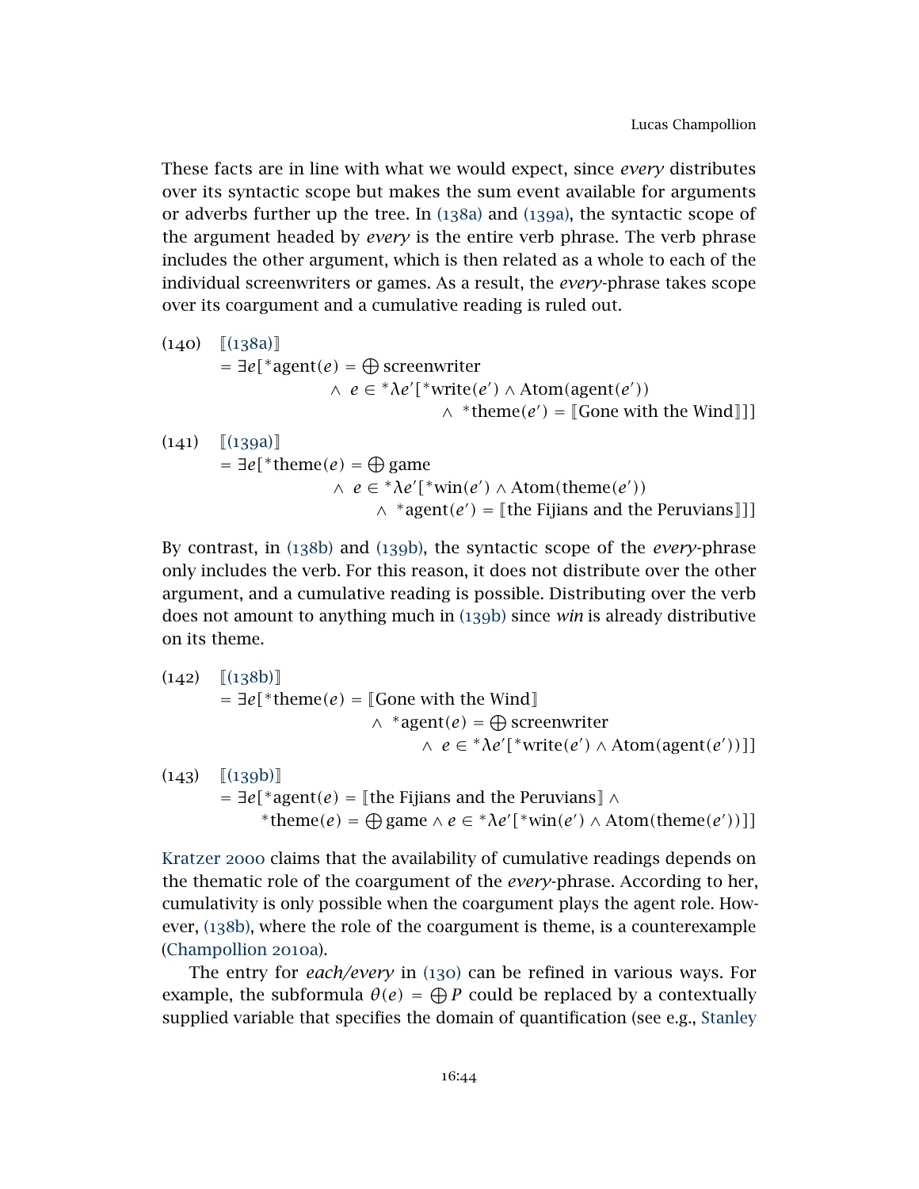These facts are in line with what we would expect, since *every* distributes over its syntactic scope but makes the sum event available for arguments or adverbs further up the tree. In (138a) and (139a), the syntactic scope of the argument headed by *every* is the entire verb phrase. The verb phrase includes the other argument, which is then related as a whole to each of the individual screenwriters or games. As a result, the *every*-phrase takes scope over its coargument and a cumulative reading is ruled out.

(140) $[\![(138a)]\!]$
$$= \exists e[{}^*\text{agent}(e) = \bigoplus \text{screenwriter} \wedge e \in {}^*\lambda e'[{}^*\text{write}(e') \wedge \text{Atom}(\text{agent}(e')) \wedge {}^*\text{theme}(e') = [\![\text{Gone with the Wind}]\!]]]$$

(141) $[\![(139a)]\!]$
$$= \exists e[{}^*\text{theme}(e) = \bigoplus \text{game} \wedge e \in {}^*\lambda e'[{}^*\text{win}(e') \wedge \text{Atom}(\text{theme}(e')) \wedge {}^*\text{agent}(e') = [\![\text{the Fijians and the Peruvians}]\!]]]$$

By contrast, in (138b) and (139b), the syntactic scope of the *every*-phrase only includes the verb. For this reason, it does not distribute over the other argument, and a cumulative reading is possible. Distributing over the verb does not amount to anything much in (139b) since *win* is already distributive on its theme.

(142) $[\![(138b)]\!]$
$$= \exists e[{}^*\text{theme}(e) = [\![\text{Gone with the Wind}]\!] \wedge {}^*\text{agent}(e) = \bigoplus \text{screenwriter} \wedge e \in {}^*\lambda e'[{}^*\text{write}(e') \wedge \text{Atom}(\text{agent}(e'))]]$$

(143) $[\![(139b)]\!]$
$$= \exists e[{}^*\text{agent}(e) = [\![\text{the Fijians and the Peruvians}]\!] \wedge {}^*\text{theme}(e) = \bigoplus \text{game} \wedge e \in {}^*\lambda e'[{}^*\text{win}(e') \wedge \text{Atom}(\text{theme}(e'))]]$$

Kratzer 2000 claims that the availability of cumulative readings depends on the thematic role of the coargument of the *every*-phrase. According to her, cumulativity is only possible when the coargument plays the agent role. However, (138b), where the role of the coargument is theme, is a counterexample (Champollion 2010a).

The entry for *each/every* in (130) can be refined in various ways. For example, the subformula $\theta(e) = \bigoplus P$ could be replaced by a contextually supplied variable that specifies the domain of quantification (see e.g., Stanley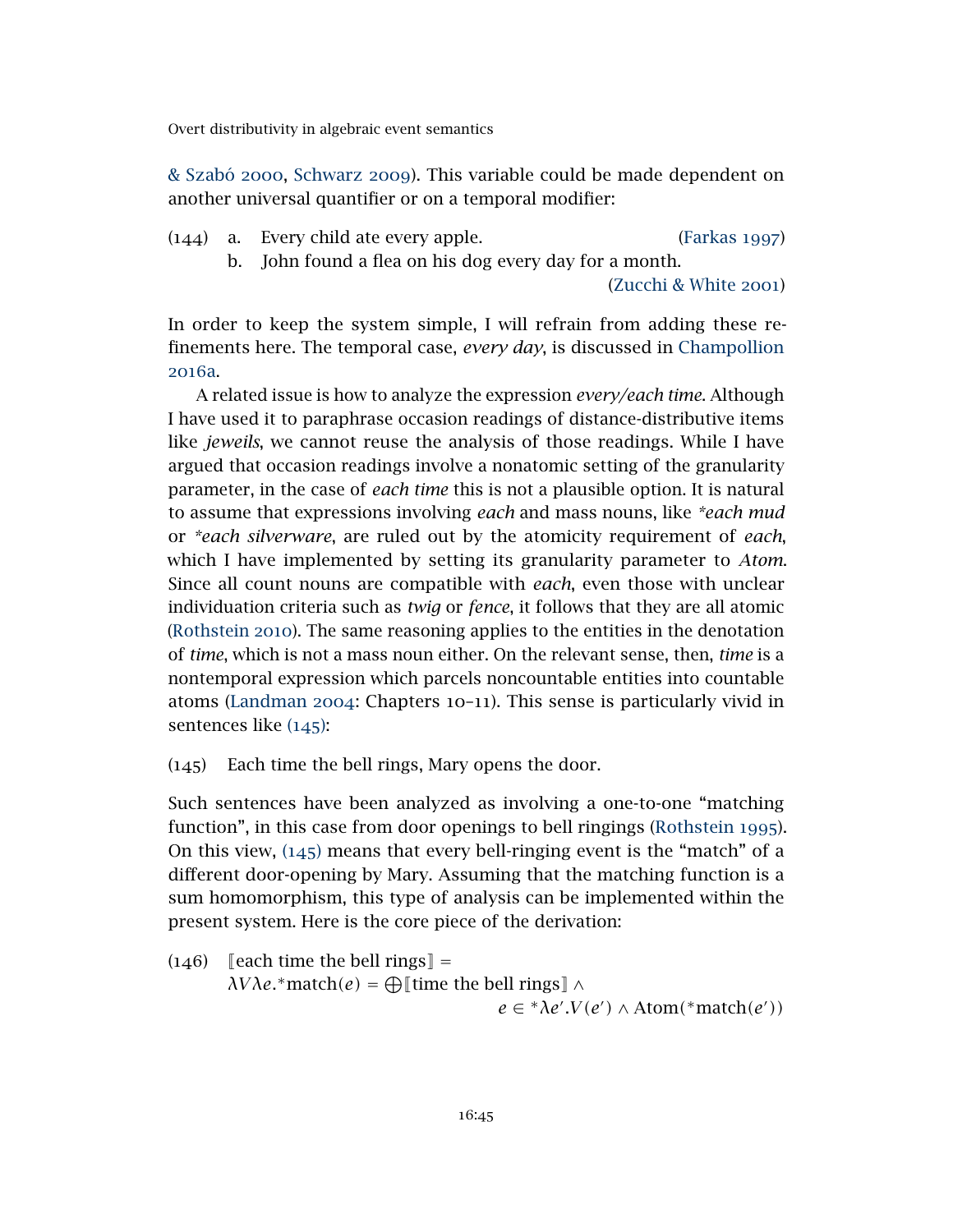& Szabó 2000, Schwarz 2009). This variable could be made dependent on another universal quantifier or on a temporal modifier:

(144) a. Every child ate every apple. (Farkas 1997)

b. John found a flea on his dog every day for a month. (Zucchi & White 2001)

In order to keep the system simple, I will refrain from adding these refinements here. The temporal case, *every day*, is discussed in Champollion 2016a.

A related issue is how to analyze the expression *every/each time*. Although I have used it to paraphrase occasion readings of distance-distributive items like *jeweils*, we cannot reuse the analysis of those readings. While I have argued that occasion readings involve a nonatomic setting of the granularity parameter, in the case of *each time* this is not a plausible option. It is natural to assume that expressions involving *each* and mass nouns, like *\*each mud* or *\*each silverware*, are ruled out by the atomicity requirement of *each*, which I have implemented by setting its granularity parameter to *Atom*. Since all count nouns are compatible with *each*, even those with unclear individuation criteria such as *twig* or *fence*, it follows that they are all atomic (Rothstein 2010). The same reasoning applies to the entities in the denotation of *time*, which is not a mass noun either. On the relevant sense, then, *time* is a nontemporal expression which parcels noncountable entities into countable atoms (Landman 2004: Chapters 10–11). This sense is particularly vivid in sentences like (145):

(145) Each time the bell rings, Mary opens the door.

Such sentences have been analyzed as involving a one-to-one "matching function", in this case from door openings to bell ringings (Rothstein 1995). On this view, (145) means that every bell-ringing event is the "match" of a different door-opening by Mary. Assuming that the matching function is a sum homomorphism, this type of analysis can be implemented within the present system. Here is the core piece of the derivation:

(146)
$$[\![\text{each time the bell rings}]\!] = \lambda V \lambda e. {}^*\text{match}(e) = \bigoplus [\![\text{time the bell rings}]\!] \wedge e \in {}^*\lambda e'.V(e') \wedge \text{Atom}({}^*\text{match}(e'))$$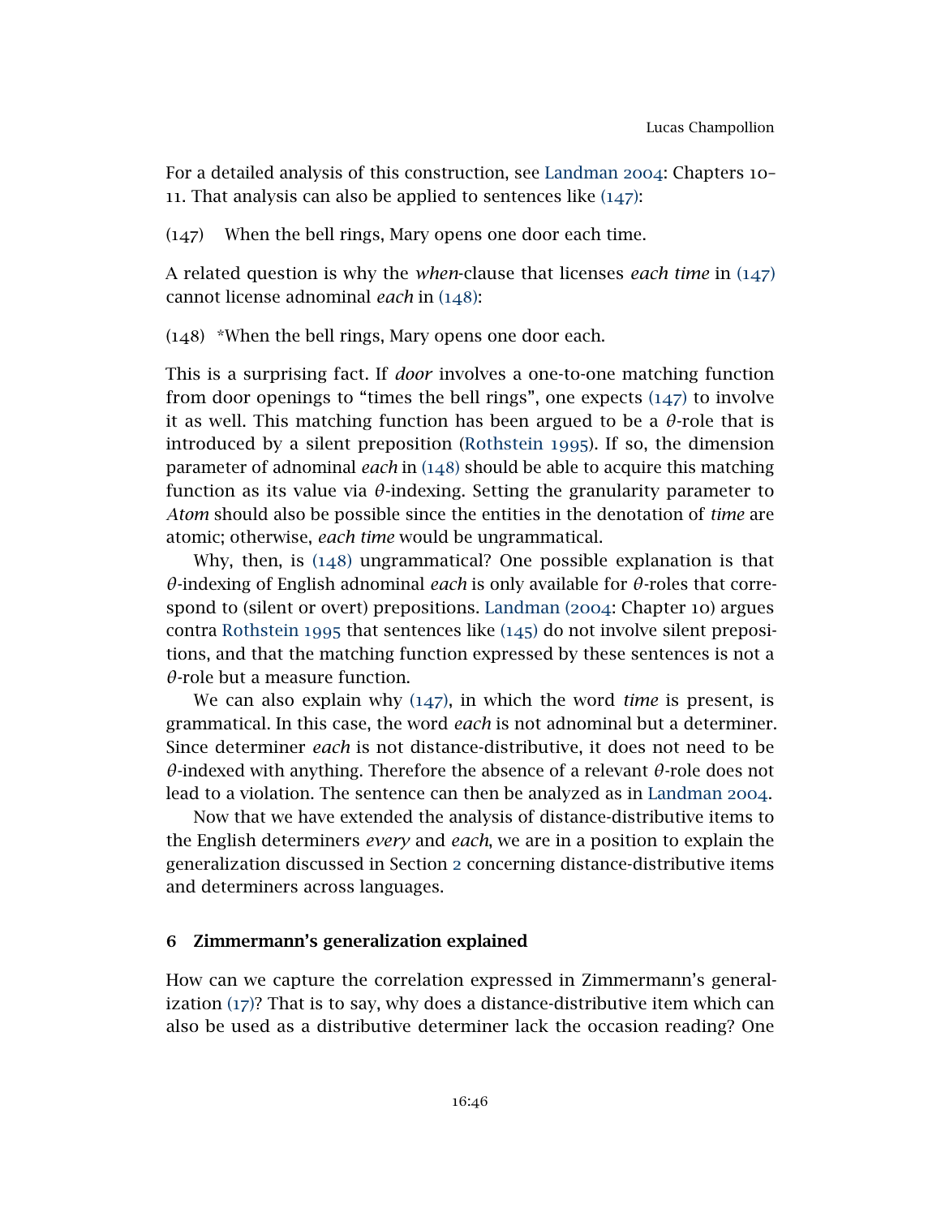For a detailed analysis of this construction, see Landman 2004: Chapters 10–11. That analysis can also be applied to sentences like (147):

(147) When the bell rings, Mary opens one door each time.

A related question is why the *when*-clause that licenses *each time* in (147) cannot license adnominal *each* in (148):

(148) *When the bell rings, Mary opens one door each.

This is a surprising fact. If *door* involves a one-to-one matching function from door openings to "times the bell rings", one expects (147) to involve it as well. This matching function has been argued to be a $\theta$-role that is introduced by a silent preposition (Rothstein 1995). If so, the dimension parameter of adnominal *each* in (148) should be able to acquire this matching function as its value via $\theta$-indexing. Setting the granularity parameter to *Atom* should also be possible since the entities in the denotation of *time* are atomic; otherwise, *each time* would be ungrammatical.

Why, then, is (148) ungrammatical? One possible explanation is that $\theta$-indexing of English adnominal *each* is only available for $\theta$-roles that correspond to (silent or overt) prepositions. Landman (2004: Chapter 10) argues contra Rothstein 1995 that sentences like (145) do not involve silent prepositions, and that the matching function expressed by these sentences is not a $\theta$-role but a measure function.

We can also explain why (147), in which the word *time* is present, is grammatical. In this case, the word *each* is not adnominal but a determiner. Since determiner *each* is not distance-distributive, it does not need to be $\theta$-indexed with anything. Therefore the absence of a relevant $\theta$-role does not lead to a violation. The sentence can then be analyzed as in Landman 2004.

Now that we have extended the analysis of distance-distributive items to the English determiners *every* and *each*, we are in a position to explain the generalization discussed in Section 2 concerning distance-distributive items and determiners across languages.

## 6 Zimmermann's generalization explained

How can we capture the correlation expressed in Zimmermann's generalization (17)? That is to say, why does a distance-distributive item which can also be used as a distributive determiner lack the occasion reading? One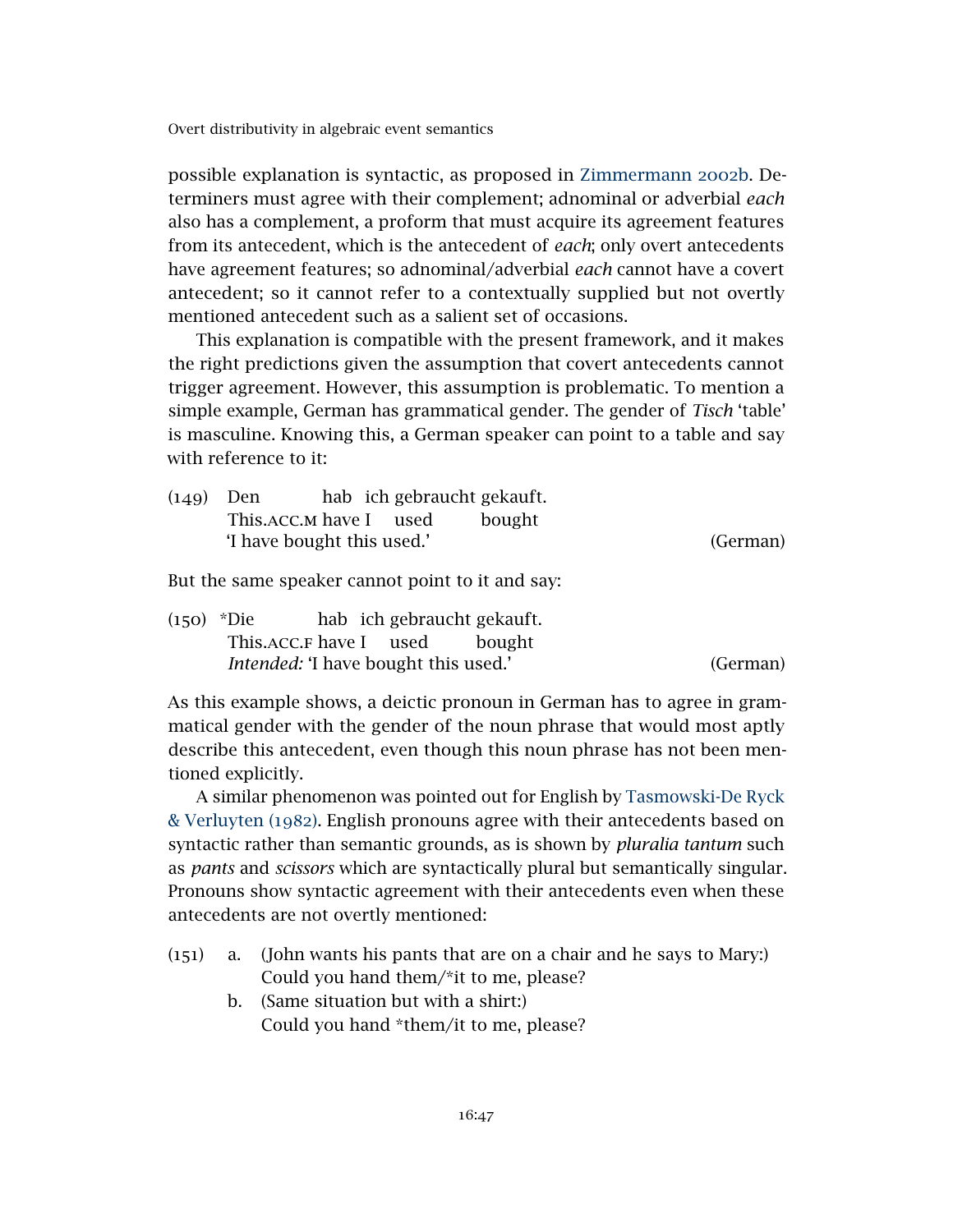possible explanation is syntactic, as proposed in Zimmermann 2002b. Determiners must agree with their complement; adnominal or adverbial *each* also has a complement, a proform that must acquire its agreement features from its antecedent, which is the antecedent of *each*; only overt antecedents have agreement features; so adnominal/adverbial *each* cannot have a covert antecedent; so it cannot refer to a contextually supplied but not overtly mentioned antecedent such as a salient set of occasions.

This explanation is compatible with the present framework, and it makes the right predictions given the assumption that covert antecedents cannot trigger agreement. However, this assumption is problematic. To mention a simple example, German has grammatical gender. The gender of *Tisch* 'table' is masculine. Knowing this, a German speaker can point to a table and say with reference to it:

(149) Den hab ich gebraucht gekauft.
  This.ACC.M have I used bought
  'I have bought this used.' (German)

But the same speaker cannot point to it and say:

(150) *Die hab ich gebraucht gekauft.
  This.ACC.F have I used bought
  *Intended:* 'I have bought this used.' (German)

As this example shows, a deictic pronoun in German has to agree in grammatical gender with the gender of the noun phrase that would most aptly describe this antecedent, even though this noun phrase has not been mentioned explicitly.

A similar phenomenon was pointed out for English by Tasmowski-De Ryck & Verluyten (1982). English pronouns agree with their antecedents based on syntactic rather than semantic grounds, as is shown by *pluralia tantum* such as *pants* and *scissors* which are syntactically plural but semantically singular. Pronouns show syntactic agreement with their antecedents even when these antecedents are not overtly mentioned:

(151) a. (John wants his pants that are on a chair and he says to Mary:)
  Could you hand them/*it to me, please?
 b. (Same situation but with a shirt:)
  Could you hand *them/it to me, please?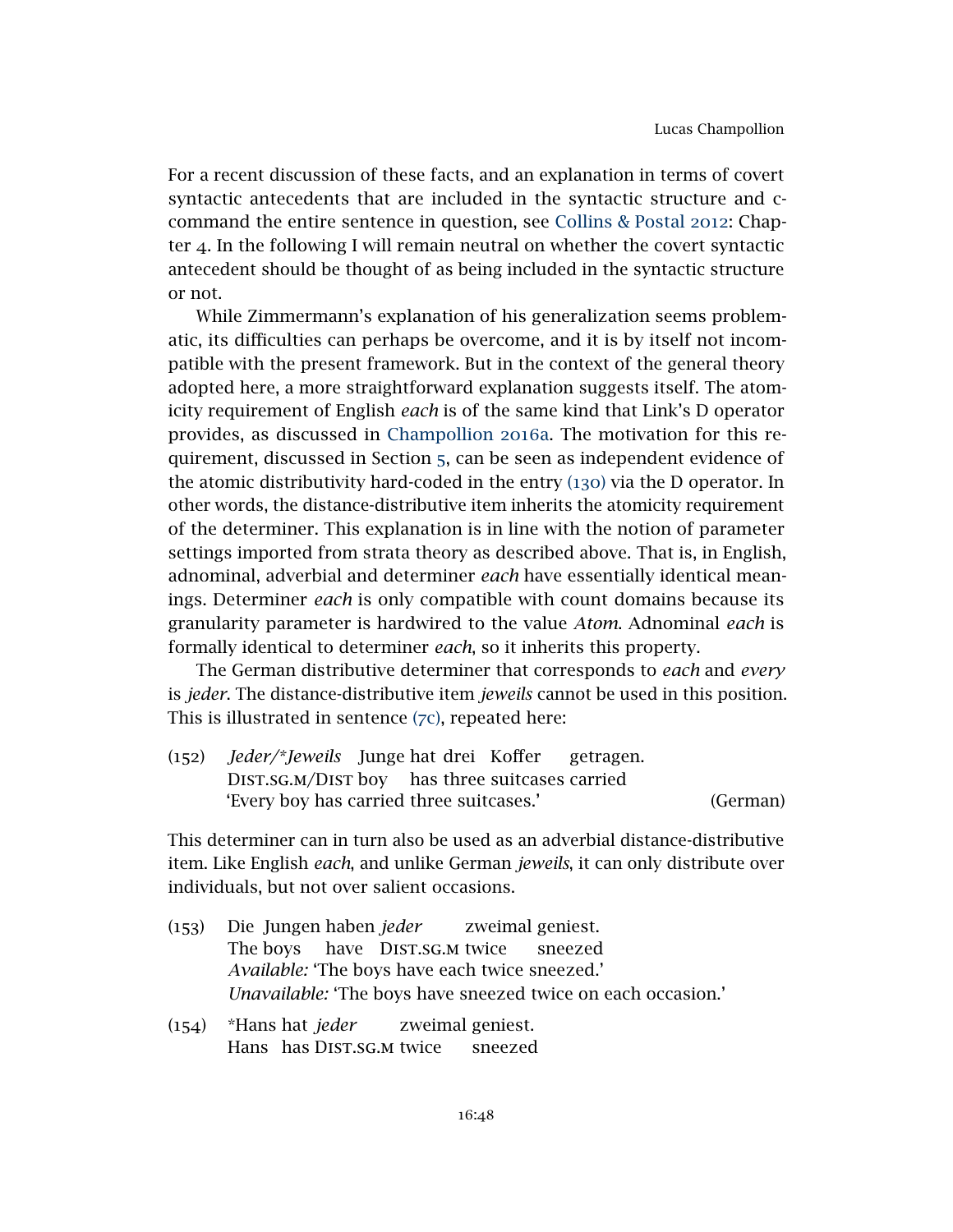For a recent discussion of these facts, and an explanation in terms of covert syntactic antecedents that are included in the syntactic structure and c-command the entire sentence in question, see Collins & Postal 2012: Chapter 4. In the following I will remain neutral on whether the covert syntactic antecedent should be thought of as being included in the syntactic structure or not.

While Zimmermann's explanation of his generalization seems problematic, its difficulties can perhaps be overcome, and it is by itself not incompatible with the present framework. But in the context of the general theory adopted here, a more straightforward explanation suggests itself. The atomicity requirement of English *each* is of the same kind that Link's D operator provides, as discussed in Champollion 2016a. The motivation for this requirement, discussed in Section 5, can be seen as independent evidence of the atomic distributivity hard-coded in the entry (130) via the D operator. In other words, the distance-distributive item inherits the atomicity requirement of the determiner. This explanation is in line with the notion of parameter settings imported from strata theory as described above. That is, in English, adnominal, adverbial and determiner *each* have essentially identical meanings. Determiner *each* is only compatible with count domains because its granularity parameter is hardwired to the value *Atom*. Adnominal *each* is formally identical to determiner *each*, so it inherits this property.

The German distributive determiner that corresponds to *each* and *every* is *jeder*. The distance-distributive item *jeweils* cannot be used in this position. This is illustrated in sentence (7c), repeated here:

(152) *Jeder/\*Jeweils* Junge hat drei Koffer getragen.
DIST.SG.M/DIST boy has three suitcases carried
'Every boy has carried three suitcases.' (German)

This determiner can in turn also be used as an adverbial distance-distributive item. Like English *each*, and unlike German *jeweils*, it can only distribute over individuals, but not over salient occasions.

(153) Die Jungen haben *jeder* zweimal geniest.
The boys have DIST.SG.M twice sneezed
*Available:* 'The boys have each twice sneezed.'
*Unavailable:* 'The boys have sneezed twice on each occasion.'

(154) \*Hans hat *jeder* zweimal geniest.
Hans has DIST.SG.M twice sneezed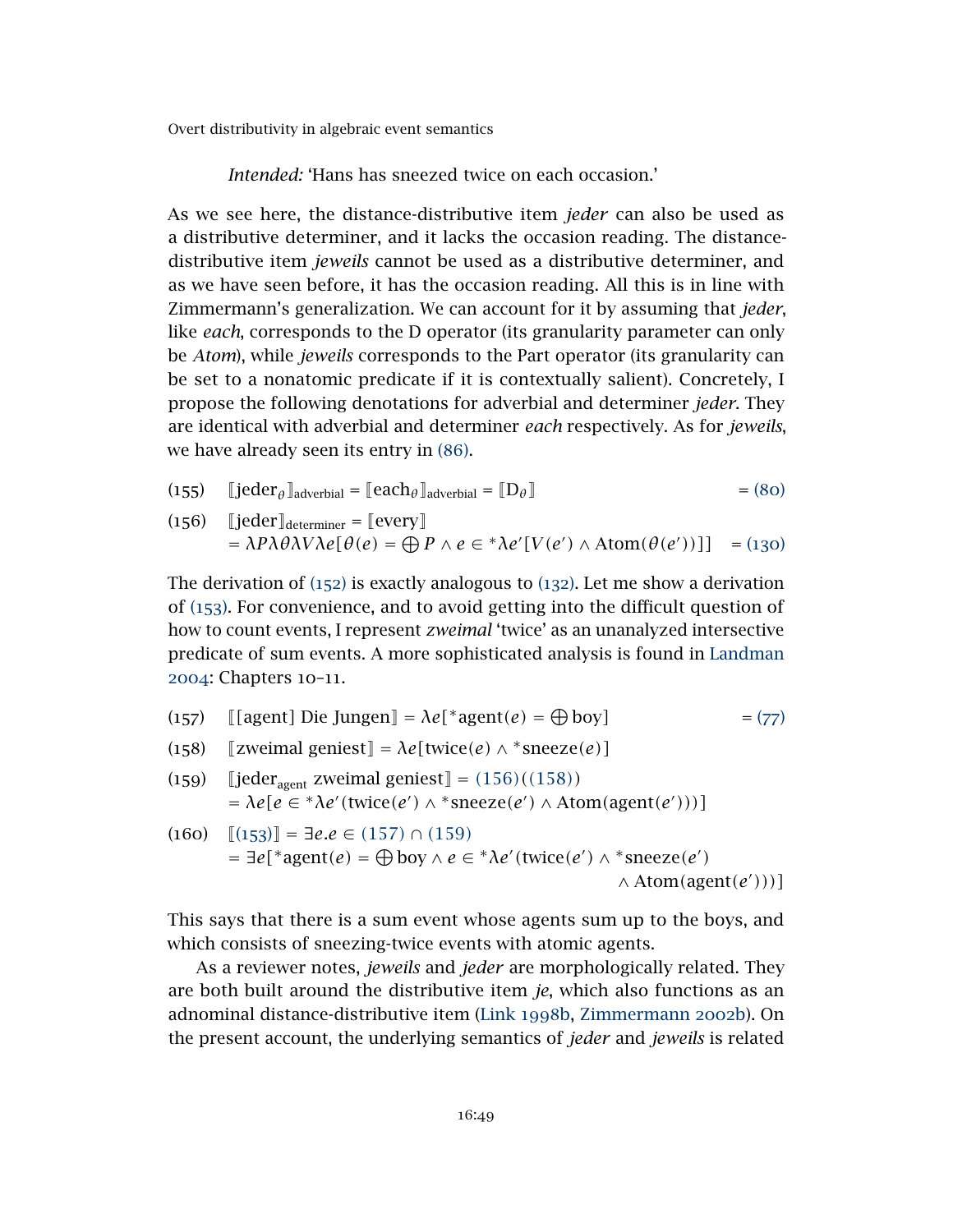*Intended:* 'Hans has sneezed twice on each occasion.'

As we see here, the distance-distributive item *jeder* can also be used as a distributive determiner, and it lacks the occasion reading. The distance-distributive item *jeweils* cannot be used as a distributive determiner, and as we have seen before, it has the occasion reading. All this is in line with Zimmermann's generalization. We can account for it by assuming that *jeder*, like *each*, corresponds to the D operator (its granularity parameter can only be *Atom*), while *jeweils* corresponds to the Part operator (its granularity can be set to a nonatomic predicate if it is contextually salient). Concretely, I propose the following denotations for adverbial and determiner *jeder*. They are identical with adverbial and determiner *each* respectively. As for *jeweils*, we have already seen its entry in (86).

(155) $[\![\text{jeder}_\theta]\!]_{\text{adverbial}} = [\![\text{each}_\theta]\!]_{\text{adverbial}} = [\![\text{D}_\theta]\!]$ = (80)

(156) $[\![\text{jeder}]\!]_{\text{determiner}} = [\![\text{every}]\!]$
$= \lambda P \lambda \theta \lambda V \lambda e[\theta(e) = \bigoplus P \wedge e \in {}^*\lambda e'[V(e') \wedge \text{Atom}(\theta(e'))]]$ = (130)

The derivation of (152) is exactly analogous to (132). Let me show a derivation of (153). For convenience, and to avoid getting into the difficult question of how to count events, I represent *zweimal* 'twice' as an unanalyzed intersective predicate of sum events. A more sophisticated analysis is found in Landman 2004: Chapters 10–11.

(157) $[\![\text{[agent] Die Jungen}]\!] = \lambda e[{}^*\text{agent}(e) = \bigoplus \text{boy}]$ = (77)

(158) $[\![\text{zweimal geniest}]\!] = \lambda e[\text{twice}(e) \wedge {}^*\text{sneeze}(e)]$

(159) $[\![\text{jeder}_{\text{agent}} \text{ zweimal geniest}]\!] = (156)((158))$
$= \lambda e[e \in {}^*\lambda e'(\text{twice}(e') \wedge {}^*\text{sneeze}(e') \wedge \text{Atom}(\text{agent}(e')))]$

(160) $[\![(153)]\!] = \exists e.e \in (157) \cap (159)$
$= \exists e[{}^*\text{agent}(e) = \bigoplus \text{boy} \wedge e \in {}^*\lambda e'(\text{twice}(e') \wedge {}^*\text{sneeze}(e') \wedge \text{Atom}(\text{agent}(e')))]$

This says that there is a sum event whose agents sum up to the boys, and which consists of sneezing-twice events with atomic agents.

As a reviewer notes, *jeweils* and *jeder* are morphologically related. They are both built around the distributive item *je*, which also functions as an adnominal distance-distributive item (Link 1998b, Zimmermann 2002b). On the present account, the underlying semantics of *jeder* and *jeweils* is related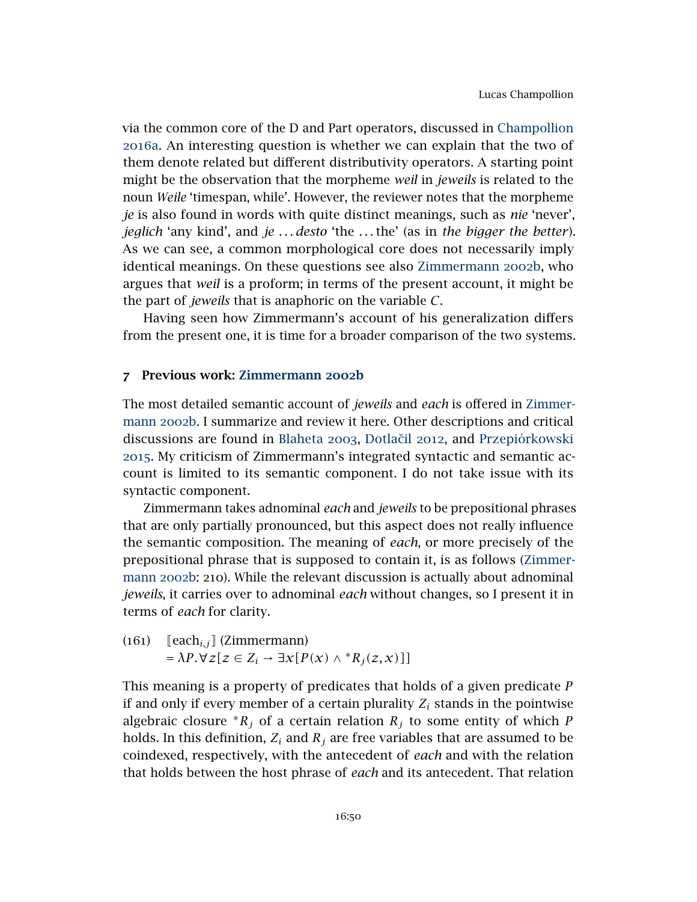via the common core of the D and Part operators, discussed in Champollion 2016a. An interesting question is whether we can explain that the two of them denote related but different distributivity operators. A starting point might be the observation that the morpheme *weil* in *jeweils* is related to the noun *Weile* 'timespan, while'. However, the reviewer notes that the morpheme *je* is also found in words with quite distinct meanings, such as *nie* 'never', *jeglich* 'any kind', and *je* ... *desto* 'the ... the' (as in *the bigger the better*). As we can see, a common morphological core does not necessarily imply identical meanings. On these questions see also Zimmermann 2002b, who argues that *weil* is a proform; in terms of the present account, it might be the part of *jeweils* that is anaphoric on the variable $C$.

Having seen how Zimmermann's account of his generalization differs from the present one, it is time for a broader comparison of the two systems.

## 7 Previous work: Zimmermann 2002b

The most detailed semantic account of *jeweils* and *each* is offered in Zimmermann 2002b. I summarize and review it here. Other descriptions and critical discussions are found in Blaheta 2003, Dotlačil 2012, and Przepiórkowski 2015. My criticism of Zimmermann's integrated syntactic and semantic account is limited to its semantic component. I do not take issue with its syntactic component.

Zimmermann takes adnominal *each* and *jeweils* to be prepositional phrases that are only partially pronounced, but this aspect does not really influence the semantic composition. The meaning of *each*, or more precisely of the prepositional phrase that is supposed to contain it, is as follows (Zimmermann 2002b: 210). While the relevant discussion is actually about adnominal *jeweils*, it carries over to adnominal *each* without changes, so I present it in terms of *each* for clarity.

(161) $[\![\text{each}_{i,j}]\!]$ (Zimmermann)
$= \lambda P.\forall z[z \in Z_i \rightarrow \exists x[P(x) \wedge {}^{*}R_j(z,x)]]$

This meaning is a property of predicates that holds of a given predicate $P$ if and only if every member of a certain plurality $Z_i$ stands in the pointwise algebraic closure ${}^{*}R_j$ of a certain relation $R_j$ to some entity of which $P$ holds. In this definition, $Z_i$ and $R_j$ are free variables that are assumed to be coindexed, respectively, with the antecedent of *each* and with the relation that holds between the host phrase of *each* and its antecedent. That relation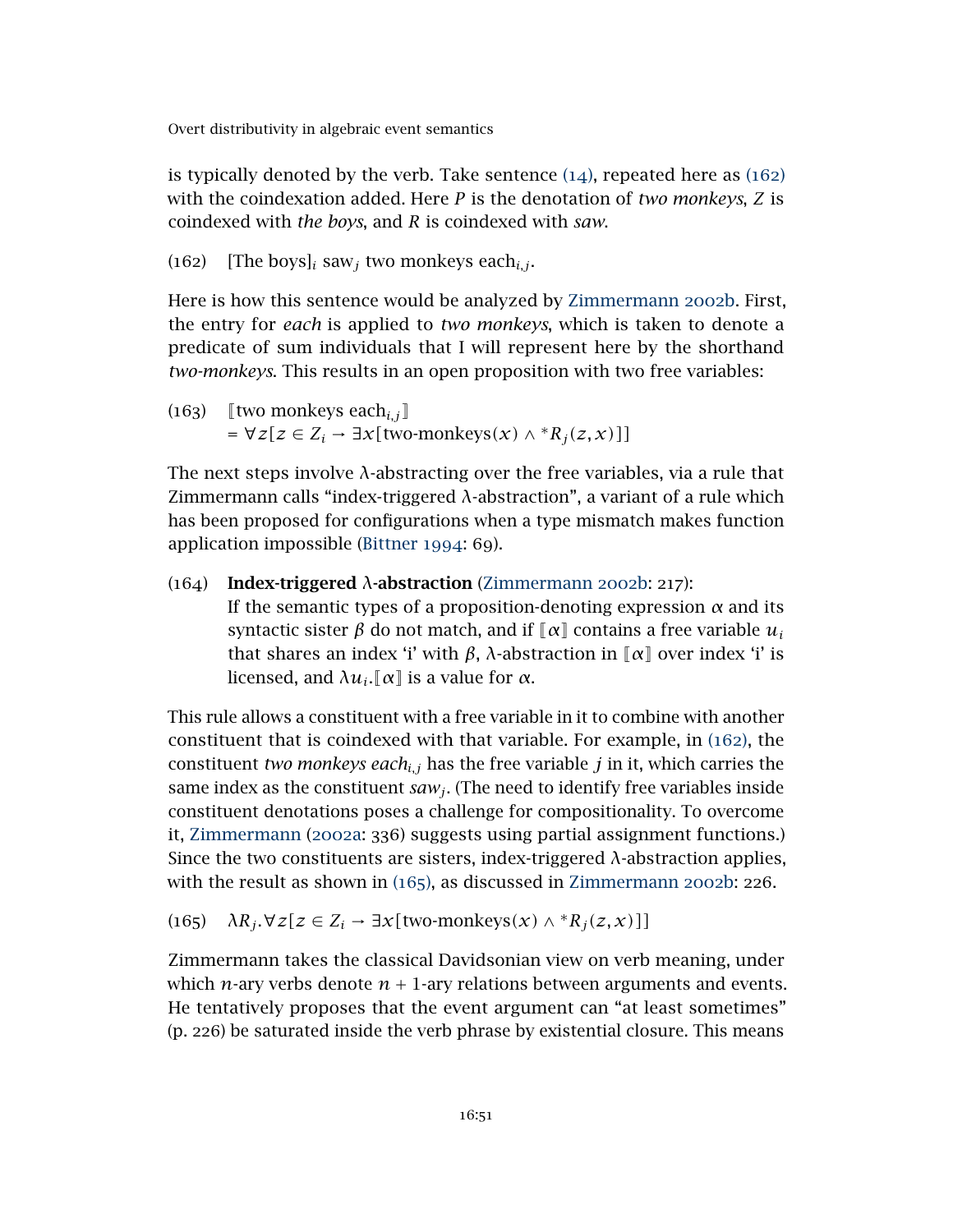is typically denoted by the verb. Take sentence (14), repeated here as (162) with the coindexation added. Here $P$ is the denotation of *two monkeys*, $Z$ is coindexed with *the boys*, and $R$ is coindexed with *saw*.

(162) [The boys]$_i$ saw$_j$ two monkeys each$_{i,j}$.

Here is how this sentence would be analyzed by Zimmermann 2002b. First, the entry for *each* is applied to *two monkeys*, which is taken to denote a predicate of sum individuals that I will represent here by the shorthand *two-monkeys*. This results in an open proposition with two free variables:

(163) $[\![\text{two monkeys each}_{i,j}]\!]$
$= \forall z[z \in Z_i \to \exists x[\text{two-monkeys}(x) \wedge {}^*R_j(z,x)]]$

The next steps involve λ-abstracting over the free variables, via a rule that Zimmermann calls "index-triggered λ-abstraction", a variant of a rule which has been proposed for configurations when a type mismatch makes function application impossible (Bittner 1994: 69).

(164) **Index-triggered λ-abstraction** (Zimmermann 2002b: 217):
If the semantic types of a proposition-denoting expression $\alpha$ and its syntactic sister $\beta$ do not match, and if $[\![\alpha]\!]$ contains a free variable $u_i$ that shares an index 'i' with $\beta$, λ-abstraction in $[\![\alpha]\!]$ over index 'i' is licensed, and $\lambda u_i.[\![\alpha]\!]$ is a value for $\alpha$.

This rule allows a constituent with a free variable in it to combine with another constituent that is coindexed with that variable. For example, in (162), the constituent *two monkeys each*$_{i,j}$ has the free variable $j$ in it, which carries the same index as the constituent *saw*$_j$. (The need to identify free variables inside constituent denotations poses a challenge for compositionality. To overcome it, Zimmermann (2002a: 336) suggests using partial assignment functions.) Since the two constituents are sisters, index-triggered λ-abstraction applies, with the result as shown in (165), as discussed in Zimmermann 2002b: 226.

(165) $\lambda R_j.\forall z[z \in Z_i \to \exists x[\text{two-monkeys}(x) \wedge {}^*R_j(z,x)]]$

Zimmermann takes the classical Davidsonian view on verb meaning, under which $n$-ary verbs denote $n+1$-ary relations between arguments and events. He tentatively proposes that the event argument can "at least sometimes" (p. 226) be saturated inside the verb phrase by existential closure. This means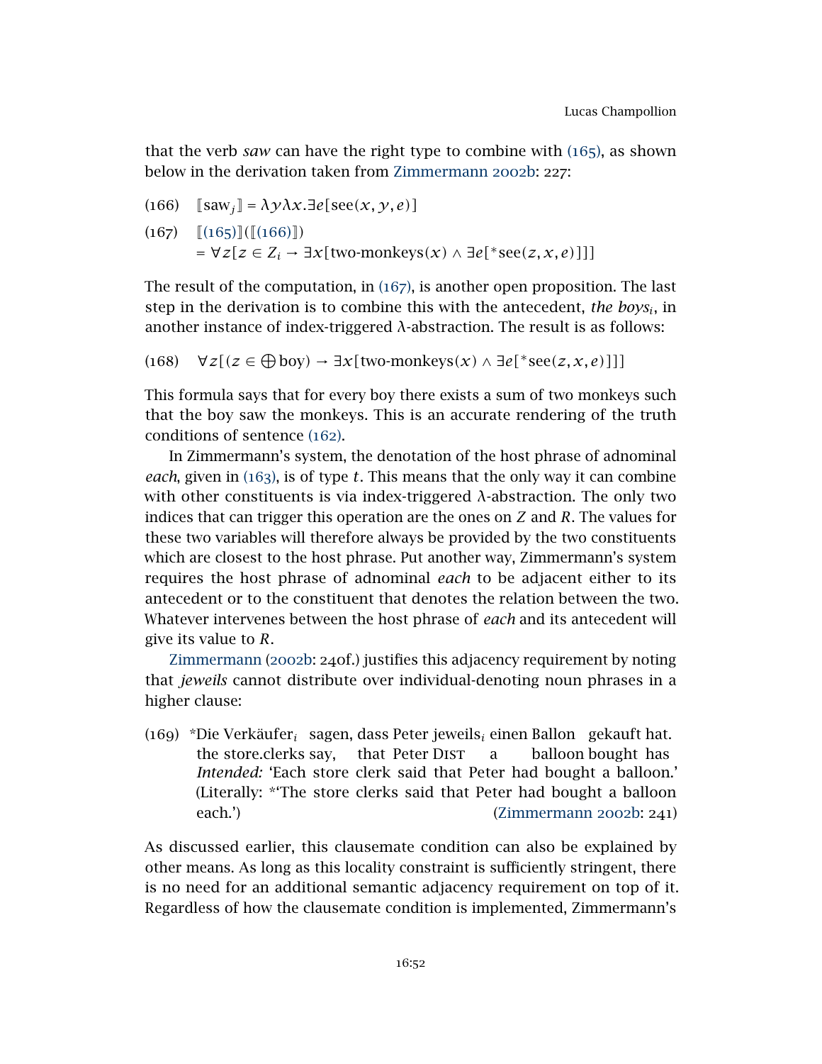that the verb *saw* can have the right type to combine with (165), as shown below in the derivation taken from Zimmermann 2002b: 227:

(166) $[\![\text{saw}_j]\!] = \lambda y \lambda x.\exists e[\text{see}(x, y, e)]$

(167) $[\![(165)]\!]([\![(166)]\!])$
$= \forall z[z \in Z_i \to \exists x[\text{two-monkeys}(x) \wedge \exists e[{}^*\text{see}(z, x, e)]]]$

The result of the computation, in (167), is another open proposition. The last step in the derivation is to combine this with the antecedent, *the boys*$_i$, in another instance of index-triggered λ-abstraction. The result is as follows:

(168) $\forall z[(z \in \bigoplus \text{boy}) \to \exists x[\text{two-monkeys}(x) \wedge \exists e[{}^*\text{see}(z, x, e)]]]$

This formula says that for every boy there exists a sum of two monkeys such that the boy saw the monkeys. This is an accurate rendering of the truth conditions of sentence (162).

In Zimmermann's system, the denotation of the host phrase of adnominal *each*, given in (163), is of type $t$. This means that the only way it can combine with other constituents is via index-triggered λ-abstraction. The only two indices that can trigger this operation are the ones on $Z$ and $R$. The values for these two variables will therefore always be provided by the two constituents which are closest to the host phrase. Put another way, Zimmermann's system requires the host phrase of adnominal *each* to be adjacent either to its antecedent or to the constituent that denotes the relation between the two. Whatever intervenes between the host phrase of *each* and its antecedent will give its value to $R$.

Zimmermann (2002b: 240f.) justifies this adjacency requirement by noting that *jeweils* cannot distribute over individual-denoting noun phrases in a higher clause:

(169) \*Die Verkäufer$_i$ sagen, dass Peter jeweils$_i$ einen Ballon gekauft hat.
the store.clerks say, that Peter DIST a balloon bought has
*Intended:* 'Each store clerk said that Peter had bought a balloon.'
(Literally: \*'The store clerks said that Peter had bought a balloon each.') (Zimmermann 2002b: 241)

As discussed earlier, this clausemate condition can also be explained by other means. As long as this locality constraint is sufficiently stringent, there is no need for an additional semantic adjacency requirement on top of it. Regardless of how the clausemate condition is implemented, Zimmermann's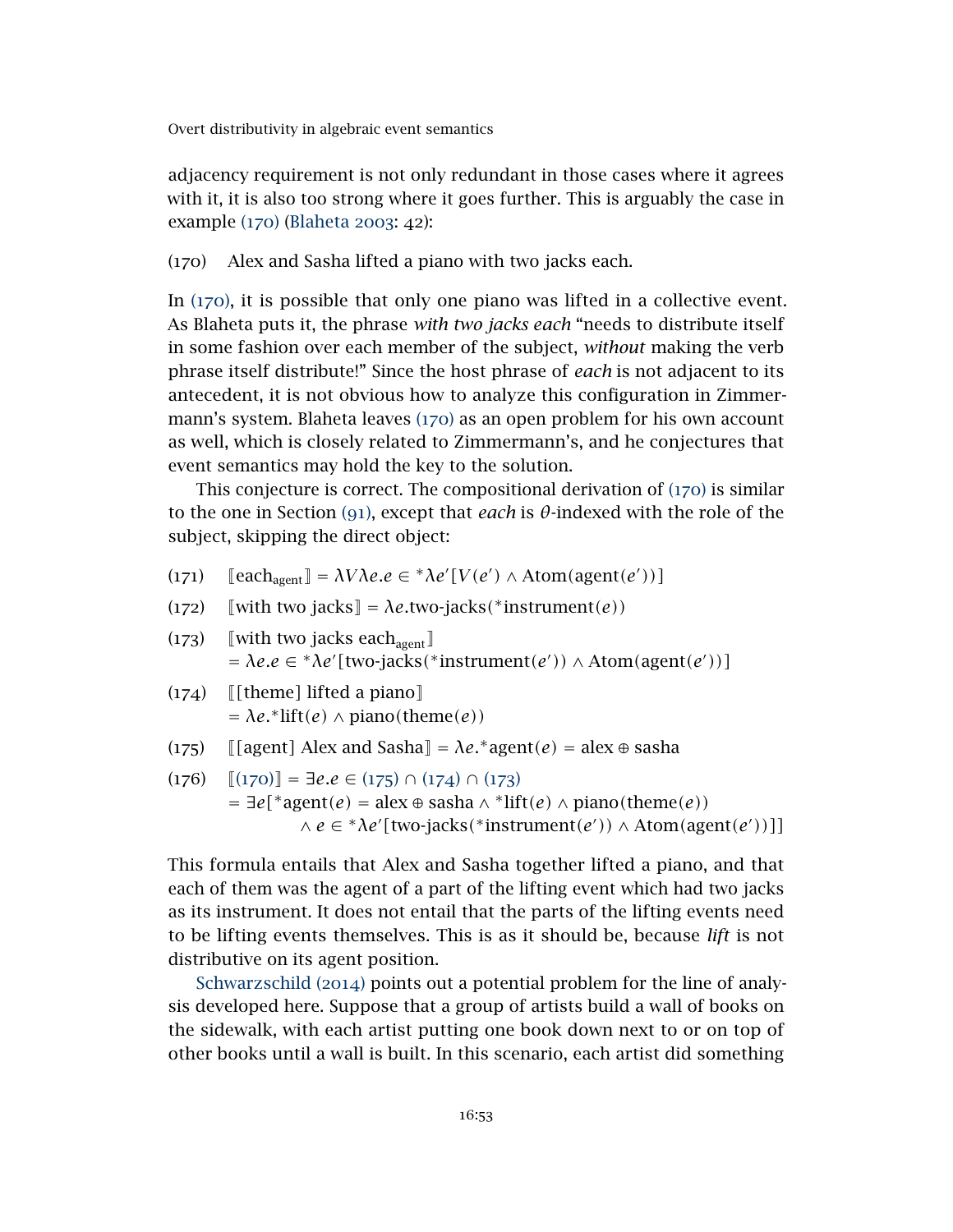adjacency requirement is not only redundant in those cases where it agrees with it, it is also too strong where it goes further. This is arguably the case in example (170) (Blaheta 2003: 42):

(170) Alex and Sasha lifted a piano with two jacks each.

In (170), it is possible that only one piano was lifted in a collective event. As Blaheta puts it, the phrase *with two jacks each* "needs to distribute itself in some fashion over each member of the subject, *without* making the verb phrase itself distribute!" Since the host phrase of *each* is not adjacent to its antecedent, it is not obvious how to analyze this configuration in Zimmermann's system. Blaheta leaves (170) as an open problem for his own account as well, which is closely related to Zimmermann's, and he conjectures that event semantics may hold the key to the solution.

This conjecture is correct. The compositional derivation of (170) is similar to the one in Section (91), except that *each* is $\theta$-indexed with the role of the subject, skipping the direct object:

(171) $[\![\text{each}_{\text{agent}}]\!] = \lambda V \lambda e.e \in {}^*\lambda e'[V(e') \wedge \text{Atom}(\text{agent}(e'))]$

(172) $[\![\text{with two jacks}]\!] = \lambda e.\text{two-jacks}({}^*\text{instrument}(e))$

(173) $[\![\text{with two jacks each}_{\text{agent}}]\!]$
$= \lambda e.e \in {}^*\lambda e'[\text{two-jacks}({}^*\text{instrument}(e')) \wedge \text{Atom}(\text{agent}(e'))]$

(174) $[\![\text{[theme] lifted a piano}]\!]$
$= \lambda e.{}^*\text{lift}(e) \wedge \text{piano}(\text{theme}(e))$

(175) $[\![\text{[agent] Alex and Sasha}]\!] = \lambda e.{}^*\text{agent}(e) = \text{alex} \oplus \text{sasha}$

(176) $[\![(170)]\!] = \exists e.e \in (175) \cap (174) \cap (173)$
$= \exists e[{}^*\text{agent}(e) = \text{alex} \oplus \text{sasha} \wedge {}^*\text{lift}(e) \wedge \text{piano}(\text{theme}(e))$
$\wedge\ e \in {}^*\lambda e'[\text{two-jacks}({}^*\text{instrument}(e')) \wedge \text{Atom}(\text{agent}(e'))]]$

This formula entails that Alex and Sasha together lifted a piano, and that each of them was the agent of a part of the lifting event which had two jacks as its instrument. It does not entail that the parts of the lifting events need to be lifting events themselves. This is as it should be, because *lift* is not distributive on its agent position.

Schwarzschild (2014) points out a potential problem for the line of analysis developed here. Suppose that a group of artists build a wall of books on the sidewalk, with each artist putting one book down next to or on top of other books until a wall is built. In this scenario, each artist did something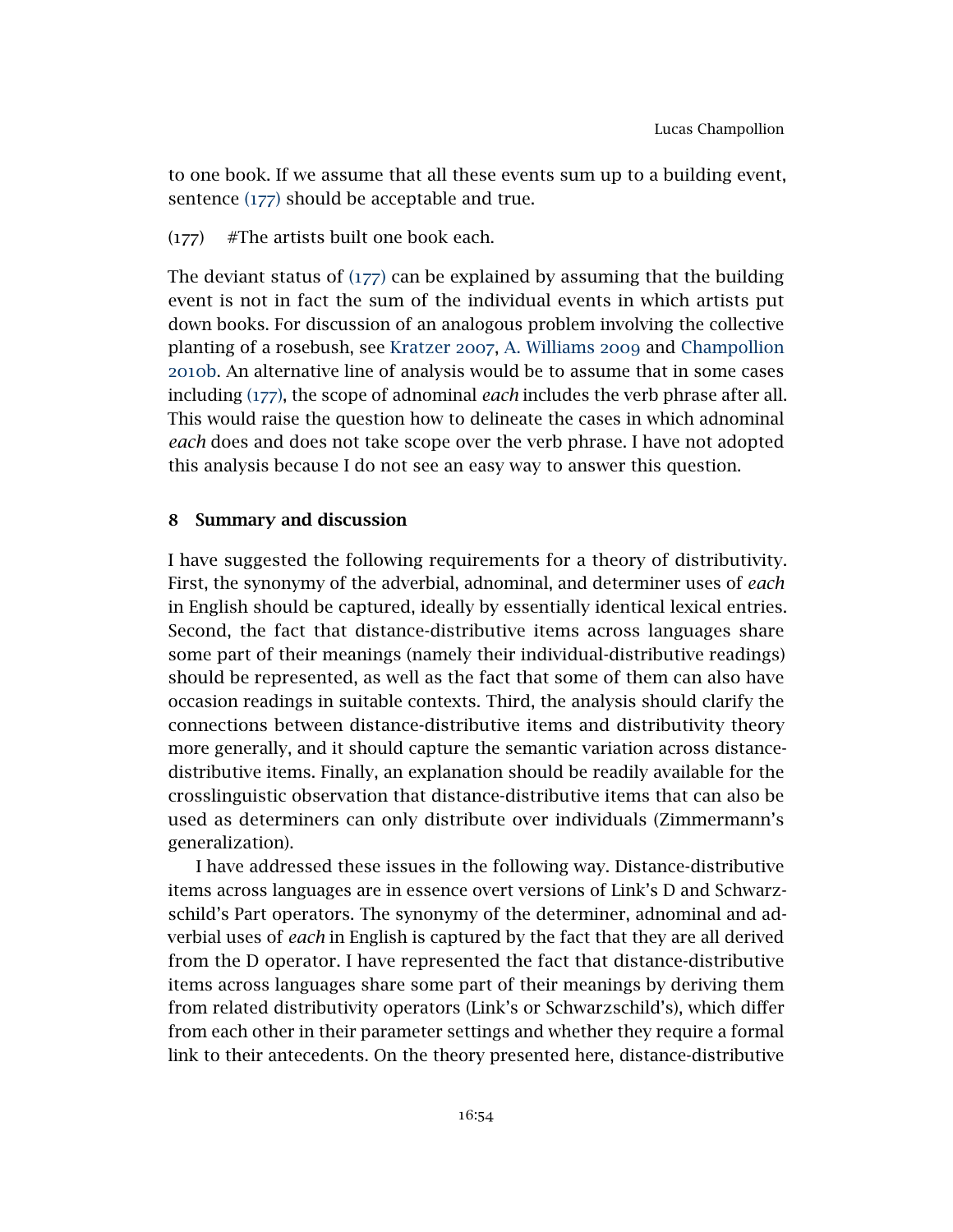to one book. If we assume that all these events sum up to a building event, sentence (177) should be acceptable and true.

(177) #The artists built one book each.

The deviant status of (177) can be explained by assuming that the building event is not in fact the sum of the individual events in which artists put down books. For discussion of an analogous problem involving the collective planting of a rosebush, see Kratzer 2007, A. Williams 2009 and Champollion 2010b. An alternative line of analysis would be to assume that in some cases including (177), the scope of adnominal *each* includes the verb phrase after all. This would raise the question how to delineate the cases in which adnominal *each* does and does not take scope over the verb phrase. I have not adopted this analysis because I do not see an easy way to answer this question.

## 8 Summary and discussion

I have suggested the following requirements for a theory of distributivity. First, the synonymy of the adverbial, adnominal, and determiner uses of *each* in English should be captured, ideally by essentially identical lexical entries. Second, the fact that distance-distributive items across languages share some part of their meanings (namely their individual-distributive readings) should be represented, as well as the fact that some of them can also have occasion readings in suitable contexts. Third, the analysis should clarify the connections between distance-distributive items and distributivity theory more generally, and it should capture the semantic variation across distance-distributive items. Finally, an explanation should be readily available for the crosslinguistic observation that distance-distributive items that can also be used as determiners can only distribute over individuals (Zimmermann's generalization).

I have addressed these issues in the following way. Distance-distributive items across languages are in essence overt versions of Link's D and Schwarzschild's Part operators. The synonymy of the determiner, adnominal and adverbial uses of *each* in English is captured by the fact that they are all derived from the D operator. I have represented the fact that distance-distributive items across languages share some part of their meanings by deriving them from related distributivity operators (Link's or Schwarzschild's), which differ from each other in their parameter settings and whether they require a formal link to their antecedents. On the theory presented here, distance-distributive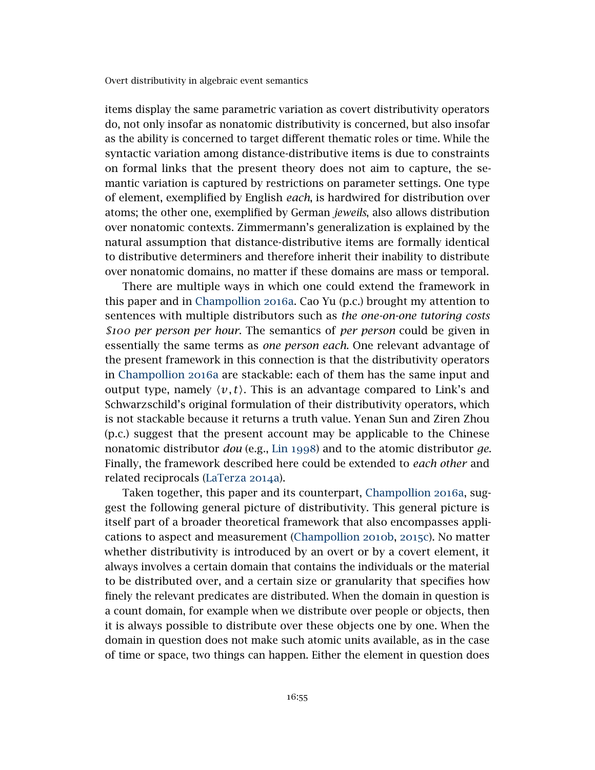items display the same parametric variation as covert distributivity operators do, not only insofar as nonatomic distributivity is concerned, but also insofar as the ability is concerned to target different thematic roles or time. While the syntactic variation among distance-distributive items is due to constraints on formal links that the present theory does not aim to capture, the semantic variation is captured by restrictions on parameter settings. One type of element, exemplified by English *each*, is hardwired for distribution over atoms; the other one, exemplified by German *jeweils*, also allows distribution over nonatomic contexts. Zimmermann's generalization is explained by the natural assumption that distance-distributive items are formally identical to distributive determiners and therefore inherit their inability to distribute over nonatomic domains, no matter if these domains are mass or temporal.

There are multiple ways in which one could extend the framework in this paper and in Champollion 2016a. Cao Yu (p.c.) brought my attention to sentences with multiple distributors such as *the one-on-one tutoring costs $100 per person per hour*. The semantics of *per person* could be given in essentially the same terms as *one person each*. One relevant advantage of the present framework in this connection is that the distributivity operators in Champollion 2016a are stackable: each of them has the same input and output type, namely $\langle v, t\rangle$. This is an advantage compared to Link's and Schwarzschild's original formulation of their distributivity operators, which is not stackable because it returns a truth value. Yenan Sun and Ziren Zhou (p.c.) suggest that the present account may be applicable to the Chinese nonatomic distributor *dou* (e.g., Lin 1998) and to the atomic distributor *ge*. Finally, the framework described here could be extended to *each other* and related reciprocals (LaTerza 2014a).

Taken together, this paper and its counterpart, Champollion 2016a, suggest the following general picture of distributivity. This general picture is itself part of a broader theoretical framework that also encompasses applications to aspect and measurement (Champollion 2010b, 2015c). No matter whether distributivity is introduced by an overt or by a covert element, it always involves a certain domain that contains the individuals or the material to be distributed over, and a certain size or granularity that specifies how finely the relevant predicates are distributed. When the domain in question is a count domain, for example when we distribute over people or objects, then it is always possible to distribute over these objects one by one. When the domain in question does not make such atomic units available, as in the case of time or space, two things can happen. Either the element in question does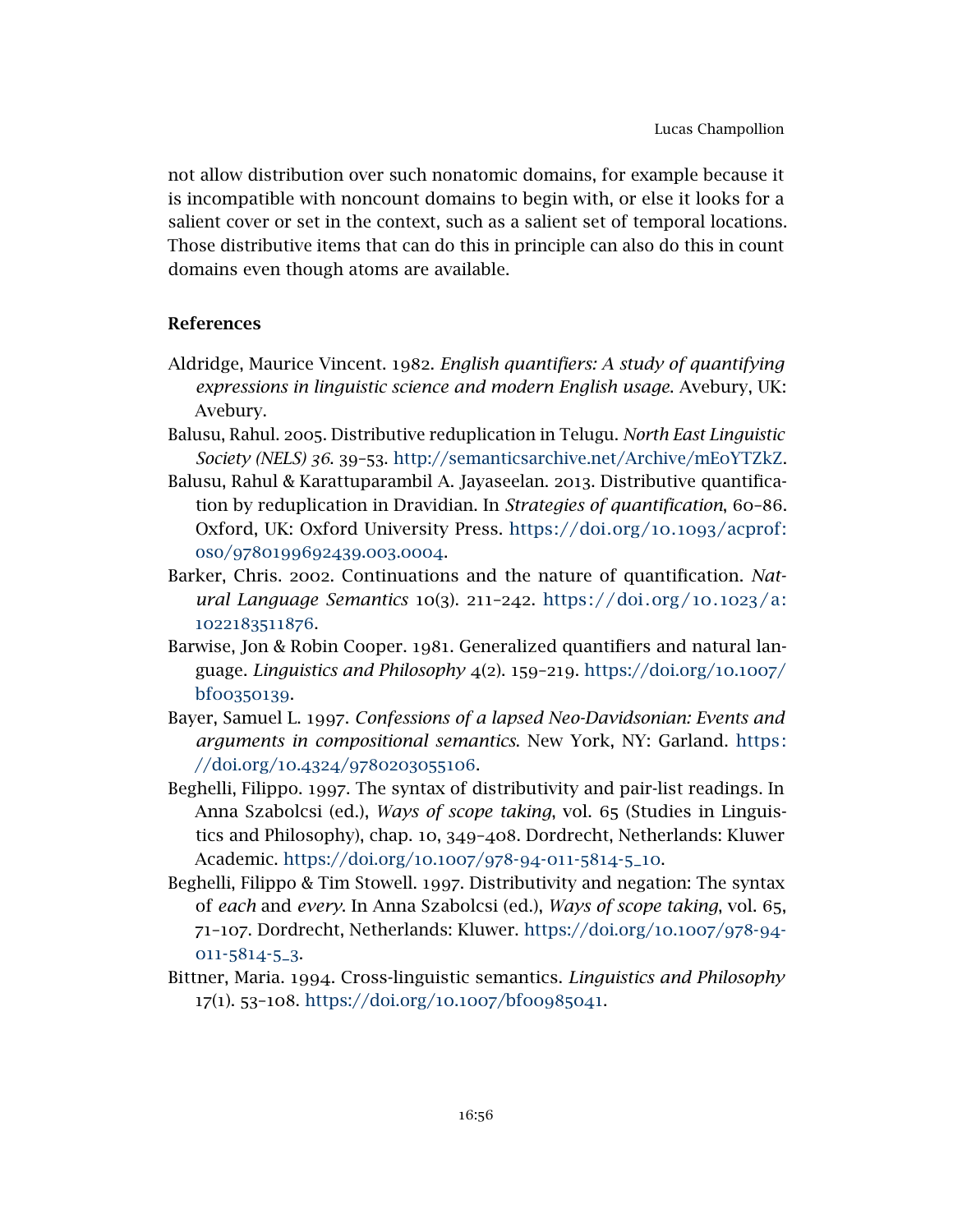not allow distribution over such nonatomic domains, for example because it is incompatible with noncount domains to begin with, or else it looks for a salient cover or set in the context, such as a salient set of temporal locations. Those distributive items that can do this in principle can also do this in count domains even though atoms are available.

## References

Aldridge, Maurice Vincent. 1982. *English quantifiers: A study of quantifying expressions in linguistic science and modern English usage*. Avebury, UK: Avebury.

Balusu, Rahul. 2005. Distributive reduplication in Telugu. *North East Linguistic Society (NELS) 36*. 39–53. http://semanticsarchive.net/Archive/mEoYTZkZ.

Balusu, Rahul & Karattuparambil A. Jayaseelan. 2013. Distributive quantification by reduplication in Dravidian. In *Strategies of quantification*, 60–86. Oxford, UK: Oxford University Press. https://doi.org/10.1093/acprof:oso/9780199692439.003.0004.

Barker, Chris. 2002. Continuations and the nature of quantification. *Natural Language Semantics* 10(3). 211–242. https://doi.org/10.1023/a:1022183511876.

Barwise, Jon & Robin Cooper. 1981. Generalized quantifiers and natural language. *Linguistics and Philosophy* 4(2). 159–219. https://doi.org/10.1007/bf00350139.

Bayer, Samuel L. 1997. *Confessions of a lapsed Neo-Davidsonian: Events and arguments in compositional semantics*. New York, NY: Garland. https://doi.org/10.4324/9780203055106.

Beghelli, Filippo. 1997. The syntax of distributivity and pair-list readings. In Anna Szabolcsi (ed.), *Ways of scope taking*, vol. 65 (Studies in Linguistics and Philosophy), chap. 10, 349–408. Dordrecht, Netherlands: Kluwer Academic. https://doi.org/10.1007/978-94-011-5814-5_10.

Beghelli, Filippo & Tim Stowell. 1997. Distributivity and negation: The syntax of *each* and *every*. In Anna Szabolcsi (ed.), *Ways of scope taking*, vol. 65, 71–107. Dordrecht, Netherlands: Kluwer. https://doi.org/10.1007/978-94-011-5814-5_3.

Bittner, Maria. 1994. Cross-linguistic semantics. *Linguistics and Philosophy* 17(1). 53–108. https://doi.org/10.1007/bf00985041.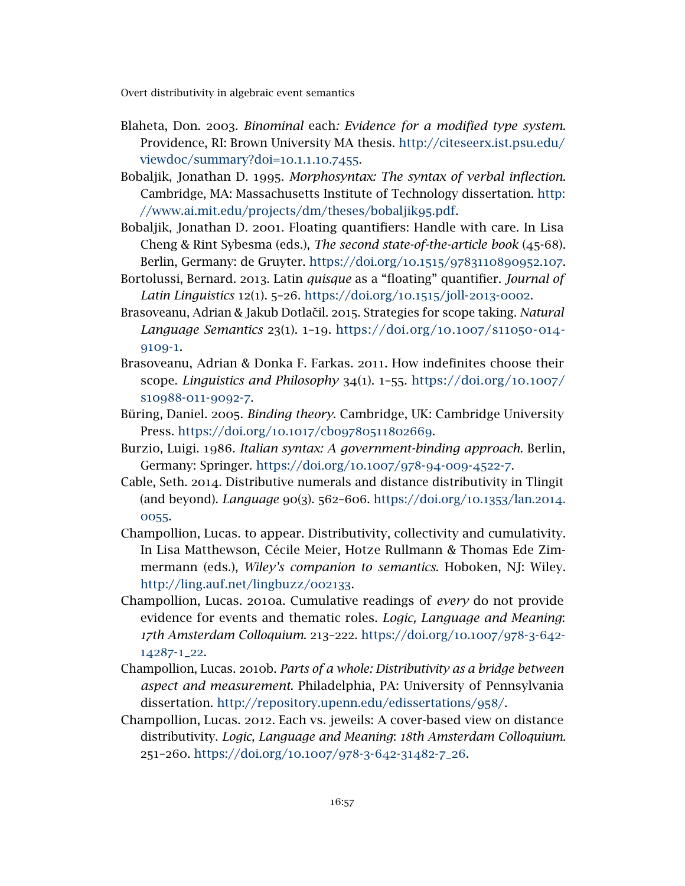Blaheta, Don. 2003. *Binominal* each*: Evidence for a modified type system*. Providence, RI: Brown University MA thesis. http://citeseerx.ist.psu.edu/viewdoc/summary?doi=10.1.1.10.7455.

Bobaljik, Jonathan D. 1995. *Morphosyntax: The syntax of verbal inflection*. Cambridge, MA: Massachusetts Institute of Technology dissertation. http://www.ai.mit.edu/projects/dm/theses/bobaljik95.pdf.

Bobaljik, Jonathan D. 2001. Floating quantifiers: Handle with care. In Lisa Cheng & Rint Sybesma (eds.), *The second state-of-the-article book* (45-68). Berlin, Germany: de Gruyter. https://doi.org/10.1515/9783110890952.107.

Bortolussi, Bernard. 2013. Latin *quisque* as a "floating" quantifier. *Journal of Latin Linguistics* 12(1). 5–26. https://doi.org/10.1515/joll-2013-0002.

Brasoveanu, Adrian & Jakub Dotlačil. 2015. Strategies for scope taking. *Natural Language Semantics* 23(1). 1–19. https://doi.org/10.1007/s11050-014-9109-1.

Brasoveanu, Adrian & Donka F. Farkas. 2011. How indefinites choose their scope. *Linguistics and Philosophy* 34(1). 1–55. https://doi.org/10.1007/s10988-011-9092-7.

Büring, Daniel. 2005. *Binding theory*. Cambridge, UK: Cambridge University Press. https://doi.org/10.1017/cbo9780511802669.

Burzio, Luigi. 1986. *Italian syntax: A government-binding approach*. Berlin, Germany: Springer. https://doi.org/10.1007/978-94-009-4522-7.

Cable, Seth. 2014. Distributive numerals and distance distributivity in Tlingit (and beyond). *Language* 90(3). 562–606. https://doi.org/10.1353/lan.2014.0055.

Champollion, Lucas. to appear. Distributivity, collectivity and cumulativity. In Lisa Matthewson, Cécile Meier, Hotze Rullmann & Thomas Ede Zimmermann (eds.), *Wiley's companion to semantics*. Hoboken, NJ: Wiley. http://ling.auf.net/lingbuzz/002133.

Champollion, Lucas. 2010a. Cumulative readings of *every* do not provide evidence for events and thematic roles. *Logic, Language and Meaning: 17th Amsterdam Colloquium*. 213–222. https://doi.org/10.1007/978-3-642-14287-1_22.

Champollion, Lucas. 2010b. *Parts of a whole: Distributivity as a bridge between aspect and measurement*. Philadelphia, PA: University of Pennsylvania dissertation. http://repository.upenn.edu/edissertations/958/.

Champollion, Lucas. 2012. Each vs. jeweils: A cover-based view on distance distributivity. *Logic, Language and Meaning: 18th Amsterdam Colloquium*. 251–260. https://doi.org/10.1007/978-3-642-31482-7_26.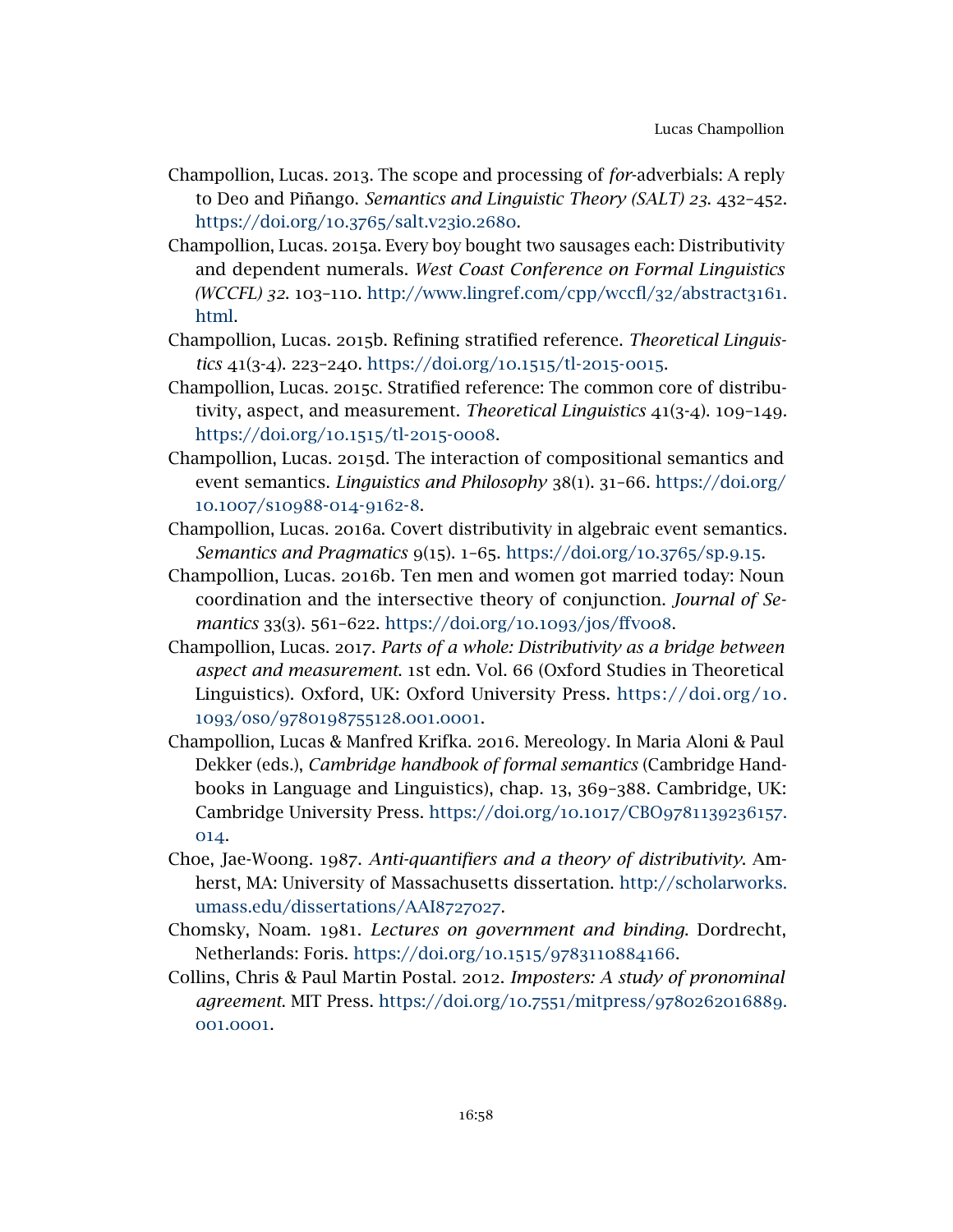Champollion, Lucas. 2013. The scope and processing of *for*-adverbials: A reply to Deo and Piñango. *Semantics and Linguistic Theory (SALT) 23*. 432–452. https://doi.org/10.3765/salt.v23i0.2680.

Champollion, Lucas. 2015a. Every boy bought two sausages each: Distributivity and dependent numerals. *West Coast Conference on Formal Linguistics (WCCFL) 32*. 103–110. http://www.lingref.com/cpp/wccfl/32/abstract3161.html.

Champollion, Lucas. 2015b. Refining stratified reference. *Theoretical Linguistics* 41(3-4). 223–240. https://doi.org/10.1515/tl-2015-0015.

Champollion, Lucas. 2015c. Stratified reference: The common core of distributivity, aspect, and measurement. *Theoretical Linguistics* 41(3-4). 109–149. https://doi.org/10.1515/tl-2015-0008.

Champollion, Lucas. 2015d. The interaction of compositional semantics and event semantics. *Linguistics and Philosophy* 38(1). 31–66. https://doi.org/10.1007/s10988-014-9162-8.

Champollion, Lucas. 2016a. Covert distributivity in algebraic event semantics. *Semantics and Pragmatics* 9(15). 1–65. https://doi.org/10.3765/sp.9.15.

Champollion, Lucas. 2016b. Ten men and women got married today: Noun coordination and the intersective theory of conjunction. *Journal of Semantics* 33(3). 561–622. https://doi.org/10.1093/jos/ffv008.

Champollion, Lucas. 2017. *Parts of a whole: Distributivity as a bridge between aspect and measurement*. 1st edn. Vol. 66 (Oxford Studies in Theoretical Linguistics). Oxford, UK: Oxford University Press. https://doi.org/10.1093/oso/9780198755128.001.0001.

Champollion, Lucas & Manfred Krifka. 2016. Mereology. In Maria Aloni & Paul Dekker (eds.), *Cambridge handbook of formal semantics* (Cambridge Handbooks in Language and Linguistics), chap. 13, 369–388. Cambridge, UK: Cambridge University Press. https://doi.org/10.1017/CBO9781139236157.014.

Choe, Jae-Woong. 1987. *Anti-quantifiers and a theory of distributivity*. Amherst, MA: University of Massachusetts dissertation. http://scholarworks.umass.edu/dissertations/AAI8727027.

Chomsky, Noam. 1981. *Lectures on government and binding*. Dordrecht, Netherlands: Foris. https://doi.org/10.1515/9783110884166.

Collins, Chris & Paul Martin Postal. 2012. *Imposters: A study of pronominal agreement*. MIT Press. https://doi.org/10.7551/mitpress/9780262016889.001.0001.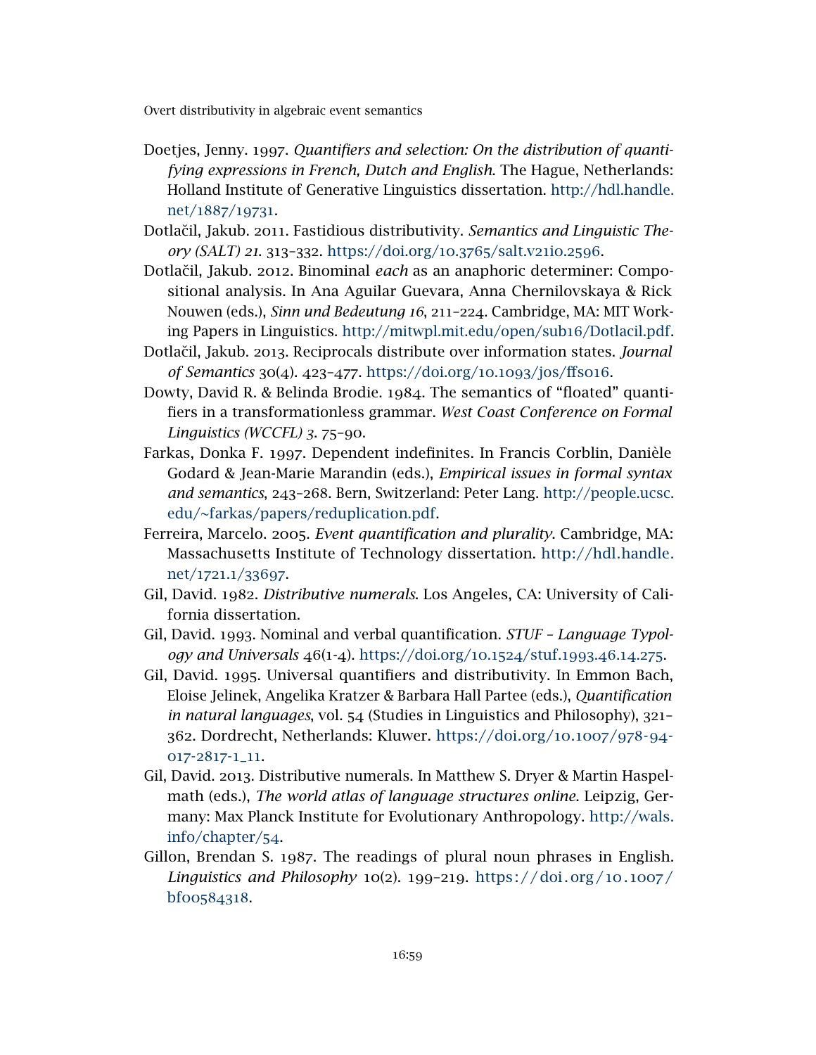Doetjes, Jenny. 1997. *Quantifiers and selection: On the distribution of quantifying expressions in French, Dutch and English*. The Hague, Netherlands: Holland Institute of Generative Linguistics dissertation. http://hdl.handle.net/1887/19731.

Dotlačil, Jakub. 2011. Fastidious distributivity. *Semantics and Linguistic Theory (SALT) 21*. 313–332. https://doi.org/10.3765/salt.v21i0.2596.

Dotlačil, Jakub. 2012. Binominal *each* as an anaphoric determiner: Compositional analysis. In Ana Aguilar Guevara, Anna Chernilovskaya & Rick Nouwen (eds.), *Sinn und Bedeutung 16*, 211–224. Cambridge, MA: MIT Working Papers in Linguistics. http://mitwpl.mit.edu/open/sub16/Dotlacil.pdf.

Dotlačil, Jakub. 2013. Reciprocals distribute over information states. *Journal of Semantics* 30(4). 423–477. https://doi.org/10.1093/jos/ffs016.

Dowty, David R. & Belinda Brodie. 1984. The semantics of "floated" quantifiers in a transformationless grammar. *West Coast Conference on Formal Linguistics (WCCFL) 3*. 75–90.

Farkas, Donka F. 1997. Dependent indefinites. In Francis Corblin, Danièle Godard & Jean-Marie Marandin (eds.), *Empirical issues in formal syntax and semantics*, 243–268. Bern, Switzerland: Peter Lang. http://people.ucsc.edu/~farkas/papers/reduplication.pdf.

Ferreira, Marcelo. 2005. *Event quantification and plurality*. Cambridge, MA: Massachusetts Institute of Technology dissertation. http://hdl.handle.net/1721.1/33697.

Gil, David. 1982. *Distributive numerals*. Los Angeles, CA: University of California dissertation.

Gil, David. 1993. Nominal and verbal quantification. *STUF – Language Typology and Universals* 46(1-4). https://doi.org/10.1524/stuf.1993.46.14.275.

Gil, David. 1995. Universal quantifiers and distributivity. In Emmon Bach, Eloise Jelinek, Angelika Kratzer & Barbara Hall Partee (eds.), *Quantification in natural languages*, vol. 54 (Studies in Linguistics and Philosophy), 321–362. Dordrecht, Netherlands: Kluwer. https://doi.org/10.1007/978-94-017-2817-1_11.

Gil, David. 2013. Distributive numerals. In Matthew S. Dryer & Martin Haspelmath (eds.), *The world atlas of language structures online*. Leipzig, Germany: Max Planck Institute for Evolutionary Anthropology. http://wals.info/chapter/54.

Gillon, Brendan S. 1987. The readings of plural noun phrases in English. *Linguistics and Philosophy* 10(2). 199–219. https://doi.org/10.1007/bf00584318.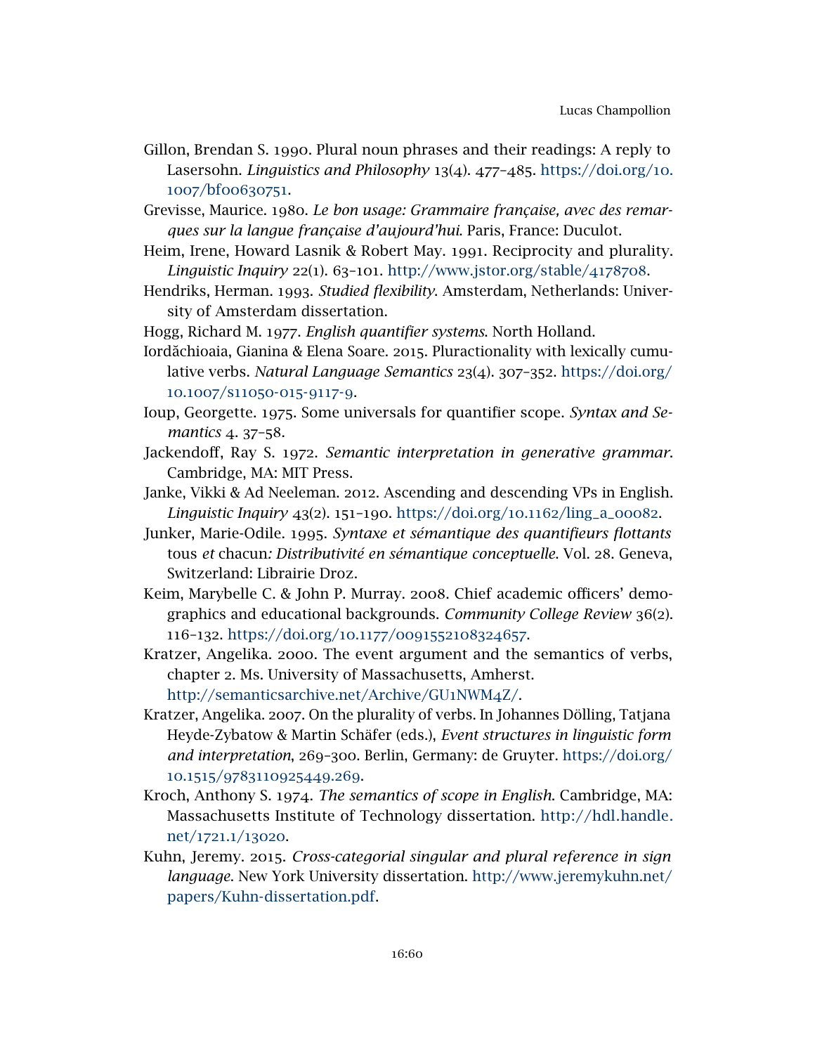Gillon, Brendan S. 1990. Plural noun phrases and their readings: A reply to Lasersohn. *Linguistics and Philosophy* 13(4). 477–485. https://doi.org/10.1007/bf00630751.

Grevisse, Maurice. 1980. *Le bon usage: Grammaire française, avec des remarques sur la langue française d'aujourd'hui*. Paris, France: Duculot.

Heim, Irene, Howard Lasnik & Robert May. 1991. Reciprocity and plurality. *Linguistic Inquiry* 22(1). 63–101. http://www.jstor.org/stable/4178708.

Hendriks, Herman. 1993. *Studied flexibility*. Amsterdam, Netherlands: University of Amsterdam dissertation.

Hogg, Richard M. 1977. *English quantifier systems*. North Holland.

Iordăchioaia, Gianina & Elena Soare. 2015. Pluractionality with lexically cumulative verbs. *Natural Language Semantics* 23(4). 307–352. https://doi.org/10.1007/s11050-015-9117-9.

Ioup, Georgette. 1975. Some universals for quantifier scope. *Syntax and Semantics* 4. 37–58.

Jackendoff, Ray S. 1972. *Semantic interpretation in generative grammar*. Cambridge, MA: MIT Press.

Janke, Vikki & Ad Neeleman. 2012. Ascending and descending VPs in English. *Linguistic Inquiry* 43(2). 151–190. https://doi.org/10.1162/ling_a_00082.

Junker, Marie-Odile. 1995. *Syntaxe et sémantique des quantifieurs flottants* tous *et* chacun*: Distributivité en sémantique conceptuelle*. Vol. 28. Geneva, Switzerland: Librairie Droz.

Keim, Marybelle C. & John P. Murray. 2008. Chief academic officers' demographics and educational backgrounds. *Community College Review* 36(2). 116–132. https://doi.org/10.1177/0091552108324657.

Kratzer, Angelika. 2000. The event argument and the semantics of verbs, chapter 2. Ms. University of Massachusetts, Amherst. http://semanticsarchive.net/Archive/GU1NWM4Z/.

Kratzer, Angelika. 2007. On the plurality of verbs. In Johannes Dölling, Tatjana Heyde-Zybatow & Martin Schäfer (eds.), *Event structures in linguistic form and interpretation*, 269–300. Berlin, Germany: de Gruyter. https://doi.org/10.1515/9783110925449.269.

Kroch, Anthony S. 1974. *The semantics of scope in English*. Cambridge, MA: Massachusetts Institute of Technology dissertation. http://hdl.handle.net/1721.1/13020.

Kuhn, Jeremy. 2015. *Cross-categorial singular and plural reference in sign language*. New York University dissertation. http://www.jeremykuhn.net/papers/Kuhn-dissertation.pdf.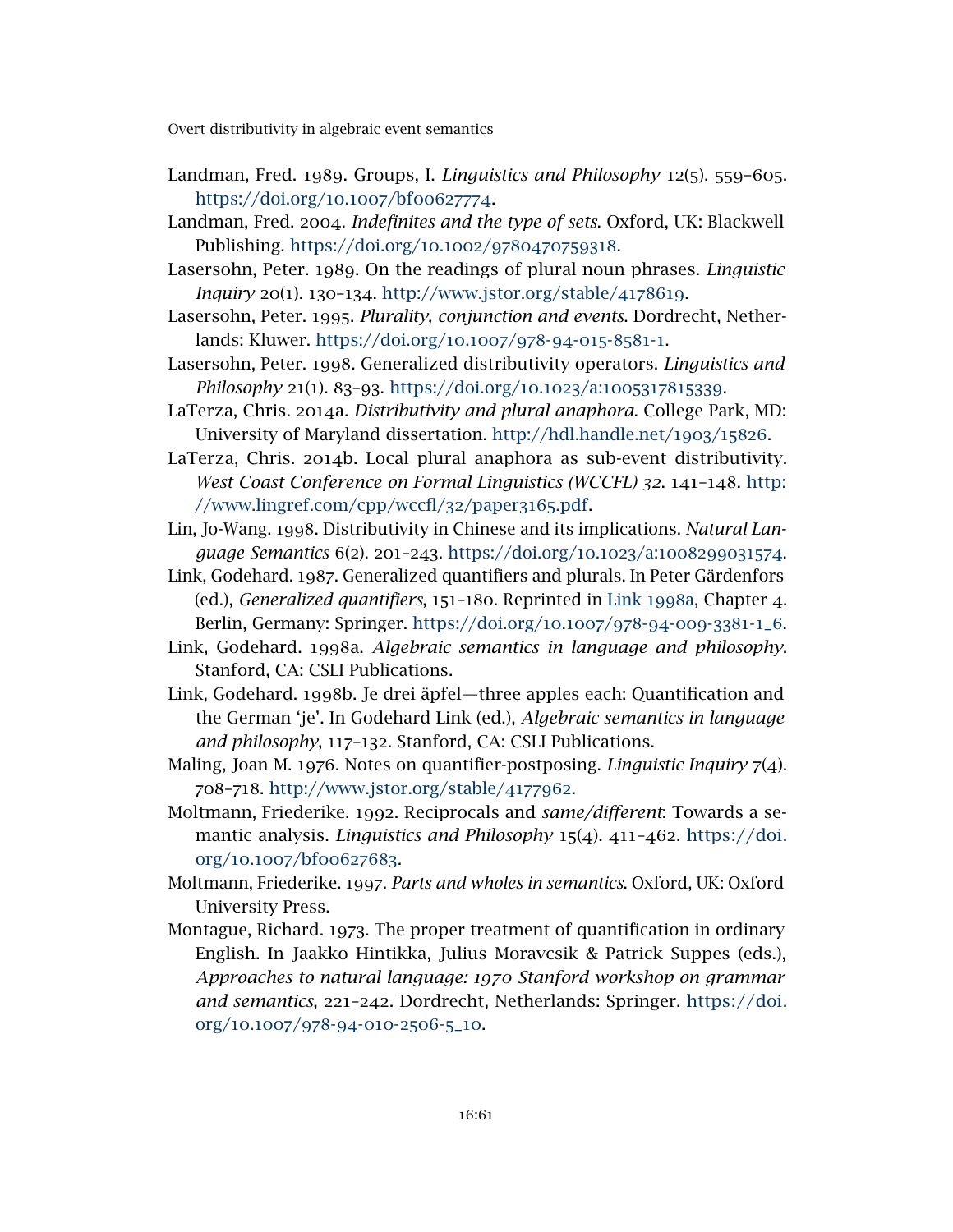Landman, Fred. 1989. Groups, I. *Linguistics and Philosophy* 12(5). 559–605. https://doi.org/10.1007/bf00627774.

Landman, Fred. 2004. *Indefinites and the type of sets*. Oxford, UK: Blackwell Publishing. https://doi.org/10.1002/9780470759318.

Lasersohn, Peter. 1989. On the readings of plural noun phrases. *Linguistic Inquiry* 20(1). 130–134. http://www.jstor.org/stable/4178619.

Lasersohn, Peter. 1995. *Plurality, conjunction and events*. Dordrecht, Netherlands: Kluwer. https://doi.org/10.1007/978-94-015-8581-1.

Lasersohn, Peter. 1998. Generalized distributivity operators. *Linguistics and Philosophy* 21(1). 83–93. https://doi.org/10.1023/a:1005317815339.

LaTerza, Chris. 2014a. *Distributivity and plural anaphora*. College Park, MD: University of Maryland dissertation. http://hdl.handle.net/1903/15826.

LaTerza, Chris. 2014b. Local plural anaphora as sub-event distributivity. *West Coast Conference on Formal Linguistics (WCCFL) 32*. 141–148. http://www.lingref.com/cpp/wccfl/32/paper3165.pdf.

Lin, Jo-Wang. 1998. Distributivity in Chinese and its implications. *Natural Language Semantics* 6(2). 201–243. https://doi.org/10.1023/a:1008299031574.

Link, Godehard. 1987. Generalized quantifiers and plurals. In Peter Gärdenfors (ed.), *Generalized quantifiers*, 151–180. Reprinted in Link 1998a, Chapter 4. Berlin, Germany: Springer. https://doi.org/10.1007/978-94-009-3381-1_6.

Link, Godehard. 1998a. *Algebraic semantics in language and philosophy*. Stanford, CA: CSLI Publications.

Link, Godehard. 1998b. Je drei äpfel—three apples each: Quantification and the German 'je'. In Godehard Link (ed.), *Algebraic semantics in language and philosophy*, 117–132. Stanford, CA: CSLI Publications.

Maling, Joan M. 1976. Notes on quantifier-postposing. *Linguistic Inquiry* 7(4). 708–718. http://www.jstor.org/stable/4177962.

Moltmann, Friederike. 1992. Reciprocals and *same/different*: Towards a semantic analysis. *Linguistics and Philosophy* 15(4). 411–462. https://doi.org/10.1007/bf00627683.

Moltmann, Friederike. 1997. *Parts and wholes in semantics*. Oxford, UK: Oxford University Press.

Montague, Richard. 1973. The proper treatment of quantification in ordinary English. In Jaakko Hintikka, Julius Moravcsik & Patrick Suppes (eds.), *Approaches to natural language: 1970 Stanford workshop on grammar and semantics*, 221–242. Dordrecht, Netherlands: Springer. https://doi.org/10.1007/978-94-010-2506-5_10.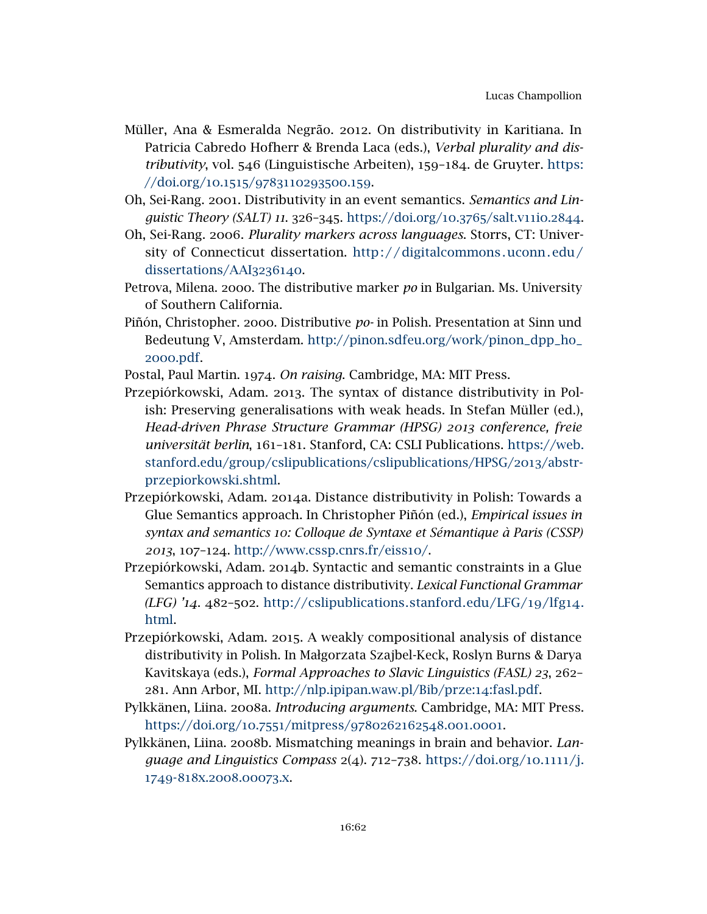Müller, Ana & Esmeralda Negrão. 2012. On distributivity in Karitiana. In Patricia Cabredo Hofherr & Brenda Laca (eds.), *Verbal plurality and distributivity*, vol. 546 (Linguistische Arbeiten), 159–184. de Gruyter. https://doi.org/10.1515/9783110293500.159.

Oh, Sei-Rang. 2001. Distributivity in an event semantics. *Semantics and Linguistic Theory (SALT) 11*. 326–345. https://doi.org/10.3765/salt.v11i0.2844.

Oh, Sei-Rang. 2006. *Plurality markers across languages*. Storrs, CT: University of Connecticut dissertation. http://digitalcommons.uconn.edu/dissertations/AAI3236140.

Petrova, Milena. 2000. The distributive marker *po* in Bulgarian. Ms. University of Southern California.

Piñón, Christopher. 2000. Distributive *po-* in Polish. Presentation at Sinn und Bedeutung V, Amsterdam. http://pinon.sdfeu.org/work/pinon_dpp_ho_2000.pdf.

Postal, Paul Martin. 1974. *On raising*. Cambridge, MA: MIT Press.

Przepiórkowski, Adam. 2013. The syntax of distance distributivity in Polish: Preserving generalisations with weak heads. In Stefan Müller (ed.), *Head-driven Phrase Structure Grammar (HPSG) 2013 conference, freie universität berlin*, 161–181. Stanford, CA: CSLI Publications. https://web.stanford.edu/group/cslipublications/cslipublications/HPSG/2013/abstr-przepiorkowski.shtml.

Przepiórkowski, Adam. 2014a. Distance distributivity in Polish: Towards a Glue Semantics approach. In Christopher Piñón (ed.), *Empirical issues in syntax and semantics 10: Colloque de Syntaxe et Sémantique à Paris (CSSP) 2013*, 107–124. http://www.cssp.cnrs.fr/eiss10/.

Przepiórkowski, Adam. 2014b. Syntactic and semantic constraints in a Glue Semantics approach to distance distributivity. *Lexical Functional Grammar (LFG) '14*. 482–502. http://cslipublications.stanford.edu/LFG/19/lfg14.html.

Przepiórkowski, Adam. 2015. A weakly compositional analysis of distance distributivity in Polish. In Małgorzata Szajbel-Keck, Roslyn Burns & Darya Kavitskaya (eds.), *Formal Approaches to Slavic Linguistics (FASL) 23*, 262–281. Ann Arbor, MI. http://nlp.ipipan.waw.pl/Bib/prze:14:fasl.pdf.

Pylkkänen, Liina. 2008a. *Introducing arguments*. Cambridge, MA: MIT Press. https://doi.org/10.7551/mitpress/9780262162548.001.0001.

Pylkkänen, Liina. 2008b. Mismatching meanings in brain and behavior. *Language and Linguistics Compass* 2(4). 712–738. https://doi.org/10.1111/j.1749-818X.2008.00073.x.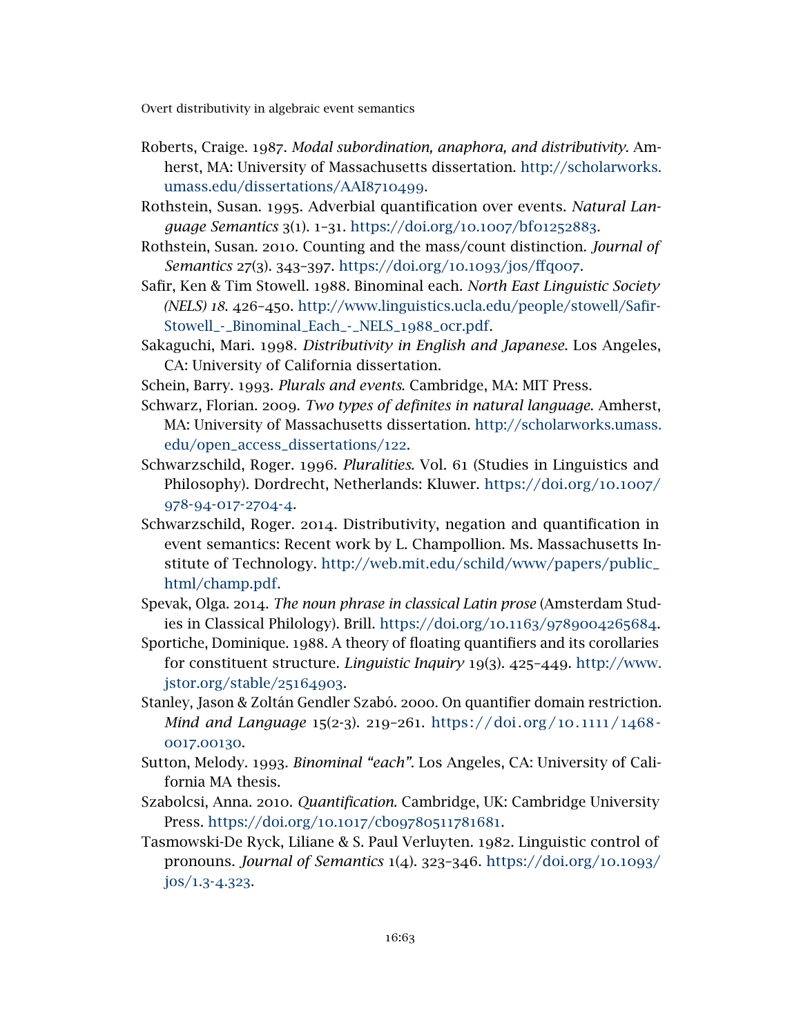Roberts, Craige. 1987. *Modal subordination, anaphora, and distributivity*. Amherst, MA: University of Massachusetts dissertation. http://scholarworks.umass.edu/dissertations/AAI8710499.

Rothstein, Susan. 1995. Adverbial quantification over events. *Natural Language Semantics* 3(1). 1–31. https://doi.org/10.1007/bf01252883.

Rothstein, Susan. 2010. Counting and the mass/count distinction. *Journal of Semantics* 27(3). 343–397. https://doi.org/10.1093/jos/ffq007.

Safir, Ken & Tim Stowell. 1988. Binominal each. *North East Linguistic Society (NELS) 18*. 426–450. http://www.linguistics.ucla.edu/people/stowell/Safir-Stowell_-_Binominal_Each_-_NELS_1988_ocr.pdf.

Sakaguchi, Mari. 1998. *Distributivity in English and Japanese*. Los Angeles, CA: University of California dissertation.

Schein, Barry. 1993. *Plurals and events*. Cambridge, MA: MIT Press.

Schwarz, Florian. 2009. *Two types of definites in natural language*. Amherst, MA: University of Massachusetts dissertation. http://scholarworks.umass.edu/open_access_dissertations/122.

Schwarzschild, Roger. 1996. *Pluralities*. Vol. 61 (Studies in Linguistics and Philosophy). Dordrecht, Netherlands: Kluwer. https://doi.org/10.1007/978-94-017-2704-4.

Schwarzschild, Roger. 2014. Distributivity, negation and quantification in event semantics: Recent work by L. Champollion. Ms. Massachusetts Institute of Technology. http://web.mit.edu/schild/www/papers/public_html/champ.pdf.

Spevak, Olga. 2014. *The noun phrase in classical Latin prose* (Amsterdam Studies in Classical Philology). Brill. https://doi.org/10.1163/9789004265684.

Sportiche, Dominique. 1988. A theory of floating quantifiers and its corollaries for constituent structure. *Linguistic Inquiry* 19(3). 425–449. http://www.jstor.org/stable/25164903.

Stanley, Jason & Zoltán Gendler Szabó. 2000. On quantifier domain restriction. *Mind and Language* 15(2-3). 219–261. https://doi.org/10.1111/1468-0017.00130.

Sutton, Melody. 1993. *Binominal "each"*. Los Angeles, CA: University of California MA thesis.

Szabolcsi, Anna. 2010. *Quantification*. Cambridge, UK: Cambridge University Press. https://doi.org/10.1017/cbo9780511781681.

Tasmowski-De Ryck, Liliane & S. Paul Verluyten. 1982. Linguistic control of pronouns. *Journal of Semantics* 1(4). 323–346. https://doi.org/10.1093/jos/1.3-4.323.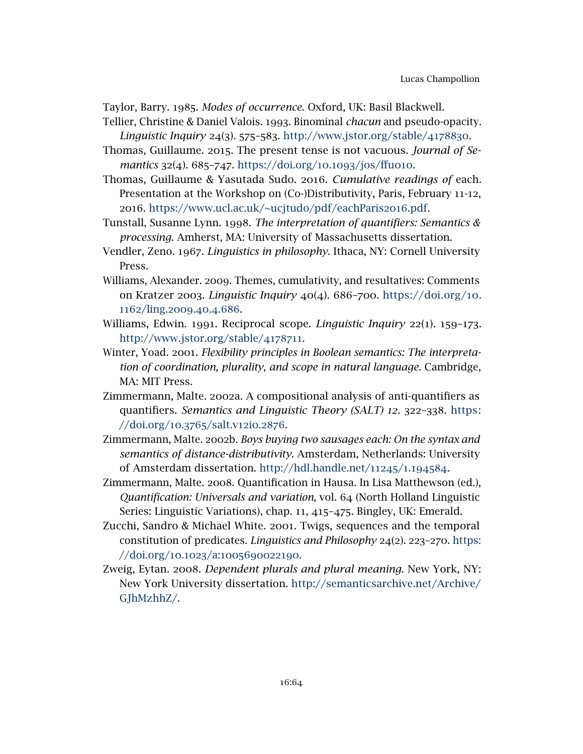Taylor, Barry. 1985. *Modes of occurrence*. Oxford, UK: Basil Blackwell.

Tellier, Christine & Daniel Valois. 1993. Binominal *chacun* and pseudo-opacity. *Linguistic Inquiry* 24(3). 575–583. http://www.jstor.org/stable/4178830.

Thomas, Guillaume. 2015. The present tense is not vacuous. *Journal of Semantics* 32(4). 685–747. https://doi.org/10.1093/jos/ffu010.

Thomas, Guillaume & Yasutada Sudo. 2016. *Cumulative readings of* each. Presentation at the Workshop on (Co-)Distributivity, Paris, February 11-12, 2016. https://www.ucl.ac.uk/~ucjtudo/pdf/eachParis2016.pdf.

Tunstall, Susanne Lynn. 1998. *The interpretation of quantifiers: Semantics & processing*. Amherst, MA: University of Massachusetts dissertation.

Vendler, Zeno. 1967. *Linguistics in philosophy*. Ithaca, NY: Cornell University Press.

Williams, Alexander. 2009. Themes, cumulativity, and resultatives: Comments on Kratzer 2003. *Linguistic Inquiry* 40(4). 686–700. https://doi.org/10.1162/ling.2009.40.4.686.

Williams, Edwin. 1991. Reciprocal scope. *Linguistic Inquiry* 22(1). 159–173. http://www.jstor.org/stable/4178711.

Winter, Yoad. 2001. *Flexibility principles in Boolean semantics: The interpretation of coordination, plurality, and scope in natural language*. Cambridge, MA: MIT Press.

Zimmermann, Malte. 2002a. A compositional analysis of anti-quantifiers as quantifiers. *Semantics and Linguistic Theory (SALT) 12*. 322–338. https://doi.org/10.3765/salt.v12i0.2876.

Zimmermann, Malte. 2002b. *Boys buying two sausages each: On the syntax and semantics of distance-distributivity*. Amsterdam, Netherlands: University of Amsterdam dissertation. http://hdl.handle.net/11245/1.194584.

Zimmermann, Malte. 2008. Quantification in Hausa. In Lisa Matthewson (ed.), *Quantification: Universals and variation*, vol. 64 (North Holland Linguistic Series: Linguistic Variations), chap. 11, 415–475. Bingley, UK: Emerald.

Zucchi, Sandro & Michael White. 2001. Twigs, sequences and the temporal constitution of predicates. *Linguistics and Philosophy* 24(2). 223–270. https://doi.org/10.1023/a:1005690022190.

Zweig, Eytan. 2008. *Dependent plurals and plural meaning*. New York, NY: New York University dissertation. http://semanticsarchive.net/Archive/GJhMzhhZ/.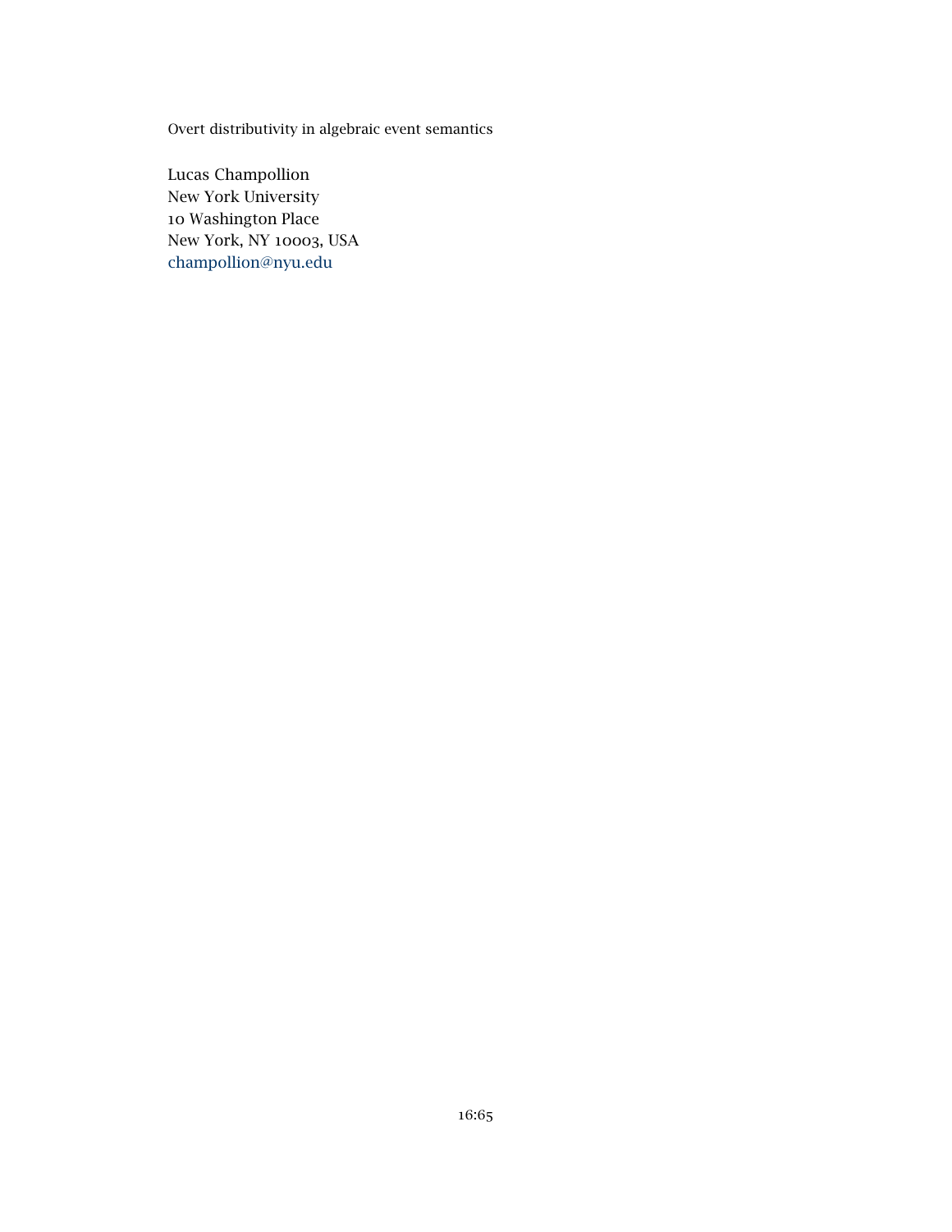Overt distributivity in algebraic event semantics

Lucas Champollion
New York University
10 Washington Place
New York, NY 10003, USA
champollion@nyu.edu